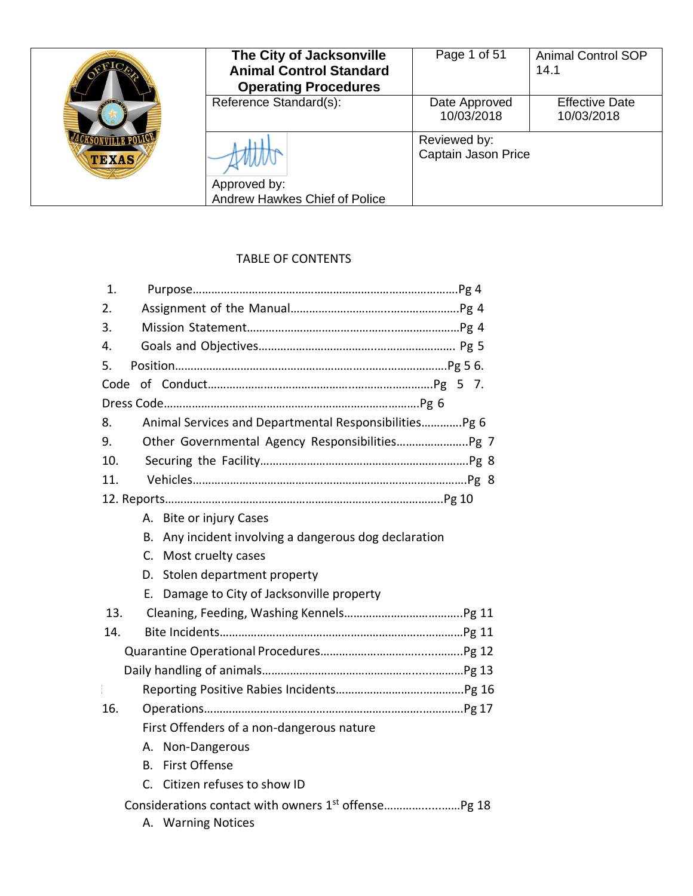| | The City of Jacksonville Animal Control Standard Operating Procedures | Page 1 of 51 | Animal Control SOP 14.1 |
|---|---|---|---|
| | Reference Standard(s): | Date Approved 10/03/2018 | Effective Date 10/03/2018 |
| | Approved by: Andrew Hawkes Chief of Police | Reviewed by: Captain Jason Price | |

TABLE OF CONTENTS

1. Purpose……………………………………………………………………………Pg 4
2. Assignment of the Manual…………………………………………………Pg 4
3. Mission Statement………………………………………………………………Pg 4
4. Goals and Objectives…………………………………………………………… Pg 5
5. Position………………………………………………………………………………Pg 5
6. Code of Conduct………………………………………………………………Pg 5
7. Dress Code……………………………………………………………………………Pg 6
8. Animal Services and Departmental Responsibilities…………Pg 6
9. Other Governmental Agency Responsibilities…………………..Pg 7
10. Securing the Facility……………………………………………………………Pg 8
11. Vehicles……………………………………………………………………………Pg 8
12. Reports……………………………………………………………………………Pg 10
    - A. Bite or injury Cases
    - B. Any incident involving a dangerous dog declaration
    - C. Most cruelty cases
    - D. Stolen department property
    - E. Damage to City of Jacksonville property
13. Cleaning, Feeding, Washing Kennels………………………………Pg 11
14. Bite Incidents……………………………………………………………………Pg 11
    - Quarantine Operational Procedures……………………………………Pg 12
    - Daily handling of animals………………………………………………………Pg 13
    - Reporting Positive Rabies Incidents…………………………………Pg 16
16. Operations………………………………………………………………………Pg 17
    - First Offenders of a non-dangerous nature
      - A. Non-Dangerous
      - B. First Offense
      - C. Citizen refuses to show ID
    - Considerations contact with owners 1st offense…………………Pg 18
      - A. Warning Notices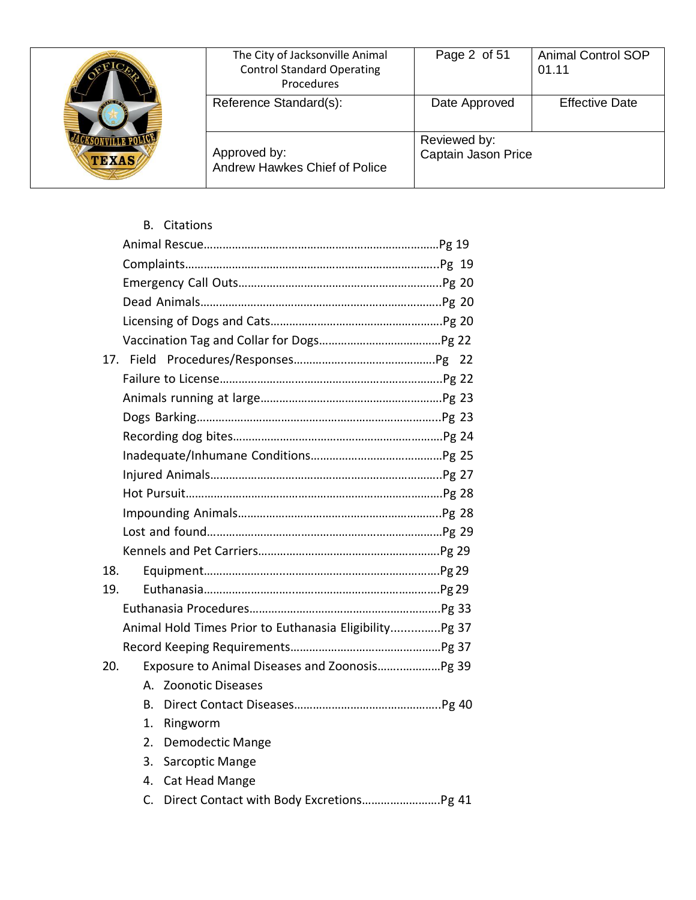B. Citations

Animal Rescue……………………………………………………………………Pg 19

Complaints……………………………………………………………………..Pg 19

Emergency Call Outs……………………………………………………….Pg 20

Dead Animals…………………………………………………………………..Pg 20

Licensing of Dogs and Cats………………………………………………Pg 20

Vaccination Tag and Collar for Dogs…………………………………Pg 22

17. Field Procedures/Responses……………………………………….Pg 22

Failure to License……………………………………………………………..Pg 22

Animals running at large…………………………………………………..Pg 23

Dogs Barking……………………………………………………………………Pg 23

Recording dog bites………………………………………………………….Pg 24

Inadequate/Inhumane Conditions…………………………………….Pg 25

Injured Animals………………………………………………………………..Pg 27

Hot Pursuit………………………………………………………………………Pg 28

Impounding Animals………………………………………………………..Pg 28

Lost and found…………………………………………………………………Pg 29

Kennels and Pet Carriers…………………………………………………..Pg 29

18. Equipment…………………………………………………………………Pg 29

19. Euthanasia………………………………………………………………….Pg 29

Euthanasia Procedures…………………………………………………….Pg 33

Animal Hold Times Prior to Euthanasia Eligibility……………Pg 37

Record Keeping Requirements…………………………………………Pg 37

20. Exposure to Animal Diseases and Zoonosis…………………Pg 39

A. Zoonotic Diseases

B. Direct Contact Diseases………………………………………………Pg 40

1. Ringworm
2. Demodectic Mange
3. Sarcoptic Mange
4. Cat Head Mange

C. Direct Contact with Body Excretions……………………Pg 41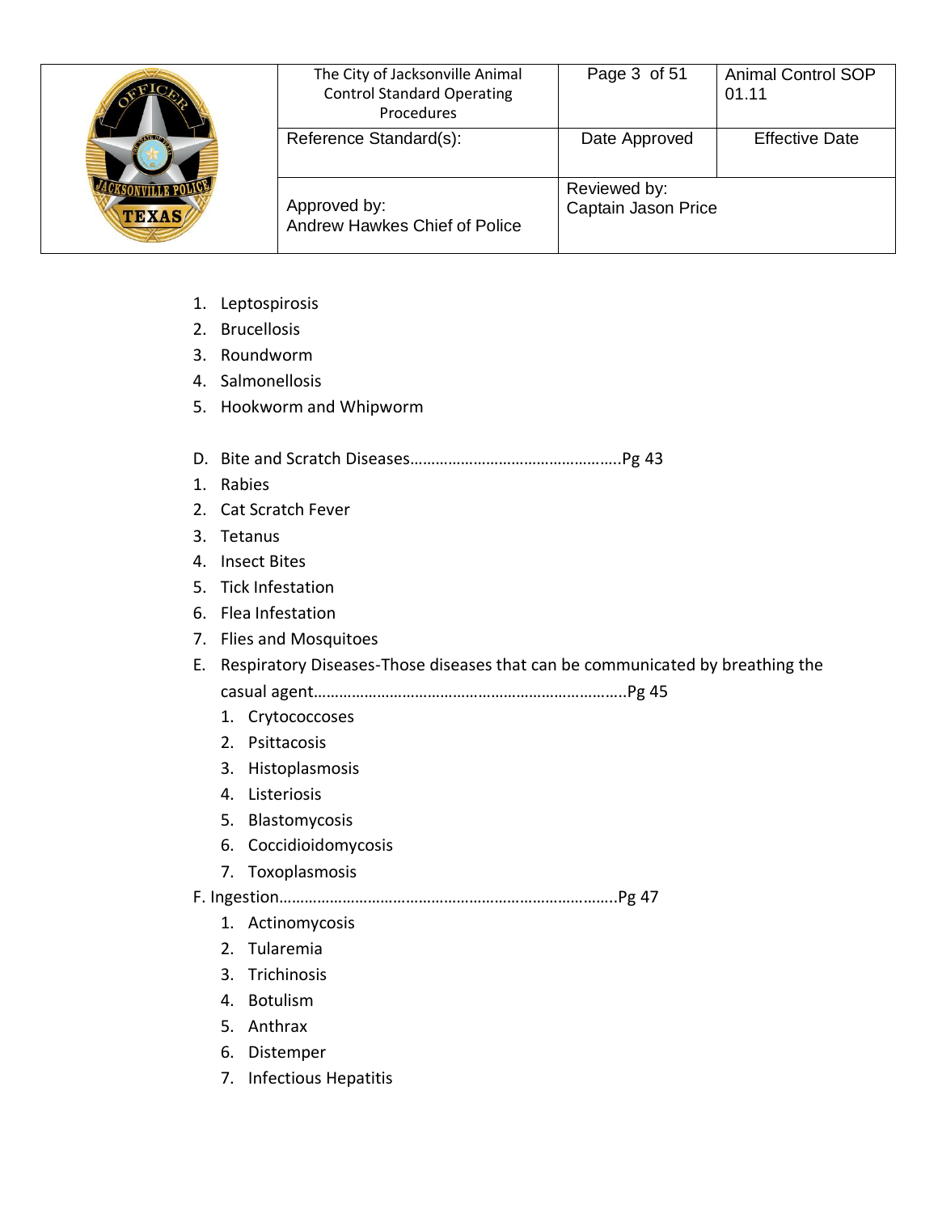1. Leptospirosis
2. Brucellosis
3. Roundworm
4. Salmonellosis
5. Hookworm and Whipworm

D. Bite and Scratch Diseases…………………………………………..Pg 43

1. Rabies
2. Cat Scratch Fever
3. Tetanus
4. Insect Bites
5. Tick Infestation
6. Flea Infestation
7. Flies and Mosquitoes

E. Respiratory Diseases-Those diseases that can be communicated by breathing the casual agent………………………………………………………………..Pg 45

   1. Crytococcoses
   2. Psittacosis
   3. Histoplasmosis
   4. Listeriosis
   5. Blastomycosis
   6. Coccidioidomycosis
   7. Toxoplasmosis

F. Ingestion…………………………………………………………………..Pg 47

   1. Actinomycosis
   2. Tularemia
   3. Trichinosis
   4. Botulism
   5. Anthrax
   6. Distemper
   7. Infectious Hepatitis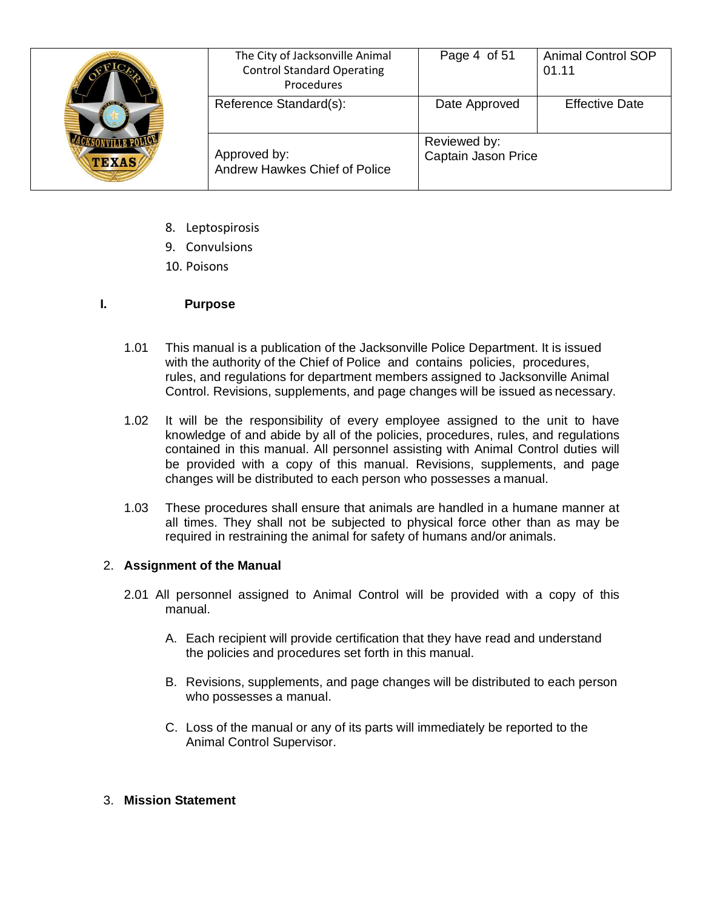8. Leptospirosis
9. Convulsions
10. Poisons

## I. Purpose

1.01 This manual is a publication of the Jacksonville Police Department. It is issued with the authority of the Chief of Police and contains policies, procedures, rules, and regulations for department members assigned to Jacksonville Animal Control. Revisions, supplements, and page changes will be issued as necessary.

1.02 It will be the responsibility of every employee assigned to the unit to have knowledge of and abide by all of the policies, procedures, rules, and regulations contained in this manual. All personnel assisting with Animal Control duties will be provided with a copy of this manual. Revisions, supplements, and page changes will be distributed to each person who possesses a manual.

1.03 These procedures shall ensure that animals are handled in a humane manner at all times. They shall not be subjected to physical force other than as may be required in restraining the animal for safety of humans and/or animals.

## 2. Assignment of the Manual

2.01 All personnel assigned to Animal Control will be provided with a copy of this manual.

A. Each recipient will provide certification that they have read and understand the policies and procedures set forth in this manual.

B. Revisions, supplements, and page changes will be distributed to each person who possesses a manual.

C. Loss of the manual or any of its parts will immediately be reported to the Animal Control Supervisor.

## 3. Mission Statement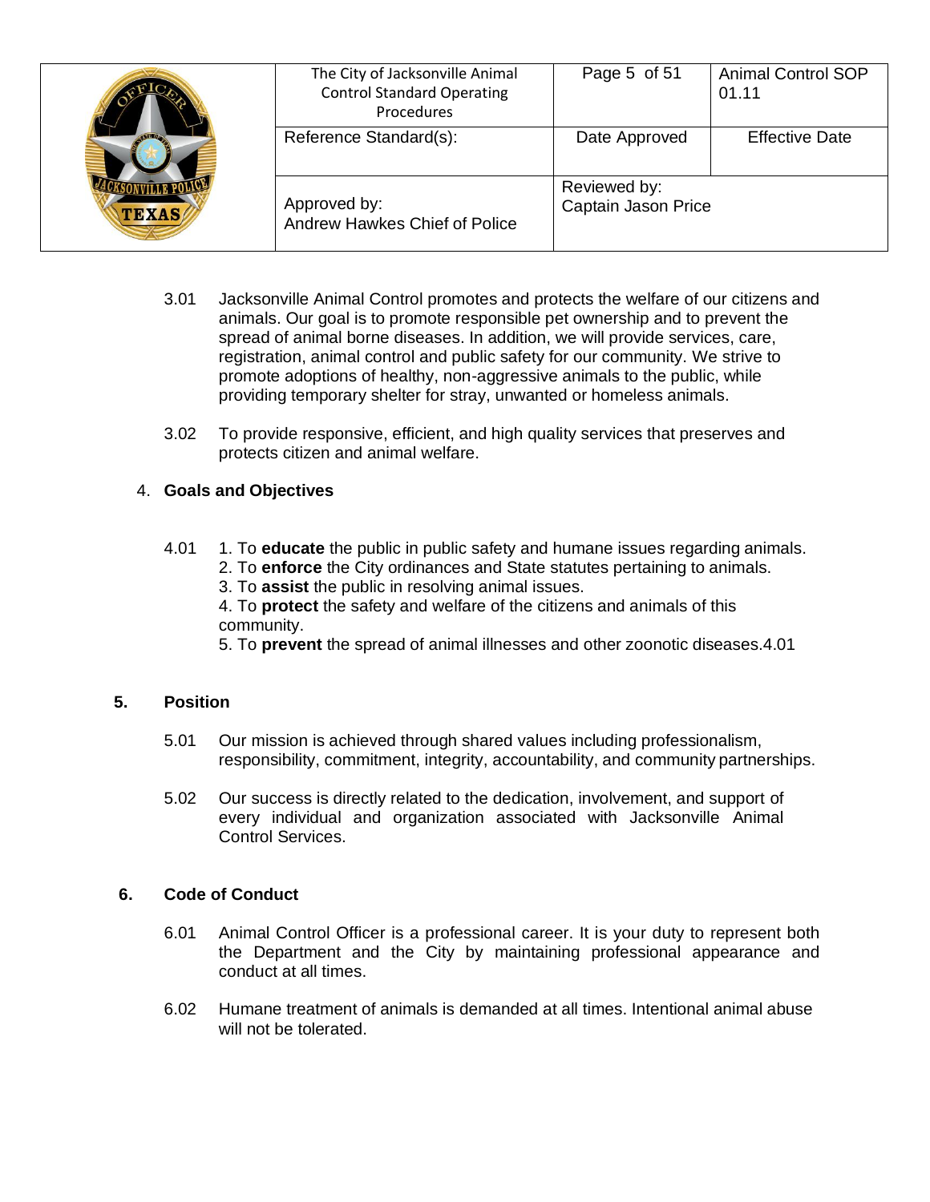3.01 Jacksonville Animal Control promotes and protects the welfare of our citizens and animals. Our goal is to promote responsible pet ownership and to prevent the spread of animal borne diseases. In addition, we will provide services, care, registration, animal control and public safety for our community. We strive to promote adoptions of healthy, non-aggressive animals to the public, while providing temporary shelter for stray, unwanted or homeless animals.

3.02 To provide responsive, efficient, and high quality services that preserves and protects citizen and animal welfare.

## 4. Goals and Objectives

4.01 1. To **educate** the public in public safety and humane issues regarding animals.
2. To **enforce** the City ordinances and State statutes pertaining to animals.
3. To **assist** the public in resolving animal issues.
4. To **protect** the safety and welfare of the citizens and animals of this community.
5. To **prevent** the spread of animal illnesses and other zoonotic diseases.4.01

## 5. Position

5.01 Our mission is achieved through shared values including professionalism, responsibility, commitment, integrity, accountability, and community partnerships.

5.02 Our success is directly related to the dedication, involvement, and support of every individual and organization associated with Jacksonville Animal Control Services.

## 6. Code of Conduct

6.01 Animal Control Officer is a professional career. It is your duty to represent both the Department and the City by maintaining professional appearance and conduct at all times.

6.02 Humane treatment of animals is demanded at all times. Intentional animal abuse will not be tolerated.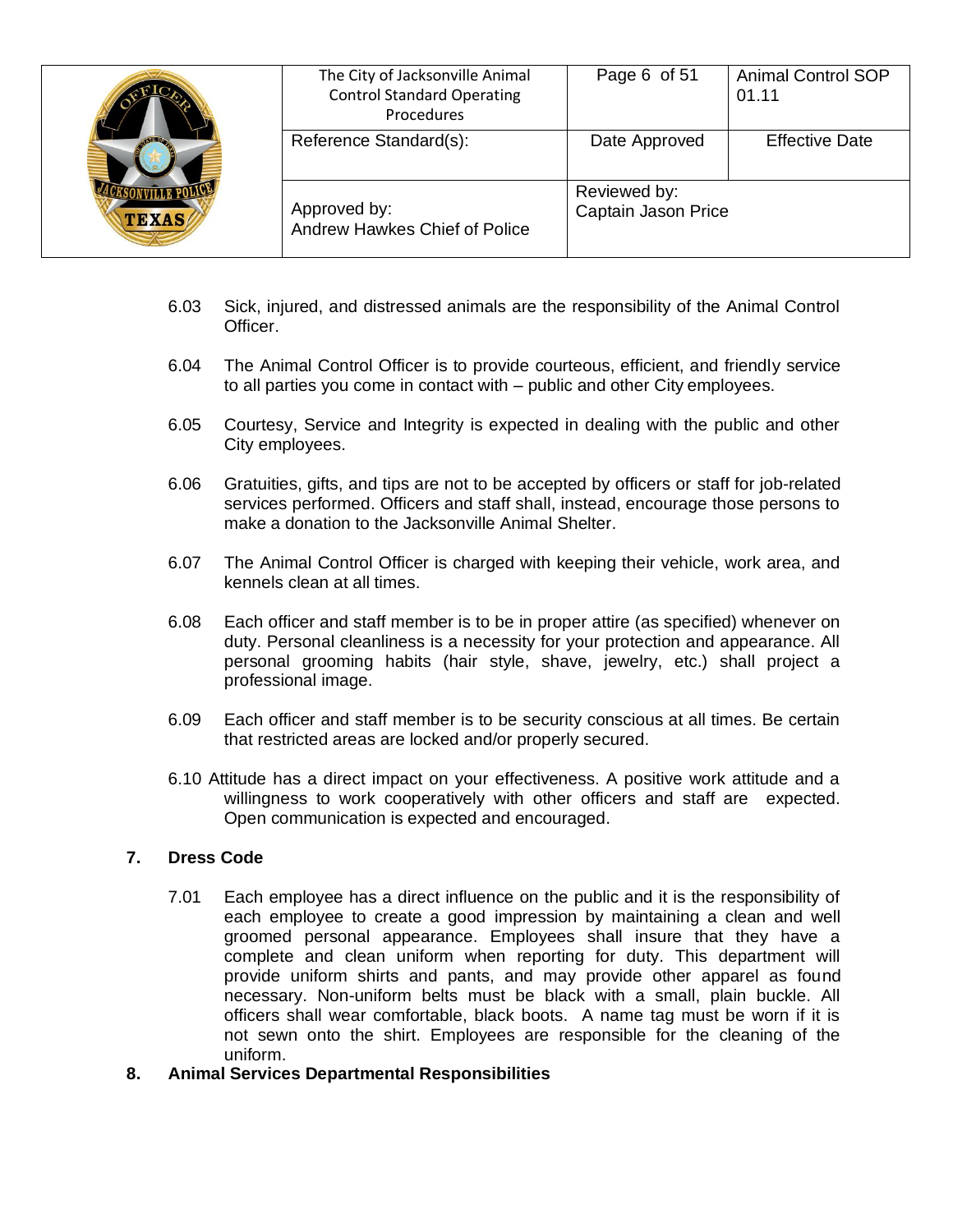6.03 Sick, injured, and distressed animals are the responsibility of the Animal Control Officer.

6.04 The Animal Control Officer is to provide courteous, efficient, and friendly service to all parties you come in contact with – public and other City employees.

6.05 Courtesy, Service and Integrity is expected in dealing with the public and other City employees.

6.06 Gratuities, gifts, and tips are not to be accepted by officers or staff for job-related services performed. Officers and staff shall, instead, encourage those persons to make a donation to the Jacksonville Animal Shelter.

6.07 The Animal Control Officer is charged with keeping their vehicle, work area, and kennels clean at all times.

6.08 Each officer and staff member is to be in proper attire (as specified) whenever on duty. Personal cleanliness is a necessity for your protection and appearance. All personal grooming habits (hair style, shave, jewelry, etc.) shall project a professional image.

6.09 Each officer and staff member is to be security conscious at all times. Be certain that restricted areas are locked and/or properly secured.

6.10 Attitude has a direct impact on your effectiveness. A positive work attitude and a willingness to work cooperatively with other officers and staff are expected. Open communication is expected and encouraged.

## 7. Dress Code

7.01 Each employee has a direct influence on the public and it is the responsibility of each employee to create a good impression by maintaining a clean and well groomed personal appearance. Employees shall insure that they have a complete and clean uniform when reporting for duty. This department will provide uniform shirts and pants, and may provide other apparel as found necessary. Non-uniform belts must be black with a small, plain buckle. All officers shall wear comfortable, black boots. A name tag must be worn if it is not sewn onto the shirt. Employees are responsible for the cleaning of the uniform.

## 8. Animal Services Departmental Responsibilities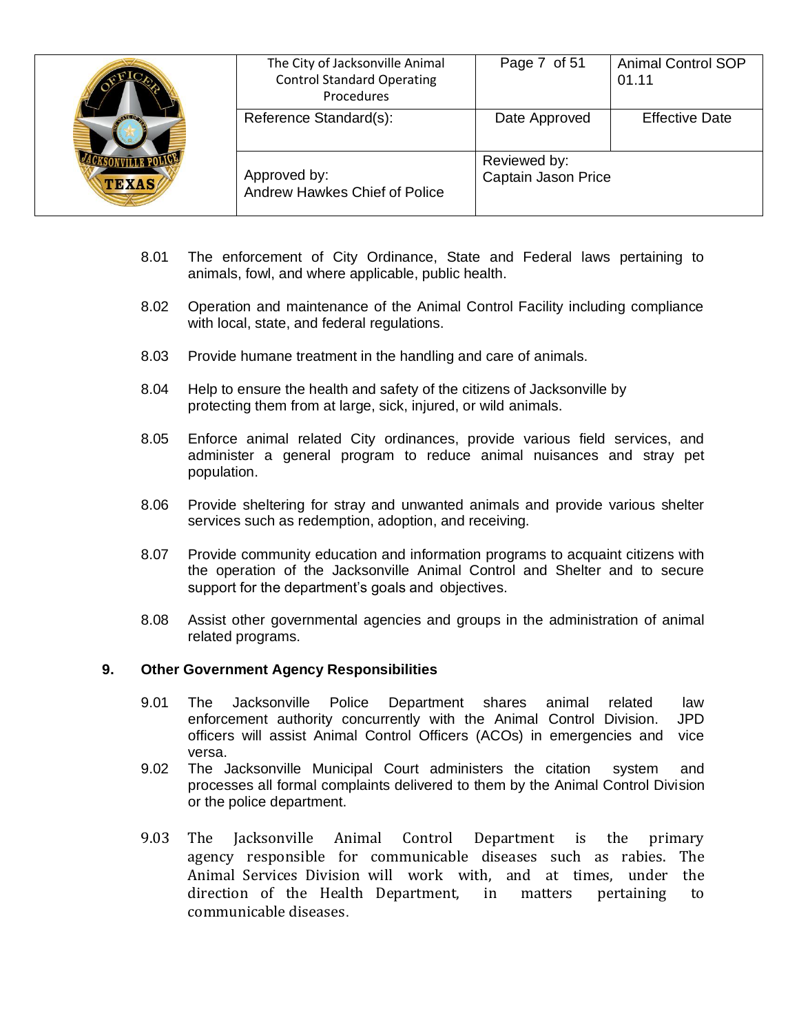8.01 The enforcement of City Ordinance, State and Federal laws pertaining to animals, fowl, and where applicable, public health.

8.02 Operation and maintenance of the Animal Control Facility including compliance with local, state, and federal regulations.

8.03 Provide humane treatment in the handling and care of animals.

8.04 Help to ensure the health and safety of the citizens of Jacksonville by protecting them from at large, sick, injured, or wild animals.

8.05 Enforce animal related City ordinances, provide various field services, and administer a general program to reduce animal nuisances and stray pet population.

8.06 Provide sheltering for stray and unwanted animals and provide various shelter services such as redemption, adoption, and receiving.

8.07 Provide community education and information programs to acquaint citizens with the operation of the Jacksonville Animal Control and Shelter and to secure support for the department's goals and objectives.

8.08 Assist other governmental agencies and groups in the administration of animal related programs.

## 9. Other Government Agency Responsibilities

9.01 The Jacksonville Police Department shares animal related law enforcement authority concurrently with the Animal Control Division. JPD officers will assist Animal Control Officers (ACOs) in emergencies and vice versa.

9.02 The Jacksonville Municipal Court administers the citation system and processes all formal complaints delivered to them by the Animal Control Division or the police department.

9.03 The Jacksonville Animal Control Department is the primary agency responsible for communicable diseases such as rabies. The Animal Services Division will work with, and at times, under the direction of the Health Department, in matters pertaining to communicable diseases.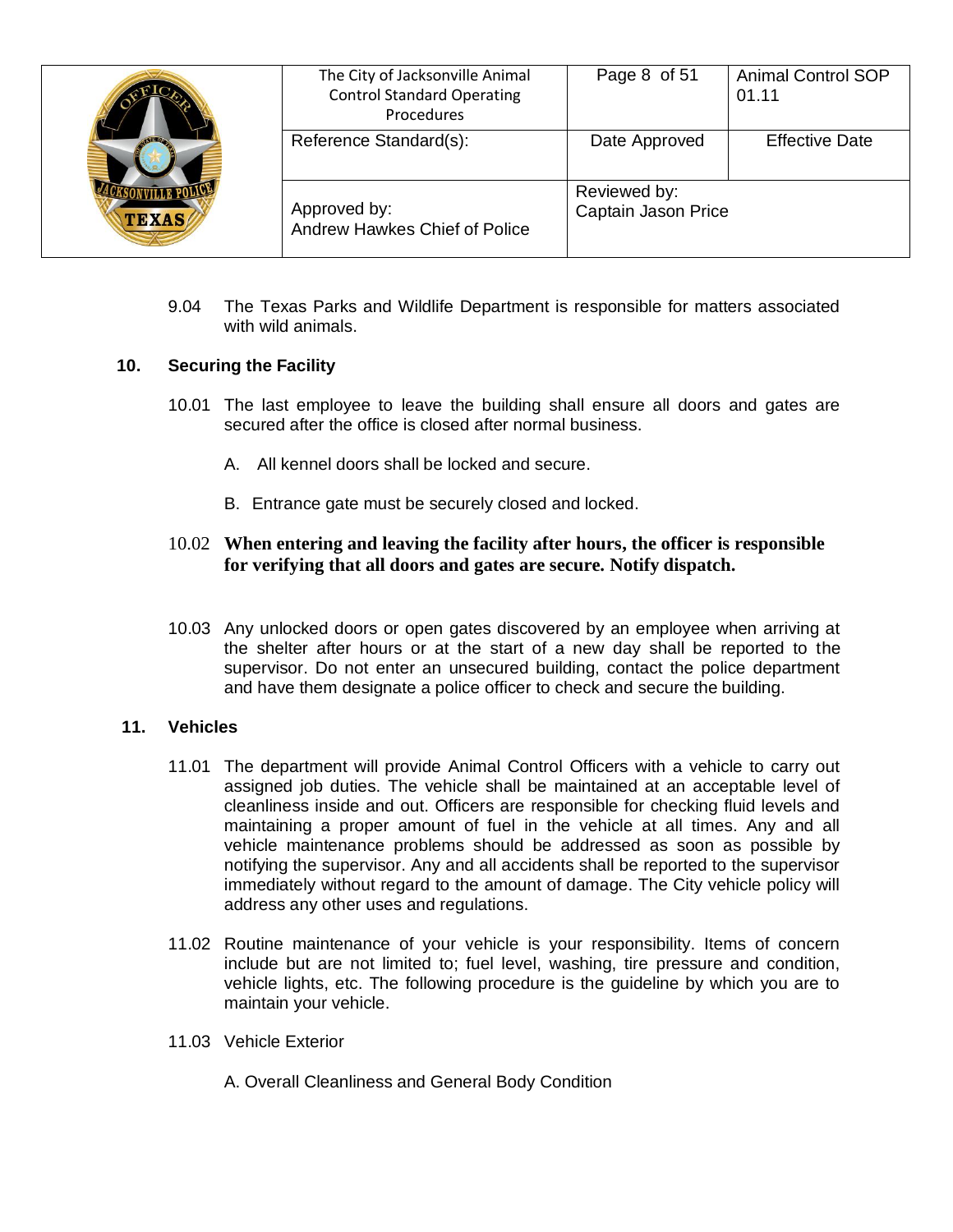9.04 The Texas Parks and Wildlife Department is responsible for matters associated with wild animals.

## 10. Securing the Facility

10.01 The last employee to leave the building shall ensure all doors and gates are secured after the office is closed after normal business.

A. All kennel doors shall be locked and secure.

B. Entrance gate must be securely closed and locked.

10.02 **When entering and leaving the facility after hours, the officer is responsible for verifying that all doors and gates are secure. Notify dispatch.**

10.03 Any unlocked doors or open gates discovered by an employee when arriving at the shelter after hours or at the start of a new day shall be reported to the supervisor. Do not enter an unsecured building, contact the police department and have them designate a police officer to check and secure the building.

## 11. Vehicles

11.01 The department will provide Animal Control Officers with a vehicle to carry out assigned job duties. The vehicle shall be maintained at an acceptable level of cleanliness inside and out. Officers are responsible for checking fluid levels and maintaining a proper amount of fuel in the vehicle at all times. Any and all vehicle maintenance problems should be addressed as soon as possible by notifying the supervisor. Any and all accidents shall be reported to the supervisor immediately without regard to the amount of damage. The City vehicle policy will address any other uses and regulations.

11.02 Routine maintenance of your vehicle is your responsibility. Items of concern include but are not limited to; fuel level, washing, tire pressure and condition, vehicle lights, etc. The following procedure is the guideline by which you are to maintain your vehicle.

11.03 Vehicle Exterior

A. Overall Cleanliness and General Body Condition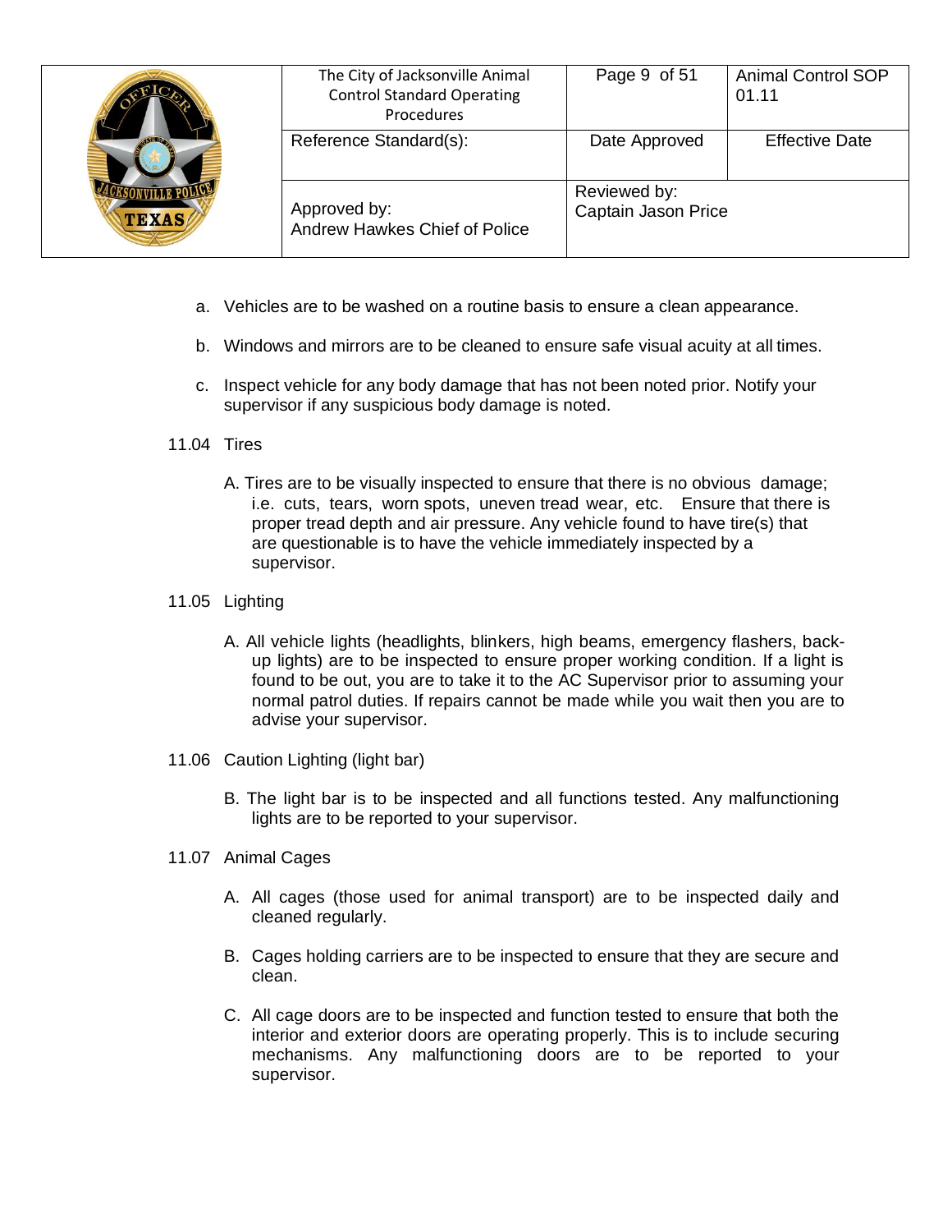a. Vehicles are to be washed on a routine basis to ensure a clean appearance.

b. Windows and mirrors are to be cleaned to ensure safe visual acuity at all times.

c. Inspect vehicle for any body damage that has not been noted prior. Notify your supervisor if any suspicious body damage is noted.

11.04 Tires

A. Tires are to be visually inspected to ensure that there is no obvious damage; i.e. cuts, tears, worn spots, uneven tread wear, etc. Ensure that there is proper tread depth and air pressure. Any vehicle found to have tire(s) that are questionable is to have the vehicle immediately inspected by a supervisor.

11.05 Lighting

A. All vehicle lights (headlights, blinkers, high beams, emergency flashers, back-up lights) are to be inspected to ensure proper working condition. If a light is found to be out, you are to take it to the AC Supervisor prior to assuming your normal patrol duties. If repairs cannot be made while you wait then you are to advise your supervisor.

11.06 Caution Lighting (light bar)

B. The light bar is to be inspected and all functions tested. Any malfunctioning lights are to be reported to your supervisor.

11.07 Animal Cages

A. All cages (those used for animal transport) are to be inspected daily and cleaned regularly.

B. Cages holding carriers are to be inspected to ensure that they are secure and clean.

C. All cage doors are to be inspected and function tested to ensure that both the interior and exterior doors are operating properly. This is to include securing mechanisms. Any malfunctioning doors are to be reported to your supervisor.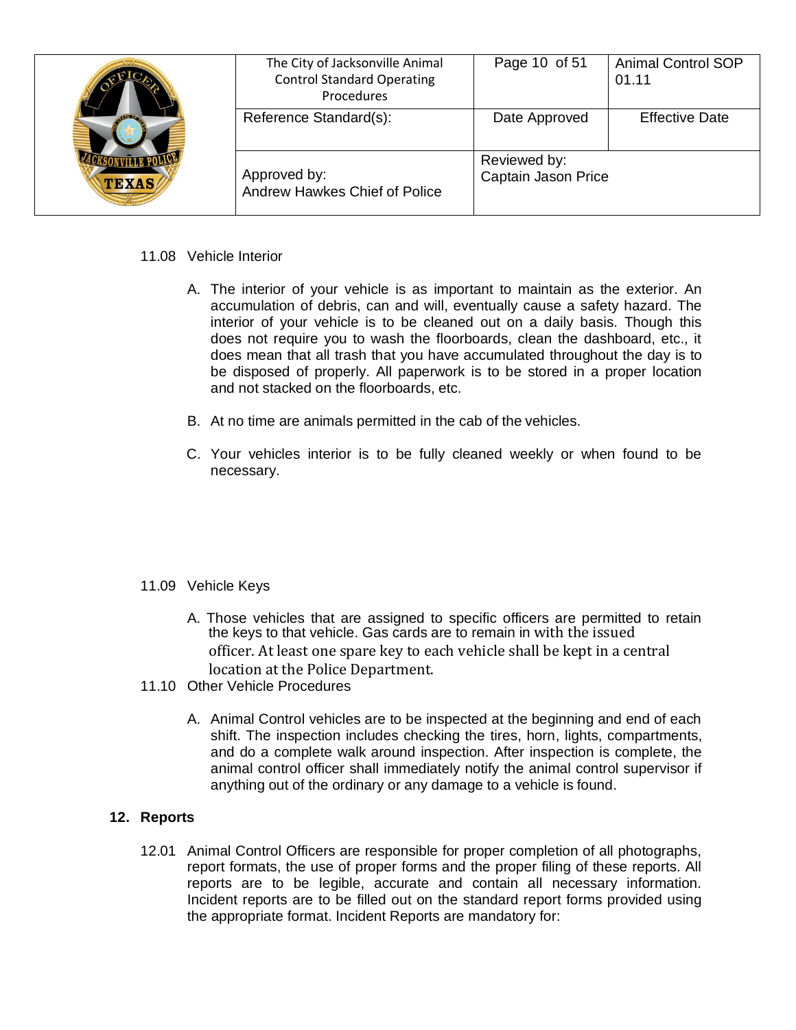11.08 Vehicle Interior

A. The interior of your vehicle is as important to maintain as the exterior. An accumulation of debris, can and will, eventually cause a safety hazard. The interior of your vehicle is to be cleaned out on a daily basis. Though this does not require you to wash the floorboards, clean the dashboard, etc., it does mean that all trash that you have accumulated throughout the day is to be disposed of properly. All paperwork is to be stored in a proper location and not stacked on the floorboards, etc.

B. At no time are animals permitted in the cab of the vehicles.

C. Your vehicles interior is to be fully cleaned weekly or when found to be necessary.

11.09 Vehicle Keys

A. Those vehicles that are assigned to specific officers are permitted to retain the keys to that vehicle. Gas cards are to remain in with the issued officer. At least one spare key to each vehicle shall be kept in a central location at the Police Department.

11.10 Other Vehicle Procedures

A. Animal Control vehicles are to be inspected at the beginning and end of each shift. The inspection includes checking the tires, horn, lights, compartments, and do a complete walk around inspection. After inspection is complete, the animal control officer shall immediately notify the animal control supervisor if anything out of the ordinary or any damage to a vehicle is found.

## 12. Reports

12.01 Animal Control Officers are responsible for proper completion of all photographs, report formats, the use of proper forms and the proper filing of these reports. All reports are to be legible, accurate and contain all necessary information. Incident reports are to be filled out on the standard report forms provided using the appropriate format. Incident Reports are mandatory for: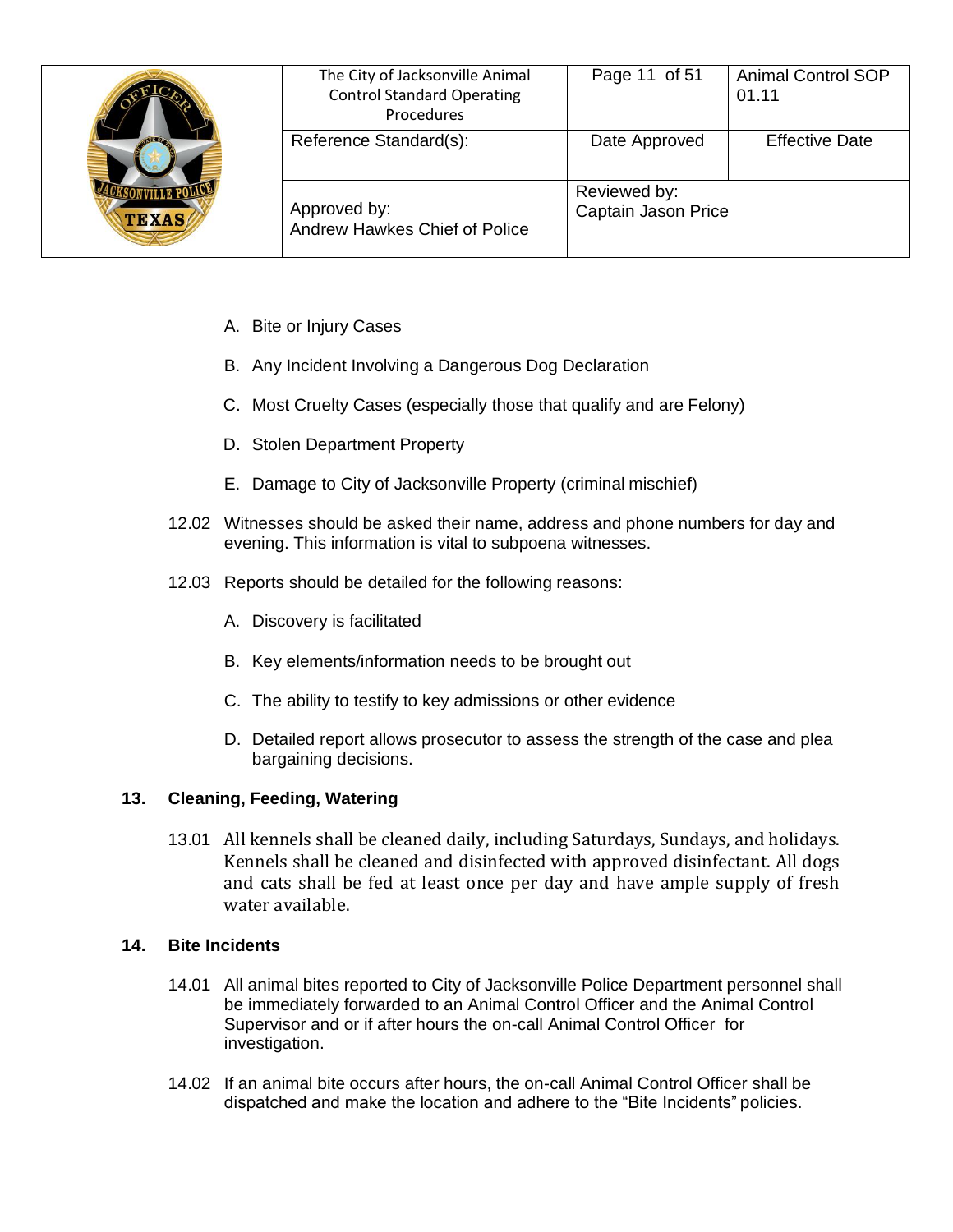A. Bite or Injury Cases

B. Any Incident Involving a Dangerous Dog Declaration

C. Most Cruelty Cases (especially those that qualify and are Felony)

D. Stolen Department Property

E. Damage to City of Jacksonville Property (criminal mischief)

12.02 Witnesses should be asked their name, address and phone numbers for day and evening. This information is vital to subpoena witnesses.

12.03 Reports should be detailed for the following reasons:

A. Discovery is facilitated

B. Key elements/information needs to be brought out

C. The ability to testify to key admissions or other evidence

D. Detailed report allows prosecutor to assess the strength of the case and plea bargaining decisions.

**13. Cleaning, Feeding, Watering**

13.01 All kennels shall be cleaned daily, including Saturdays, Sundays, and holidays. Kennels shall be cleaned and disinfected with approved disinfectant. All dogs and cats shall be fed at least once per day and have ample supply of fresh water available.

**14. Bite Incidents**

14.01 All animal bites reported to City of Jacksonville Police Department personnel shall be immediately forwarded to an Animal Control Officer and the Animal Control Supervisor and or if after hours the on-call Animal Control Officer for investigation.

14.02 If an animal bite occurs after hours, the on-call Animal Control Officer shall be dispatched and make the location and adhere to the "Bite Incidents" policies.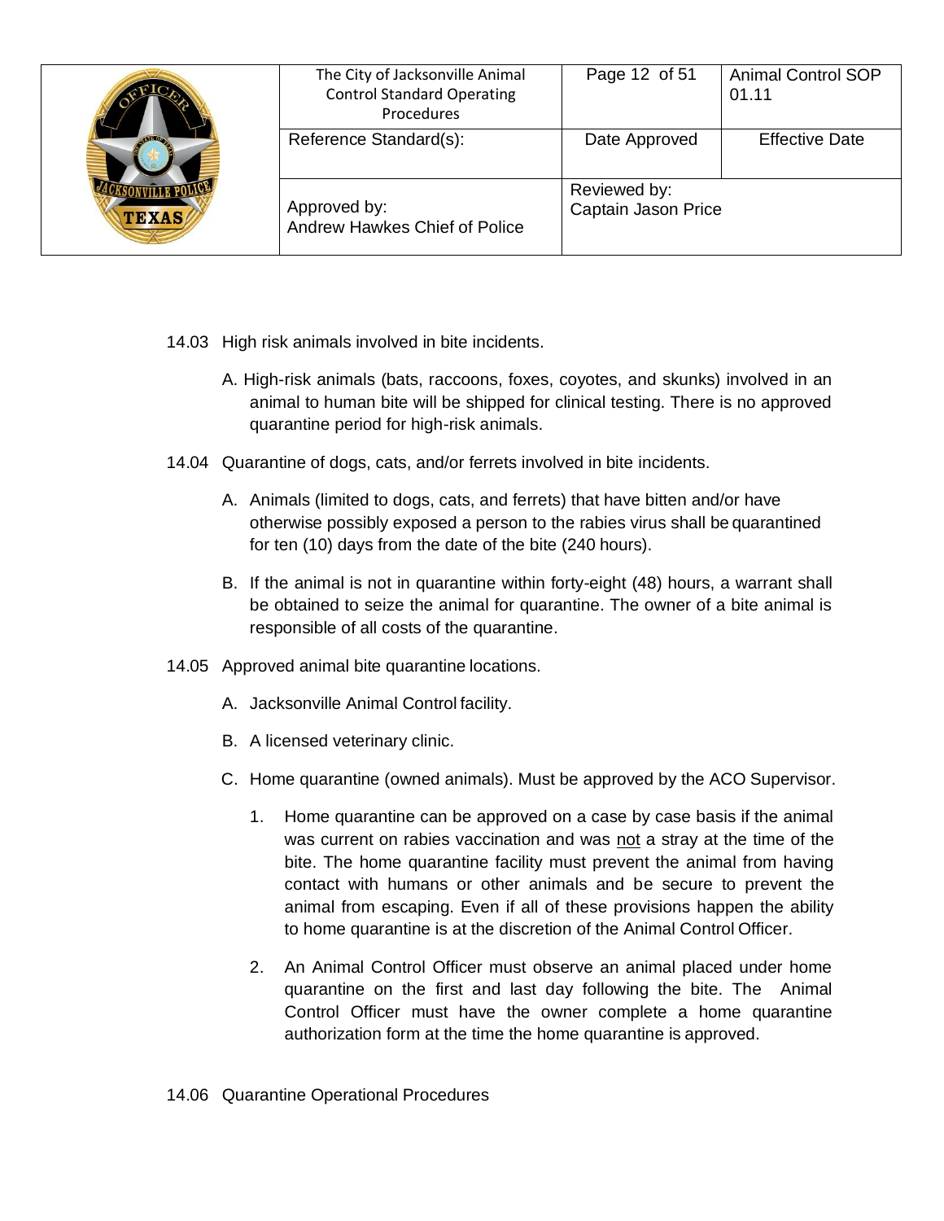14.03 High risk animals involved in bite incidents.

A. High-risk animals (bats, raccoons, foxes, coyotes, and skunks) involved in an animal to human bite will be shipped for clinical testing. There is no approved quarantine period for high-risk animals.

14.04 Quarantine of dogs, cats, and/or ferrets involved in bite incidents.

A. Animals (limited to dogs, cats, and ferrets) that have bitten and/or have otherwise possibly exposed a person to the rabies virus shall be quarantined for ten (10) days from the date of the bite (240 hours).

B. If the animal is not in quarantine within forty-eight (48) hours, a warrant shall be obtained to seize the animal for quarantine. The owner of a bite animal is responsible of all costs of the quarantine.

14.05 Approved animal bite quarantine locations.

A. Jacksonville Animal Control facility.

B. A licensed veterinary clinic.

C. Home quarantine (owned animals). Must be approved by the ACO Supervisor.

1. Home quarantine can be approved on a case by case basis if the animal was current on rabies vaccination and was <u>not</u> a stray at the time of the bite. The home quarantine facility must prevent the animal from having contact with humans or other animals and be secure to prevent the animal from escaping. Even if all of these provisions happen the ability to home quarantine is at the discretion of the Animal Control Officer.

2. An Animal Control Officer must observe an animal placed under home quarantine on the first and last day following the bite. The Animal Control Officer must have the owner complete a home quarantine authorization form at the time the home quarantine is approved.

14.06 Quarantine Operational Procedures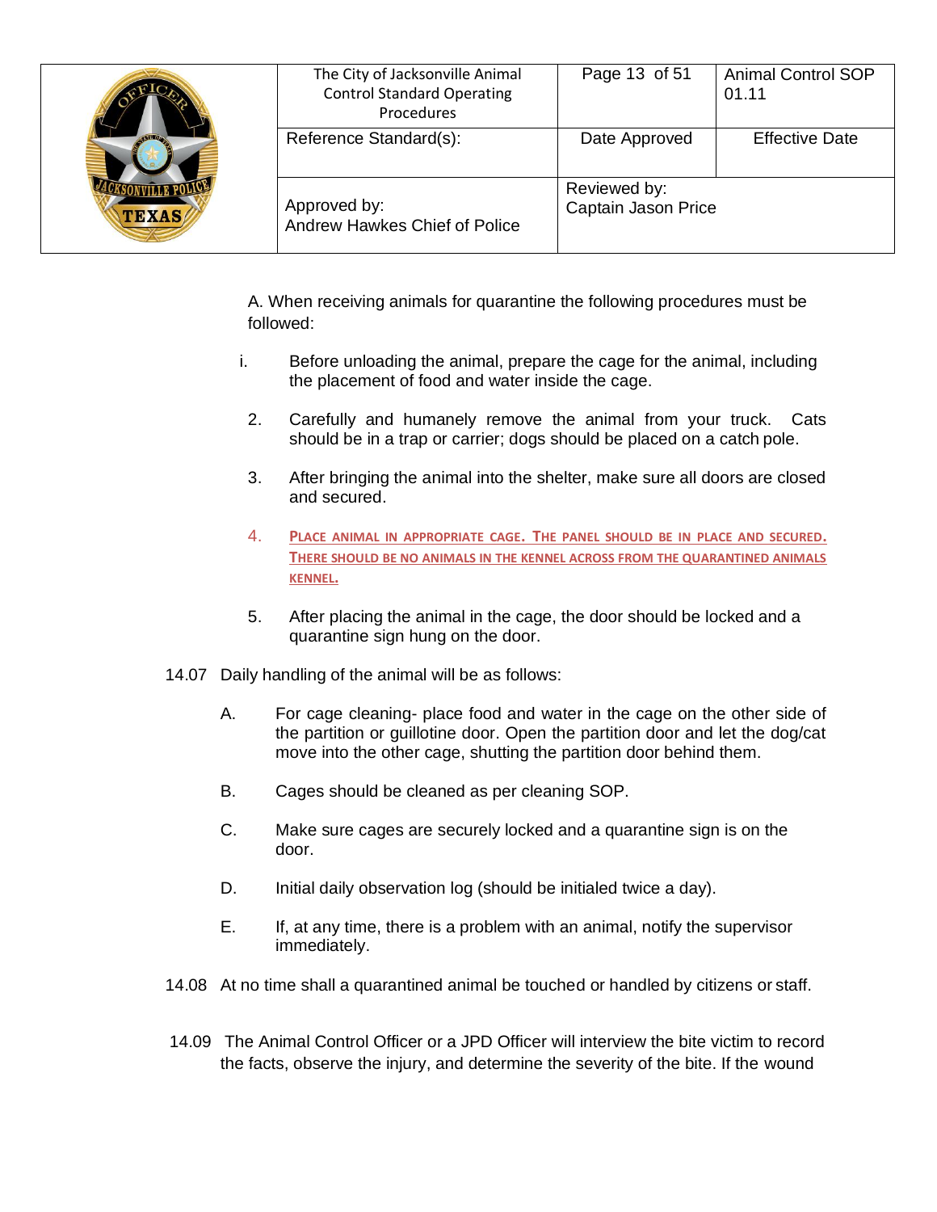A. When receiving animals for quarantine the following procedures must be followed:

i. Before unloading the animal, prepare the cage for the animal, including the placement of food and water inside the cage.

2. Carefully and humanely remove the animal from your truck. Cats should be in a trap or carrier; dogs should be placed on a catch pole.

3. After bringing the animal into the shelter, make sure all doors are closed and secured.

4. PLACE ANIMAL IN APPROPRIATE CAGE. THE PANEL SHOULD BE IN PLACE AND SECURED. THERE SHOULD BE NO ANIMALS IN THE KENNEL ACROSS FROM THE QUARANTINED ANIMALS KENNEL.

5. After placing the animal in the cage, the door should be locked and a quarantine sign hung on the door.

14.07 Daily handling of the animal will be as follows:

A. For cage cleaning- place food and water in the cage on the other side of the partition or guillotine door. Open the partition door and let the dog/cat move into the other cage, shutting the partition door behind them.

B. Cages should be cleaned as per cleaning SOP.

C. Make sure cages are securely locked and a quarantine sign is on the door.

D. Initial daily observation log (should be initialed twice a day).

E. If, at any time, there is a problem with an animal, notify the supervisor immediately.

14.08 At no time shall a quarantined animal be touched or handled by citizens or staff.

14.09 The Animal Control Officer or a JPD Officer will interview the bite victim to record the facts, observe the injury, and determine the severity of the bite. If the wound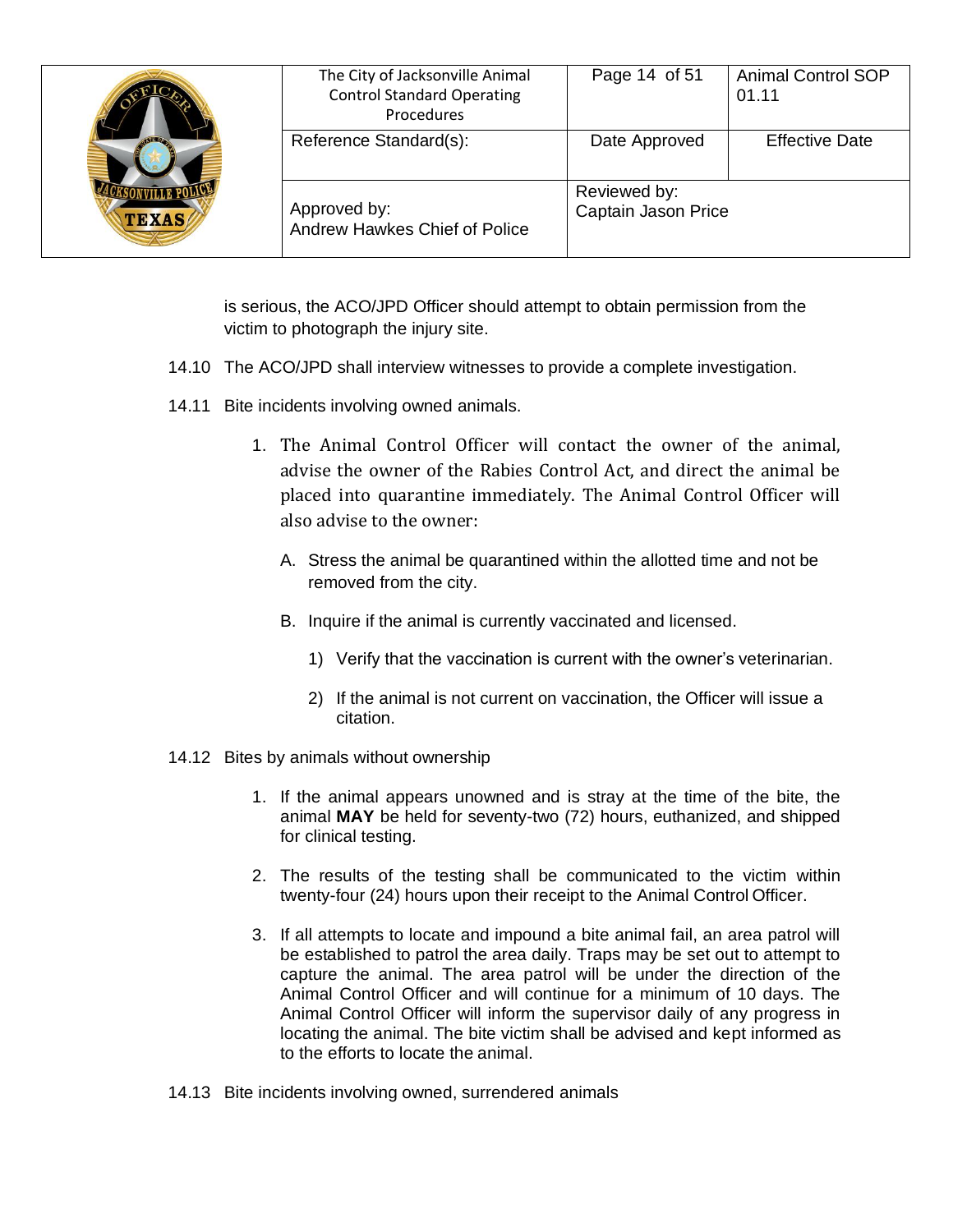is serious, the ACO/JPD Officer should attempt to obtain permission from the victim to photograph the injury site.

14.10 The ACO/JPD shall interview witnesses to provide a complete investigation.

14.11 Bite incidents involving owned animals.

1. The Animal Control Officer will contact the owner of the animal, advise the owner of the Rabies Control Act, and direct the animal be placed into quarantine immediately. The Animal Control Officer will also advise to the owner:

   A. Stress the animal be quarantined within the allotted time and not be removed from the city.

   B. Inquire if the animal is currently vaccinated and licensed.

      1) Verify that the vaccination is current with the owner's veterinarian.

      2) If the animal is not current on vaccination, the Officer will issue a citation.

14.12 Bites by animals without ownership

1. If the animal appears unowned and is stray at the time of the bite, the animal **MAY** be held for seventy-two (72) hours, euthanized, and shipped for clinical testing.

2. The results of the testing shall be communicated to the victim within twenty-four (24) hours upon their receipt to the Animal Control Officer.

3. If all attempts to locate and impound a bite animal fail, an area patrol will be established to patrol the area daily. Traps may be set out to attempt to capture the animal. The area patrol will be under the direction of the Animal Control Officer and will continue for a minimum of 10 days. The Animal Control Officer will inform the supervisor daily of any progress in locating the animal. The bite victim shall be advised and kept informed as to the efforts to locate the animal.

14.13 Bite incidents involving owned, surrendered animals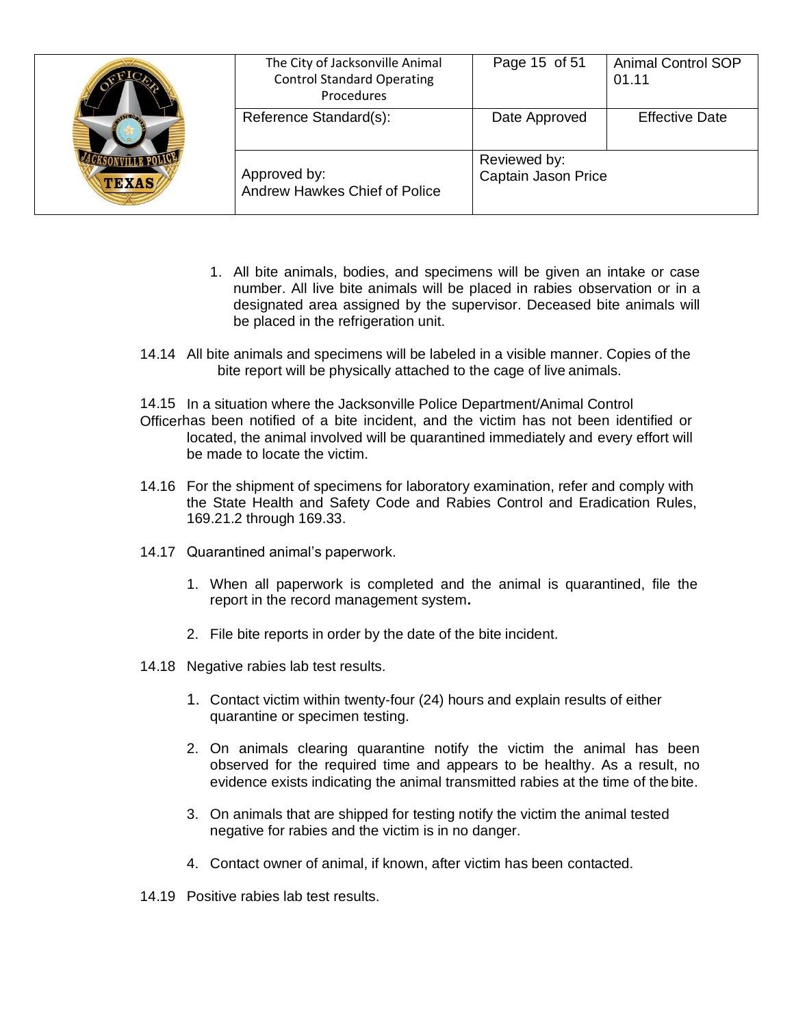1. All bite animals, bodies, and specimens will be given an intake or case number. All live bite animals will be placed in rabies observation or in a designated area assigned by the supervisor. Deceased bite animals will be placed in the refrigeration unit.

14.14 All bite animals and specimens will be labeled in a visible manner. Copies of the bite report will be physically attached to the cage of live animals.

14.15 In a situation where the Jacksonville Police Department/Animal Control Officerhas been notified of a bite incident, and the victim has not been identified or located, the animal involved will be quarantined immediately and every effort will be made to locate the victim.

14.16 For the shipment of specimens for laboratory examination, refer and comply with the State Health and Safety Code and Rabies Control and Eradication Rules, 169.21.2 through 169.33.

14.17 Quarantined animal's paperwork.

1. When all paperwork is completed and the animal is quarantined, file the report in the record management system**.**
2. File bite reports in order by the date of the bite incident.

14.18 Negative rabies lab test results.

1. Contact victim within twenty-four (24) hours and explain results of either quarantine or specimen testing.
2. On animals clearing quarantine notify the victim the animal has been observed for the required time and appears to be healthy. As a result, no evidence exists indicating the animal transmitted rabies at the time of the bite.
3. On animals that are shipped for testing notify the victim the animal tested negative for rabies and the victim is in no danger.
4. Contact owner of animal, if known, after victim has been contacted.

14.19 Positive rabies lab test results.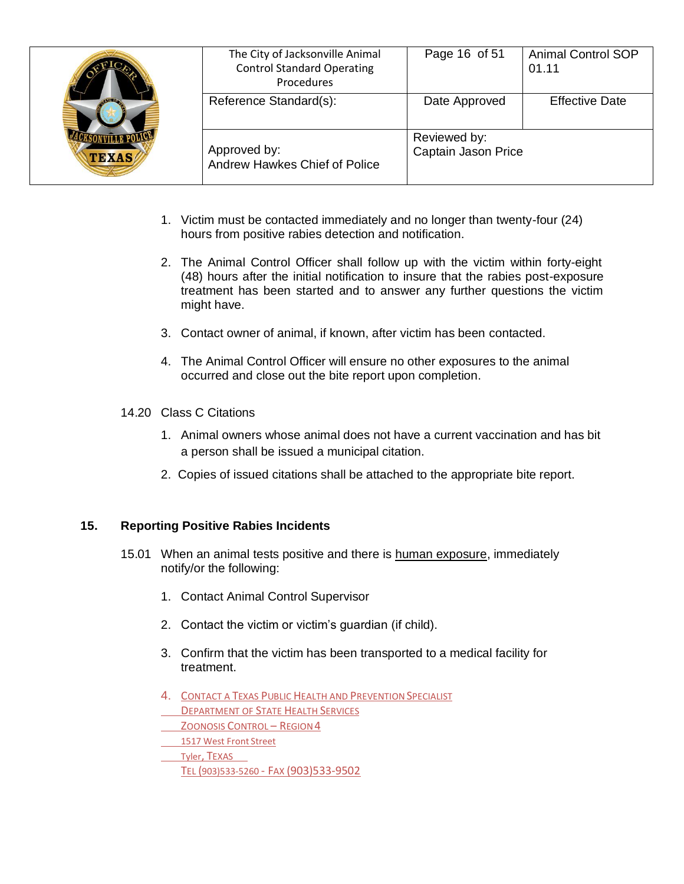1. Victim must be contacted immediately and no longer than twenty-four (24) hours from positive rabies detection and notification.

2. The Animal Control Officer shall follow up with the victim within forty-eight (48) hours after the initial notification to insure that the rabies post-exposure treatment has been started and to answer any further questions the victim might have.

3. Contact owner of animal, if known, after victim has been contacted.

4. The Animal Control Officer will ensure no other exposures to the animal occurred and close out the bite report upon completion.

14.20 Class C Citations

1. Animal owners whose animal does not have a current vaccination and has bit a person shall be issued a municipal citation.

2. Copies of issued citations shall be attached to the appropriate bite report.

## 15. Reporting Positive Rabies Incidents

15.01 When an animal tests positive and there is human exposure, immediately notify/or the following:

1. Contact Animal Control Supervisor

2. Contact the victim or victim's guardian (if child).

3. Confirm that the victim has been transported to a medical facility for treatment.

4. Contact a Texas Public Health and Prevention Specialist
   Department of State Health Services
   Zoonosis Control – Region 4
   1517 West Front Street
   Tyler, Texas
   Tel (903)533-5260 - Fax (903)533-9502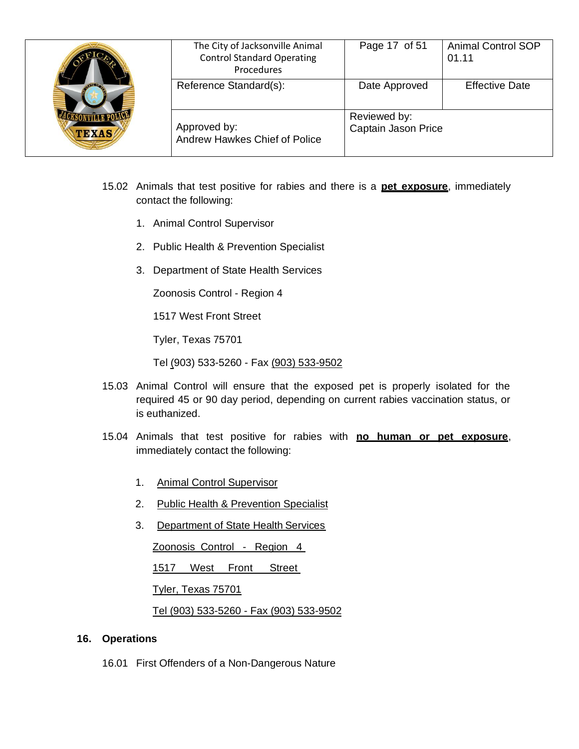15.02 Animals that test positive for rabies and there is a **pet exposure**, immediately contact the following:

1. Animal Control Supervisor
2. Public Health & Prevention Specialist
3. Department of State Health Services

   Zoonosis Control - Region 4

   1517 West Front Street

   Tyler, Texas 75701

   Tel (903) 533-5260 - Fax (903) 533-9502

15.03 Animal Control will ensure that the exposed pet is properly isolated for the required 45 or 90 day period, depending on current rabies vaccination status, or is euthanized.

15.04 Animals that test positive for rabies with **no human or pet exposure**, immediately contact the following:

1. Animal Control Supervisor
2. Public Health & Prevention Specialist
3. Department of State Health Services

   Zoonosis Control - Region 4

   1517 West Front Street

   Tyler, Texas 75701

   Tel (903) 533-5260 - Fax (903) 533-9502

## 16. Operations

16.01 First Offenders of a Non-Dangerous Nature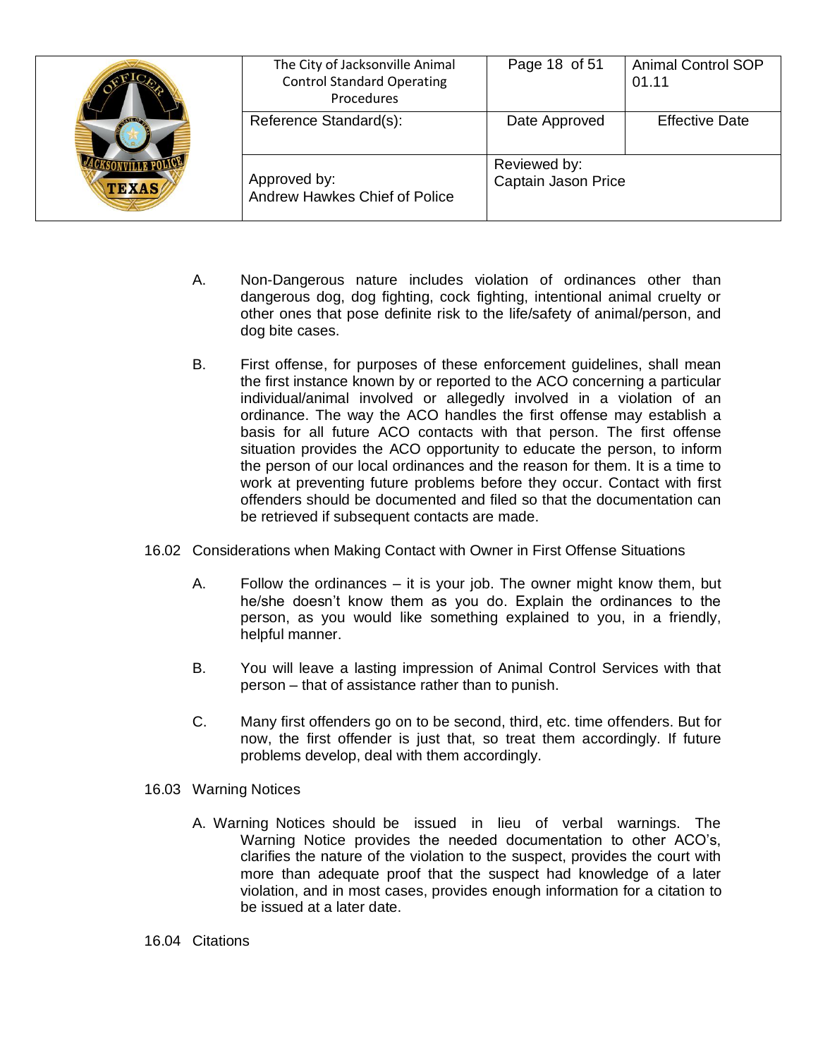A. Non-Dangerous nature includes violation of ordinances other than dangerous dog, dog fighting, cock fighting, intentional animal cruelty or other ones that pose definite risk to the life/safety of animal/person, and dog bite cases.

B. First offense, for purposes of these enforcement guidelines, shall mean the first instance known by or reported to the ACO concerning a particular individual/animal involved or allegedly involved in a violation of an ordinance. The way the ACO handles the first offense may establish a basis for all future ACO contacts with that person. The first offense situation provides the ACO opportunity to educate the person, to inform the person of our local ordinances and the reason for them. It is a time to work at preventing future problems before they occur. Contact with first offenders should be documented and filed so that the documentation can be retrieved if subsequent contacts are made.

16.02 Considerations when Making Contact with Owner in First Offense Situations

A. Follow the ordinances – it is your job. The owner might know them, but he/she doesn't know them as you do. Explain the ordinances to the person, as you would like something explained to you, in a friendly, helpful manner.

B. You will leave a lasting impression of Animal Control Services with that person – that of assistance rather than to punish.

C. Many first offenders go on to be second, third, etc. time offenders. But for now, the first offender is just that, so treat them accordingly. If future problems develop, deal with them accordingly.

16.03 Warning Notices

A. Warning Notices should be issued in lieu of verbal warnings. The Warning Notice provides the needed documentation to other ACO's, clarifies the nature of the violation to the suspect, provides the court with more than adequate proof that the suspect had knowledge of a later violation, and in most cases, provides enough information for a citation to be issued at a later date.

16.04 Citations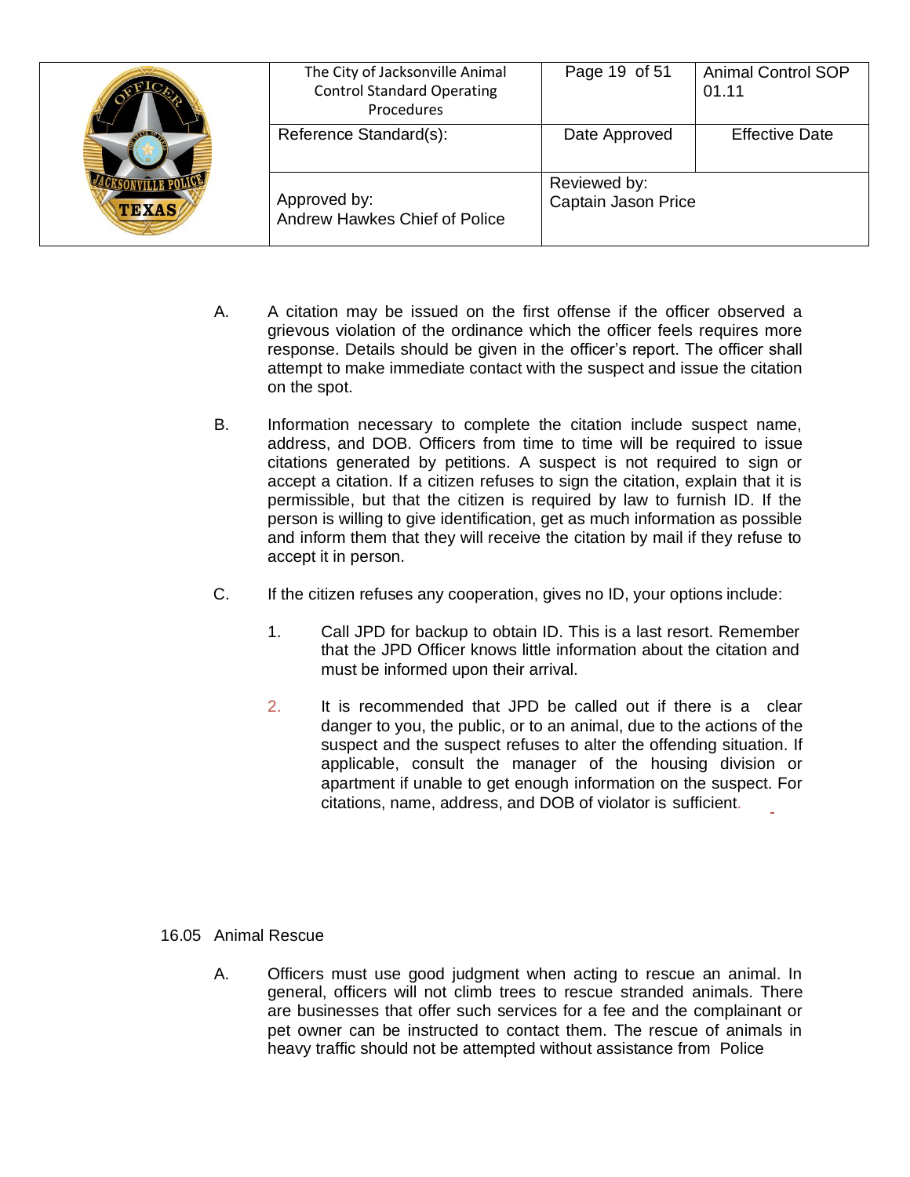A. A citation may be issued on the first offense if the officer observed a grievous violation of the ordinance which the officer feels requires more response. Details should be given in the officer's report. The officer shall attempt to make immediate contact with the suspect and issue the citation on the spot.

B. Information necessary to complete the citation include suspect name, address, and DOB. Officers from time to time will be required to issue citations generated by petitions. A suspect is not required to sign or accept a citation. If a citizen refuses to sign the citation, explain that it is permissible, but that the citizen is required by law to furnish ID. If the person is willing to give identification, get as much information as possible and inform them that they will receive the citation by mail if they refuse to accept it in person.

C. If the citizen refuses any cooperation, gives no ID, your options include:

1. Call JPD for backup to obtain ID. This is a last resort. Remember that the JPD Officer knows little information about the citation and must be informed upon their arrival.

2. It is recommended that JPD be called out if there is a clear danger to you, the public, or to an animal, due to the actions of the suspect and the suspect refuses to alter the offending situation. If applicable, consult the manager of the housing division or apartment if unable to get enough information on the suspect. For citations, name, address, and DOB of violator is sufficient.

16.05 Animal Rescue

A. Officers must use good judgment when acting to rescue an animal. In general, officers will not climb trees to rescue stranded animals. There are businesses that offer such services for a fee and the complainant or pet owner can be instructed to contact them. The rescue of animals in heavy traffic should not be attempted without assistance from Police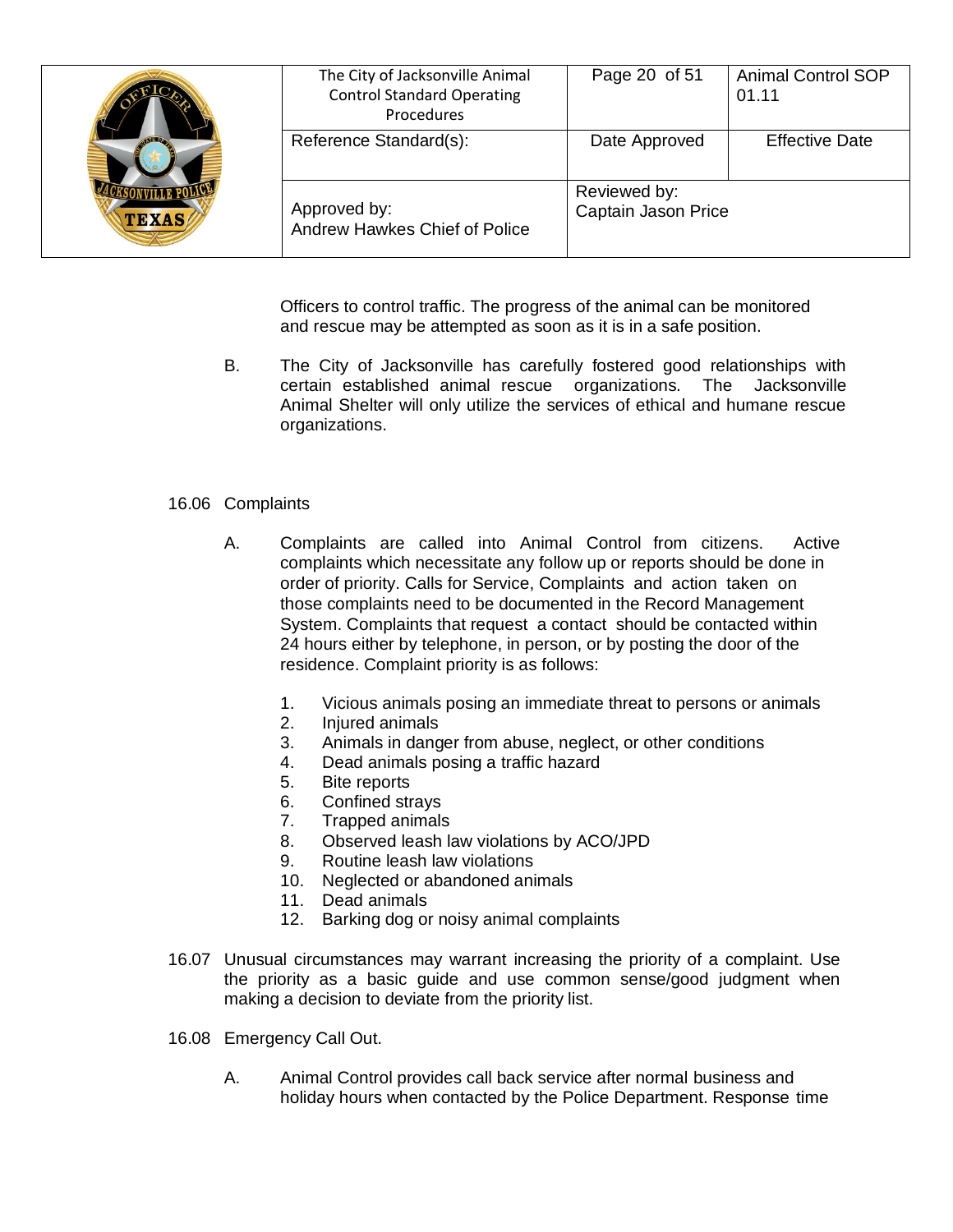Officers to control traffic. The progress of the animal can be monitored and rescue may be attempted as soon as it is in a safe position.

B. The City of Jacksonville has carefully fostered good relationships with certain established animal rescue organizations. The Jacksonville Animal Shelter will only utilize the services of ethical and humane rescue organizations.

16.06 Complaints

A. Complaints are called into Animal Control from citizens. Active complaints which necessitate any follow up or reports should be done in order of priority. Calls for Service, Complaints and action taken on those complaints need to be documented in the Record Management System. Complaints that request a contact should be contacted within 24 hours either by telephone, in person, or by posting the door of the residence. Complaint priority is as follows:

1. Vicious animals posing an immediate threat to persons or animals
2. Injured animals
3. Animals in danger from abuse, neglect, or other conditions
4. Dead animals posing a traffic hazard
5. Bite reports
6. Confined strays
7. Trapped animals
8. Observed leash law violations by ACO/JPD
9. Routine leash law violations
10. Neglected or abandoned animals
11. Dead animals
12. Barking dog or noisy animal complaints

16.07 Unusual circumstances may warrant increasing the priority of a complaint. Use the priority as a basic guide and use common sense/good judgment when making a decision to deviate from the priority list.

16.08 Emergency Call Out.

A. Animal Control provides call back service after normal business and holiday hours when contacted by the Police Department. Response time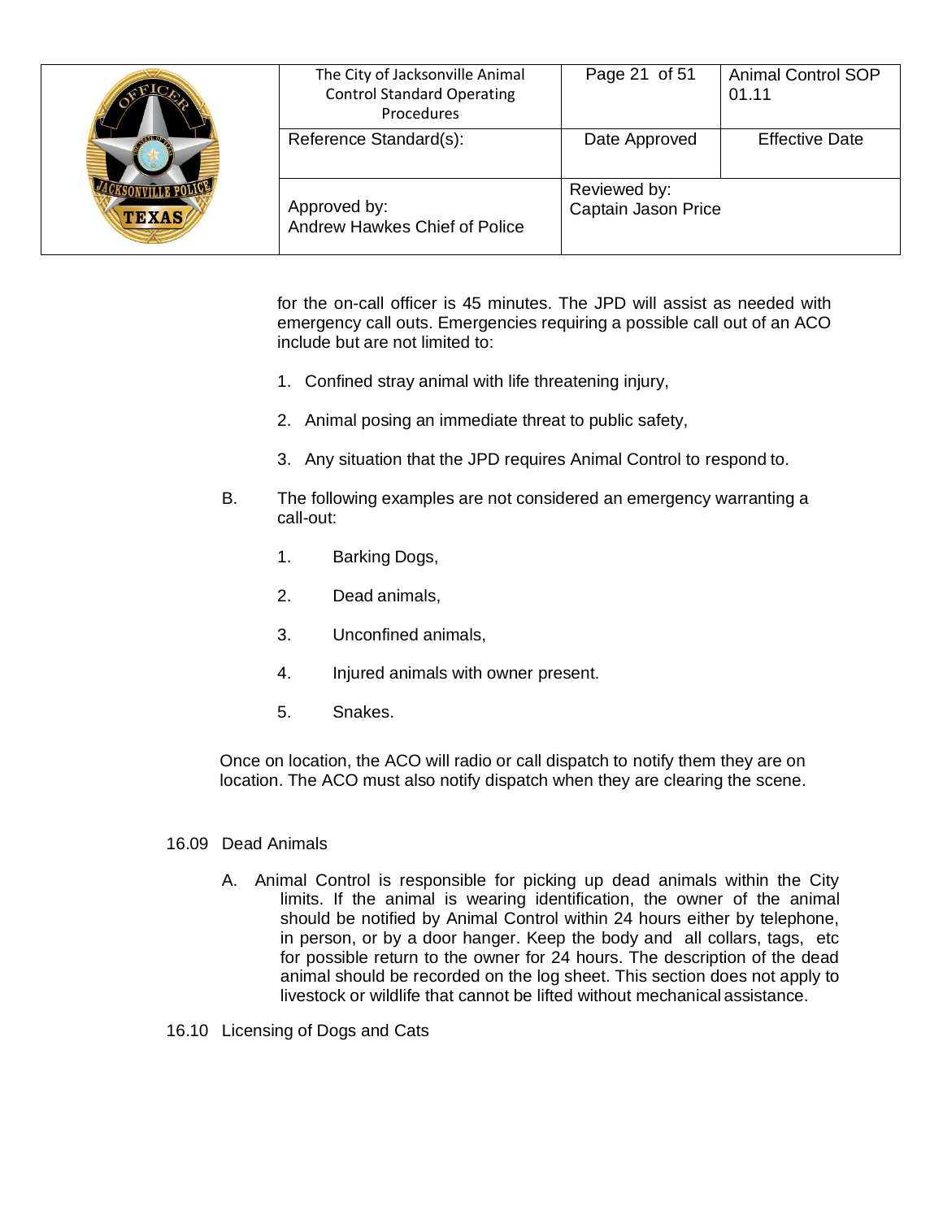for the on-call officer is 45 minutes. The JPD will assist as needed with emergency call outs. Emergencies requiring a possible call out of an ACO include but are not limited to:

1. Confined stray animal with life threatening injury,
2. Animal posing an immediate threat to public safety,
3. Any situation that the JPD requires Animal Control to respond to.

B. The following examples are not considered an emergency warranting a call-out:

1. Barking Dogs,
2. Dead animals,
3. Unconfined animals,
4. Injured animals with owner present.
5. Snakes.

Once on location, the ACO will radio or call dispatch to notify them they are on location. The ACO must also notify dispatch when they are clearing the scene.

16.09 Dead Animals

A. Animal Control is responsible for picking up dead animals within the City limits. If the animal is wearing identification, the owner of the animal should be notified by Animal Control within 24 hours either by telephone, in person, or by a door hanger. Keep the body and all collars, tags, etc for possible return to the owner for 24 hours. The description of the dead animal should be recorded on the log sheet. This section does not apply to livestock or wildlife that cannot be lifted without mechanical assistance.

16.10 Licensing of Dogs and Cats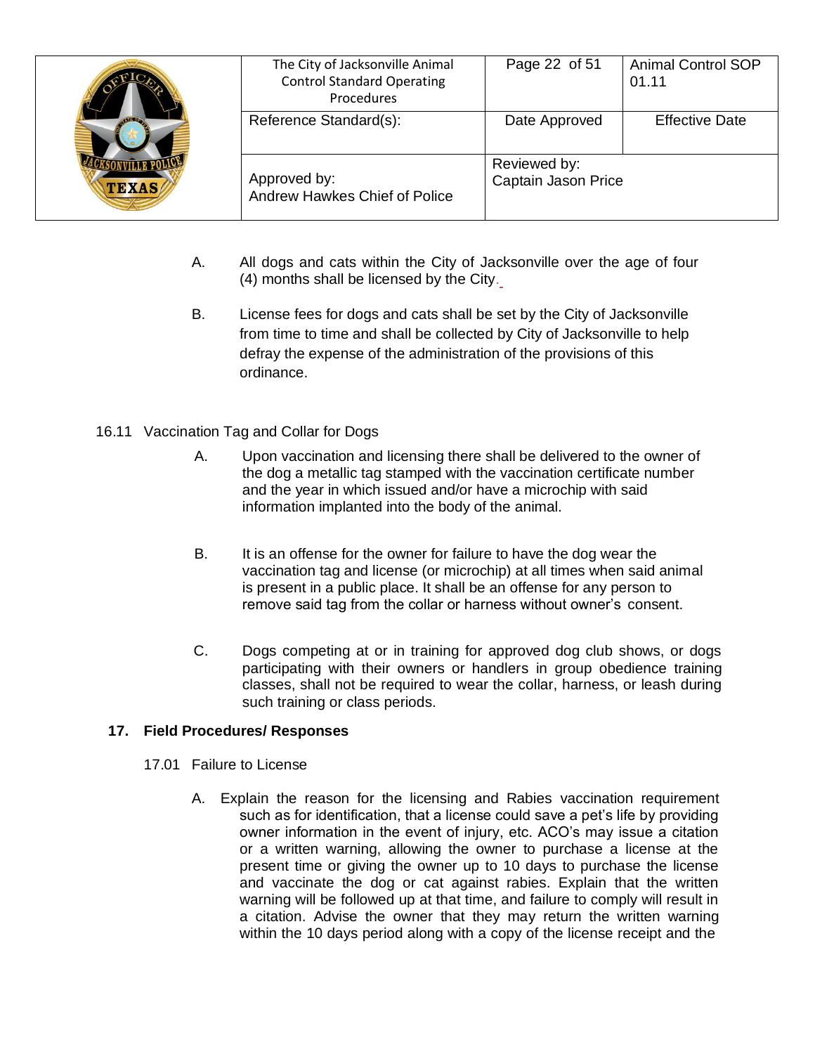A. All dogs and cats within the City of Jacksonville over the age of four (4) months shall be licensed by the City.

B. License fees for dogs and cats shall be set by the City of Jacksonville from time to time and shall be collected by City of Jacksonville to help defray the expense of the administration of the provisions of this ordinance.

16.11 Vaccination Tag and Collar for Dogs

A. Upon vaccination and licensing there shall be delivered to the owner of the dog a metallic tag stamped with the vaccination certificate number and the year in which issued and/or have a microchip with said information implanted into the body of the animal.

B. It is an offense for the owner for failure to have the dog wear the vaccination tag and license (or microchip) at all times when said animal is present in a public place. It shall be an offense for any person to remove said tag from the collar or harness without owner's consent.

C. Dogs competing at or in training for approved dog club shows, or dogs participating with their owners or handlers in group obedience training classes, shall not be required to wear the collar, harness, or leash during such training or class periods.

## 17. Field Procedures/ Responses

17.01 Failure to License

A. Explain the reason for the licensing and Rabies vaccination requirement such as for identification, that a license could save a pet's life by providing owner information in the event of injury, etc. ACO's may issue a citation or a written warning, allowing the owner to purchase a license at the present time or giving the owner up to 10 days to purchase the license and vaccinate the dog or cat against rabies. Explain that the written warning will be followed up at that time, and failure to comply will result in a citation. Advise the owner that they may return the written warning within the 10 days period along with a copy of the license receipt and the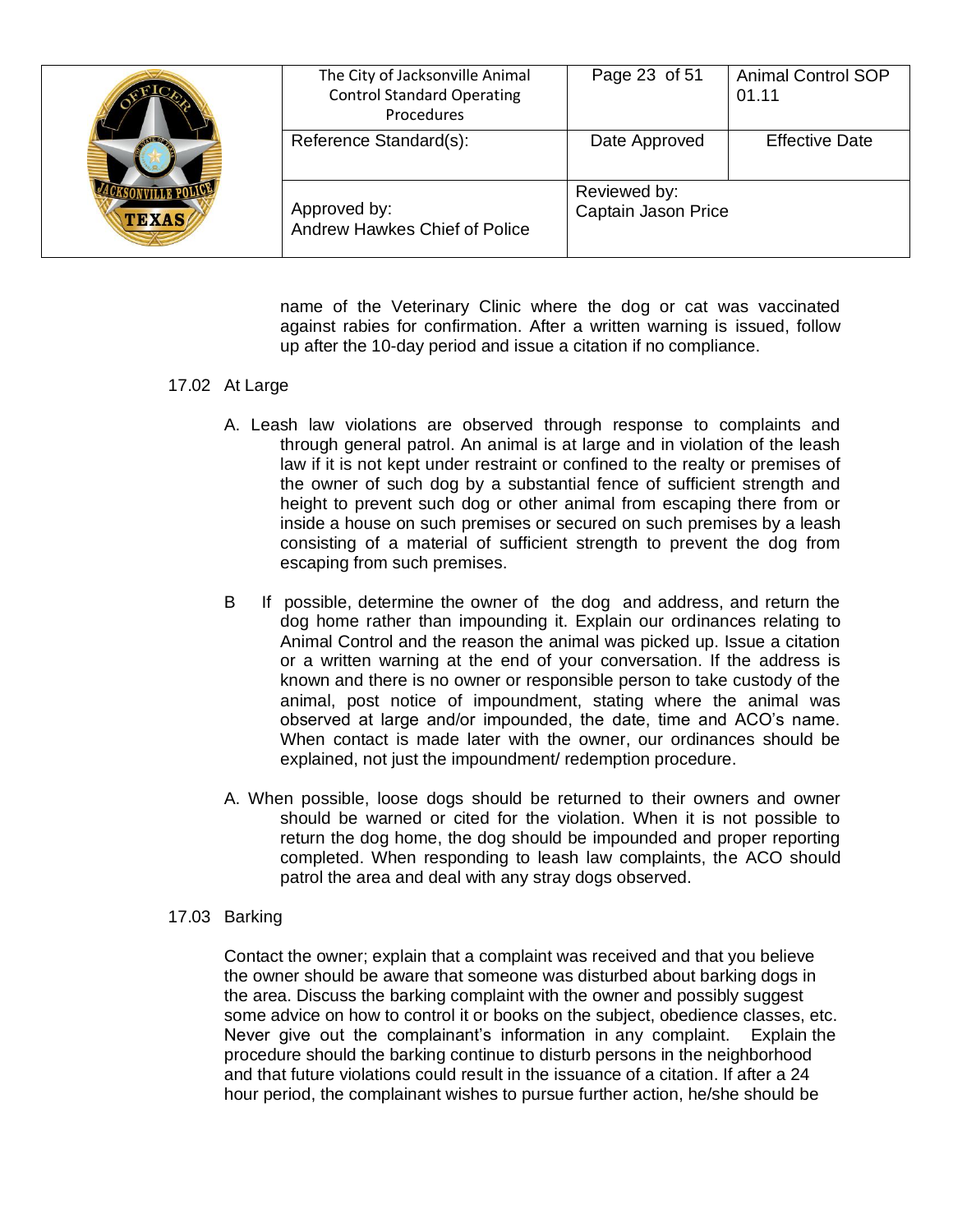name of the Veterinary Clinic where the dog or cat was vaccinated against rabies for confirmation. After a written warning is issued, follow up after the 10-day period and issue a citation if no compliance.

17.02 At Large

A. Leash law violations are observed through response to complaints and through general patrol. An animal is at large and in violation of the leash law if it is not kept under restraint or confined to the realty or premises of the owner of such dog by a substantial fence of sufficient strength and height to prevent such dog or other animal from escaping there from or inside a house on such premises or secured on such premises by a leash consisting of a material of sufficient strength to prevent the dog from escaping from such premises.

B If possible, determine the owner of the dog and address, and return the dog home rather than impounding it. Explain our ordinances relating to Animal Control and the reason the animal was picked up. Issue a citation or a written warning at the end of your conversation. If the address is known and there is no owner or responsible person to take custody of the animal, post notice of impoundment, stating where the animal was observed at large and/or impounded, the date, time and ACO's name. When contact is made later with the owner, our ordinances should be explained, not just the impoundment/ redemption procedure.

A. When possible, loose dogs should be returned to their owners and owner should be warned or cited for the violation. When it is not possible to return the dog home, the dog should be impounded and proper reporting completed. When responding to leash law complaints, the ACO should patrol the area and deal with any stray dogs observed.

17.03 Barking

Contact the owner; explain that a complaint was received and that you believe the owner should be aware that someone was disturbed about barking dogs in the area. Discuss the barking complaint with the owner and possibly suggest some advice on how to control it or books on the subject, obedience classes, etc. Never give out the complainant's information in any complaint. Explain the procedure should the barking continue to disturb persons in the neighborhood and that future violations could result in the issuance of a citation. If after a 24 hour period, the complainant wishes to pursue further action, he/she should be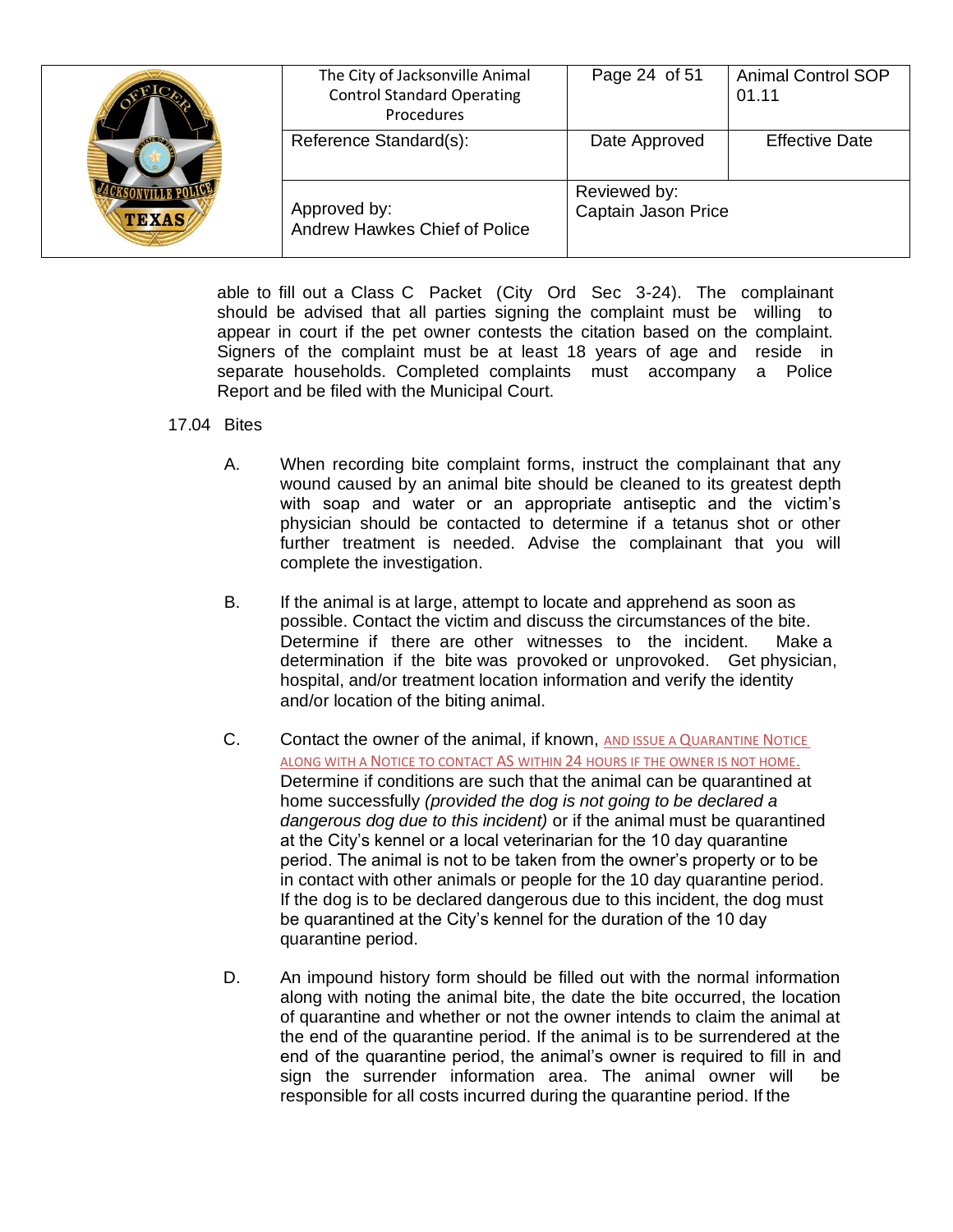able to fill out a Class C Packet (City Ord Sec 3-24). The complainant should be advised that all parties signing the complaint must be willing to appear in court if the pet owner contests the citation based on the complaint. Signers of the complaint must be at least 18 years of age and reside in separate households. Completed complaints must accompany a Police Report and be filed with the Municipal Court.

17.04 Bites

A. When recording bite complaint forms, instruct the complainant that any wound caused by an animal bite should be cleaned to its greatest depth with soap and water or an appropriate antiseptic and the victim's physician should be contacted to determine if a tetanus shot or other further treatment is needed. Advise the complainant that you will complete the investigation.

B. If the animal is at large, attempt to locate and apprehend as soon as possible. Contact the victim and discuss the circumstances of the bite. Determine if there are other witnesses to the incident. Make a determination if the bite was provoked or unprovoked. Get physician, hospital, and/or treatment location information and verify the identity and/or location of the biting animal.

C. Contact the owner of the animal, if known, AND ISSUE A QUARANTINE NOTICE ALONG WITH A NOTICE TO CONTACT AS WITHIN 24 HOURS IF THE OWNER IS NOT HOME. Determine if conditions are such that the animal can be quarantined at home successfully *(provided the dog is not going to be declared a dangerous dog due to this incident)* or if the animal must be quarantined at the City's kennel or a local veterinarian for the 10 day quarantine period. The animal is not to be taken from the owner's property or to be in contact with other animals or people for the 10 day quarantine period. If the dog is to be declared dangerous due to this incident, the dog must be quarantined at the City's kennel for the duration of the 10 day quarantine period.

D. An impound history form should be filled out with the normal information along with noting the animal bite, the date the bite occurred, the location of quarantine and whether or not the owner intends to claim the animal at the end of the quarantine period. If the animal is to be surrendered at the end of the quarantine period, the animal's owner is required to fill in and sign the surrender information area. The animal owner will be responsible for all costs incurred during the quarantine period. If the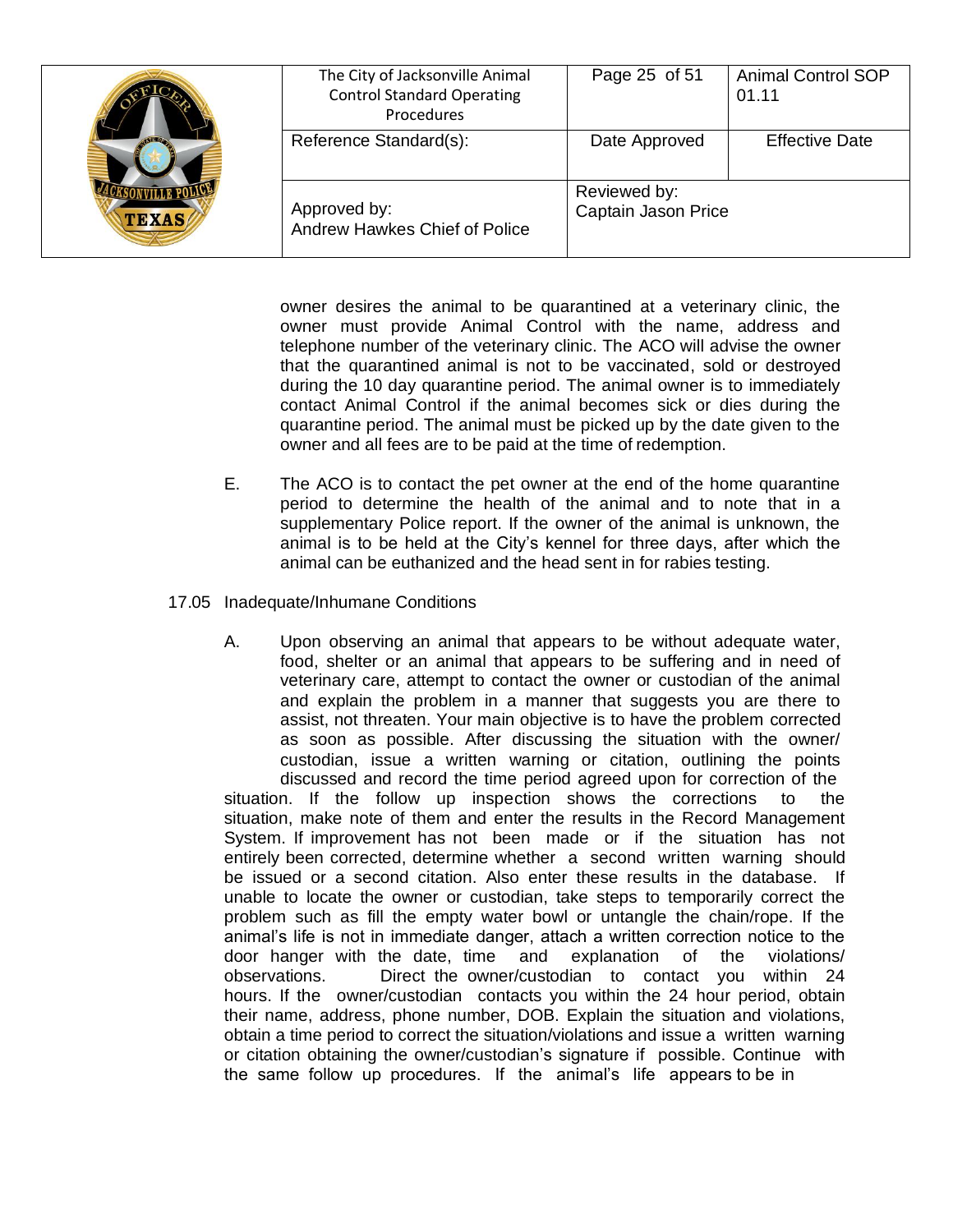owner desires the animal to be quarantined at a veterinary clinic, the owner must provide Animal Control with the name, address and telephone number of the veterinary clinic. The ACO will advise the owner that the quarantined animal is not to be vaccinated, sold or destroyed during the 10 day quarantine period. The animal owner is to immediately contact Animal Control if the animal becomes sick or dies during the quarantine period. The animal must be picked up by the date given to the owner and all fees are to be paid at the time of redemption.

E. The ACO is to contact the pet owner at the end of the home quarantine period to determine the health of the animal and to note that in a supplementary Police report. If the owner of the animal is unknown, the animal is to be held at the City's kennel for three days, after which the animal can be euthanized and the head sent in for rabies testing.

17.05 Inadequate/Inhumane Conditions

A. Upon observing an animal that appears to be without adequate water, food, shelter or an animal that appears to be suffering and in need of veterinary care, attempt to contact the owner or custodian of the animal and explain the problem in a manner that suggests you are there to assist, not threaten. Your main objective is to have the problem corrected as soon as possible. After discussing the situation with the owner/ custodian, issue a written warning or citation, outlining the points discussed and record the time period agreed upon for correction of the situation. If the follow up inspection shows the corrections to the situation, make note of them and enter the results in the Record Management System. If improvement has not been made or if the situation has not entirely been corrected, determine whether a second written warning should be issued or a second citation. Also enter these results in the database. If unable to locate the owner or custodian, take steps to temporarily correct the problem such as fill the empty water bowl or untangle the chain/rope. If the animal's life is not in immediate danger, attach a written correction notice to the door hanger with the date, time and explanation of the violations/ observations. Direct the owner/custodian to contact you within 24 hours. If the owner/custodian contacts you within the 24 hour period, obtain their name, address, phone number, DOB. Explain the situation and violations, obtain a time period to correct the situation/violations and issue a written warning or citation obtaining the owner/custodian's signature if possible. Continue with the same follow up procedures. If the animal's life appears to be in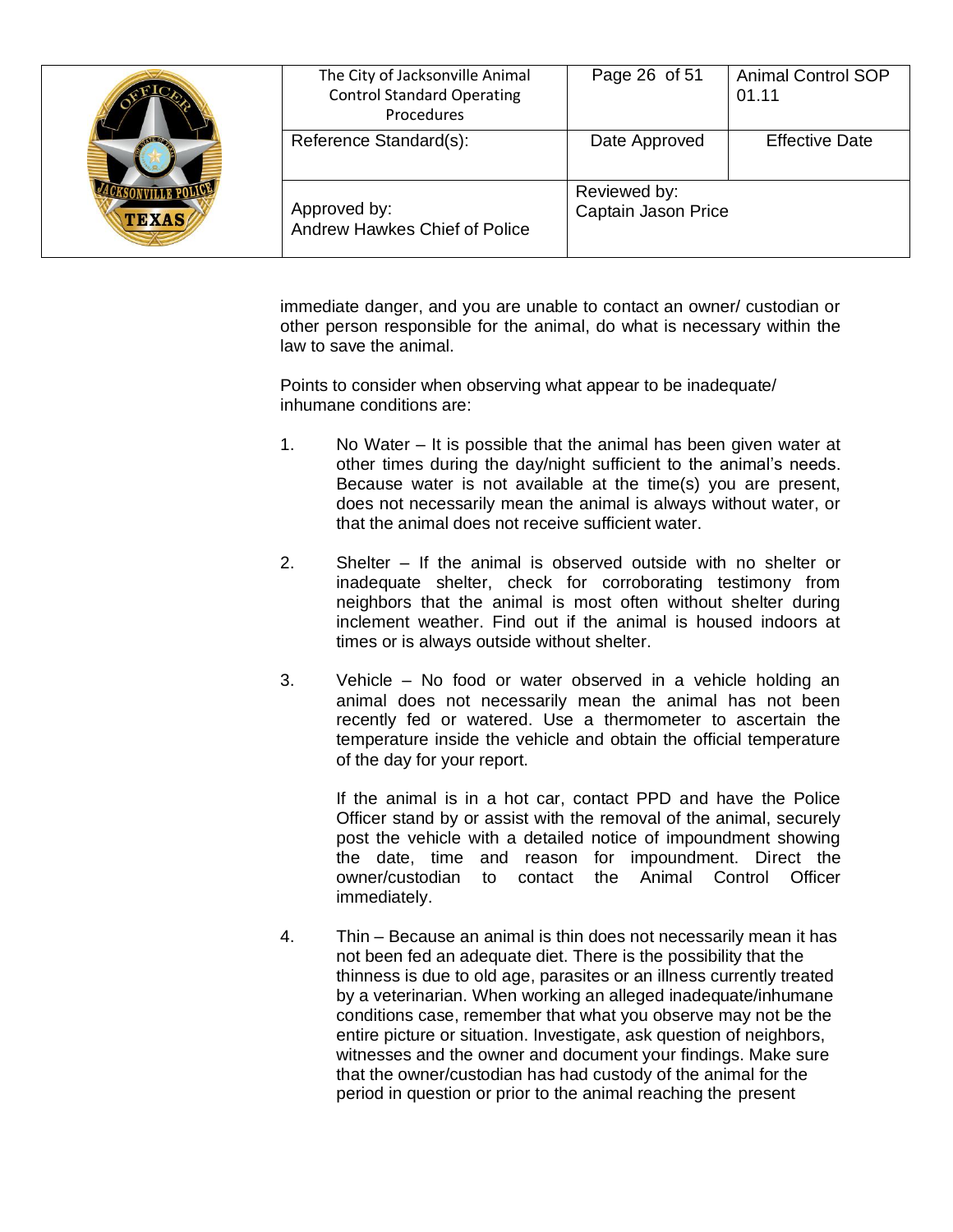immediate danger, and you are unable to contact an owner/ custodian or other person responsible for the animal, do what is necessary within the law to save the animal.

Points to consider when observing what appear to be inadequate/ inhumane conditions are:

1. No Water – It is possible that the animal has been given water at other times during the day/night sufficient to the animal's needs. Because water is not available at the time(s) you are present, does not necessarily mean the animal is always without water, or that the animal does not receive sufficient water.

2. Shelter – If the animal is observed outside with no shelter or inadequate shelter, check for corroborating testimony from neighbors that the animal is most often without shelter during inclement weather. Find out if the animal is housed indoors at times or is always outside without shelter.

3. Vehicle – No food or water observed in a vehicle holding an animal does not necessarily mean the animal has not been recently fed or watered. Use a thermometer to ascertain the temperature inside the vehicle and obtain the official temperature of the day for your report.

   If the animal is in a hot car, contact PPD and have the Police Officer stand by or assist with the removal of the animal, securely post the vehicle with a detailed notice of impoundment showing the date, time and reason for impoundment. Direct the owner/custodian to contact the Animal Control Officer immediately.

4. Thin – Because an animal is thin does not necessarily mean it has not been fed an adequate diet. There is the possibility that the thinness is due to old age, parasites or an illness currently treated by a veterinarian. When working an alleged inadequate/inhumane conditions case, remember that what you observe may not be the entire picture or situation. Investigate, ask question of neighbors, witnesses and the owner and document your findings. Make sure that the owner/custodian has had custody of the animal for the period in question or prior to the animal reaching the present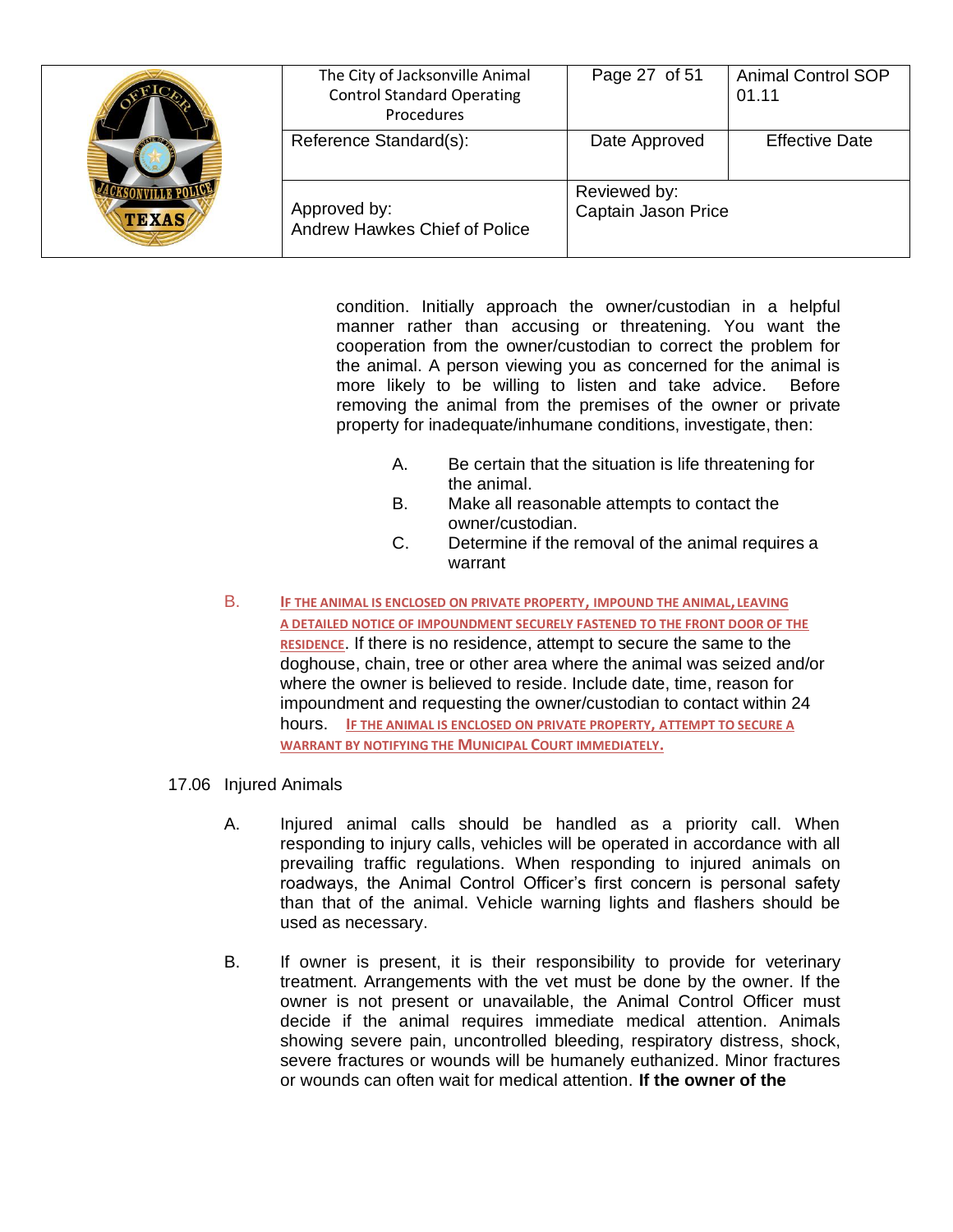condition. Initially approach the owner/custodian in a helpful manner rather than accusing or threatening. You want the cooperation from the owner/custodian to correct the problem for the animal. A person viewing you as concerned for the animal is more likely to be willing to listen and take advice. Before removing the animal from the premises of the owner or private property for inadequate/inhumane conditions, investigate, then:

A. Be certain that the situation is life threatening for the animal.
B. Make all reasonable attempts to contact the owner/custodian.
C. Determine if the removal of the animal requires a warrant

B. IF THE ANIMAL IS ENCLOSED ON PRIVATE PROPERTY, IMPOUND THE ANIMAL, LEAVING A DETAILED NOTICE OF IMPOUNDMENT SECURELY FASTENED TO THE FRONT DOOR OF THE RESIDENCE. If there is no residence, attempt to secure the same to the doghouse, chain, tree or other area where the animal was seized and/or where the owner is believed to reside. Include date, time, reason for impoundment and requesting the owner/custodian to contact within 24 hours. IF THE ANIMAL IS ENCLOSED ON PRIVATE PROPERTY, ATTEMPT TO SECURE A WARRANT BY NOTIFYING THE MUNICIPAL COURT IMMEDIATELY.

17.06 Injured Animals

A. Injured animal calls should be handled as a priority call. When responding to injury calls, vehicles will be operated in accordance with all prevailing traffic regulations. When responding to injured animals on roadways, the Animal Control Officer's first concern is personal safety than that of the animal. Vehicle warning lights and flashers should be used as necessary.

B. If owner is present, it is their responsibility to provide for veterinary treatment. Arrangements with the vet must be done by the owner. If the owner is not present or unavailable, the Animal Control Officer must decide if the animal requires immediate medical attention. Animals showing severe pain, uncontrolled bleeding, respiratory distress, shock, severe fractures or wounds will be humanely euthanized. Minor fractures or wounds can often wait for medical attention. **If the owner of the**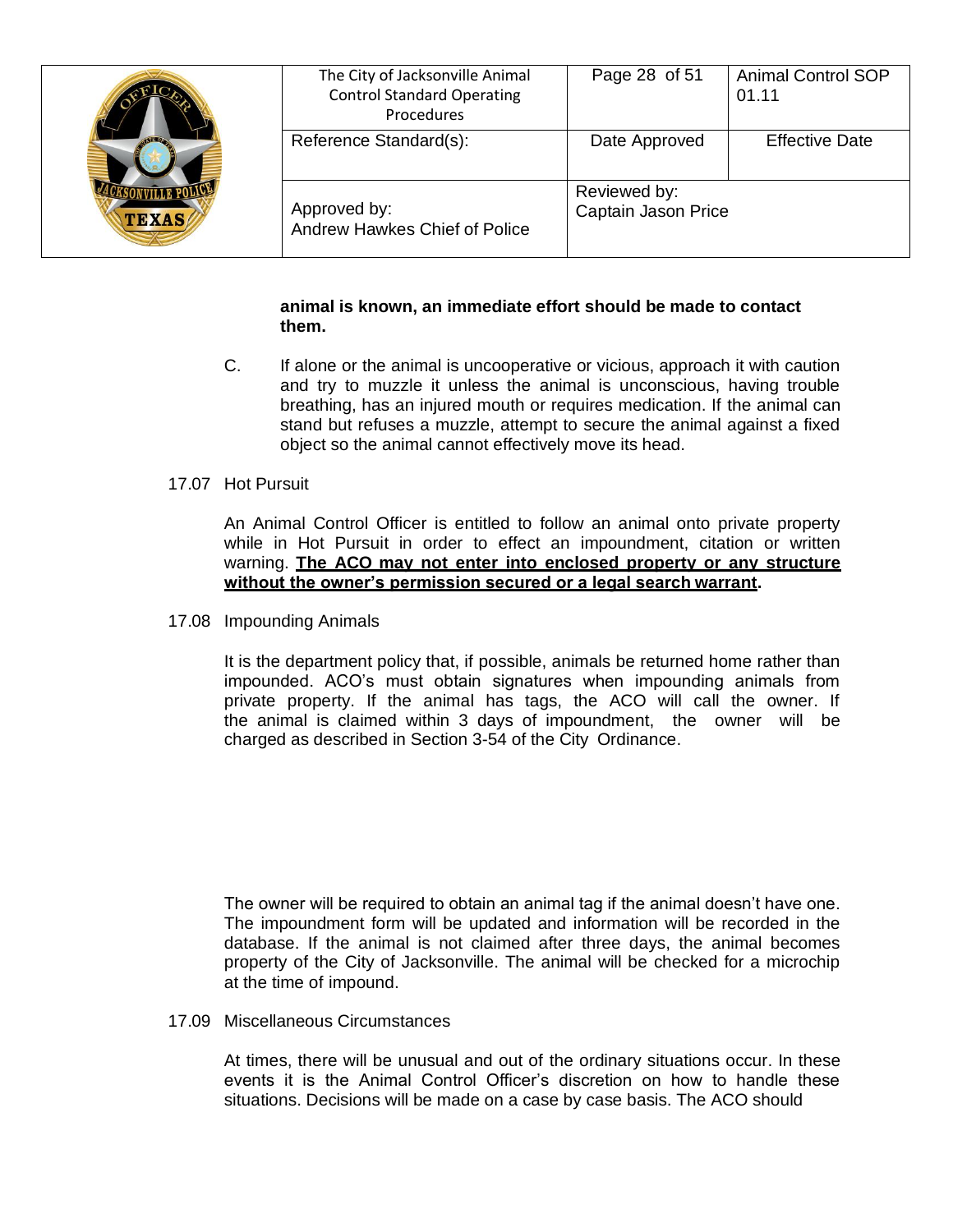**animal is known, an immediate effort should be made to contact them.**

C. If alone or the animal is uncooperative or vicious, approach it with caution and try to muzzle it unless the animal is unconscious, having trouble breathing, has an injured mouth or requires medication. If the animal can stand but refuses a muzzle, attempt to secure the animal against a fixed object so the animal cannot effectively move its head.

17.07 Hot Pursuit

An Animal Control Officer is entitled to follow an animal onto private property while in Hot Pursuit in order to effect an impoundment, citation or written warning. **<u>The ACO may not enter into enclosed property or any structure without the owner's permission secured or a legal search warrant</u>.**

17.08 Impounding Animals

It is the department policy that, if possible, animals be returned home rather than impounded. ACO's must obtain signatures when impounding animals from private property. If the animal has tags, the ACO will call the owner. If the animal is claimed within 3 days of impoundment, the owner will be charged as described in Section 3-54 of the City Ordinance.

The owner will be required to obtain an animal tag if the animal doesn't have one. The impoundment form will be updated and information will be recorded in the database. If the animal is not claimed after three days, the animal becomes property of the City of Jacksonville. The animal will be checked for a microchip at the time of impound.

17.09 Miscellaneous Circumstances

At times, there will be unusual and out of the ordinary situations occur. In these events it is the Animal Control Officer's discretion on how to handle these situations. Decisions will be made on a case by case basis. The ACO should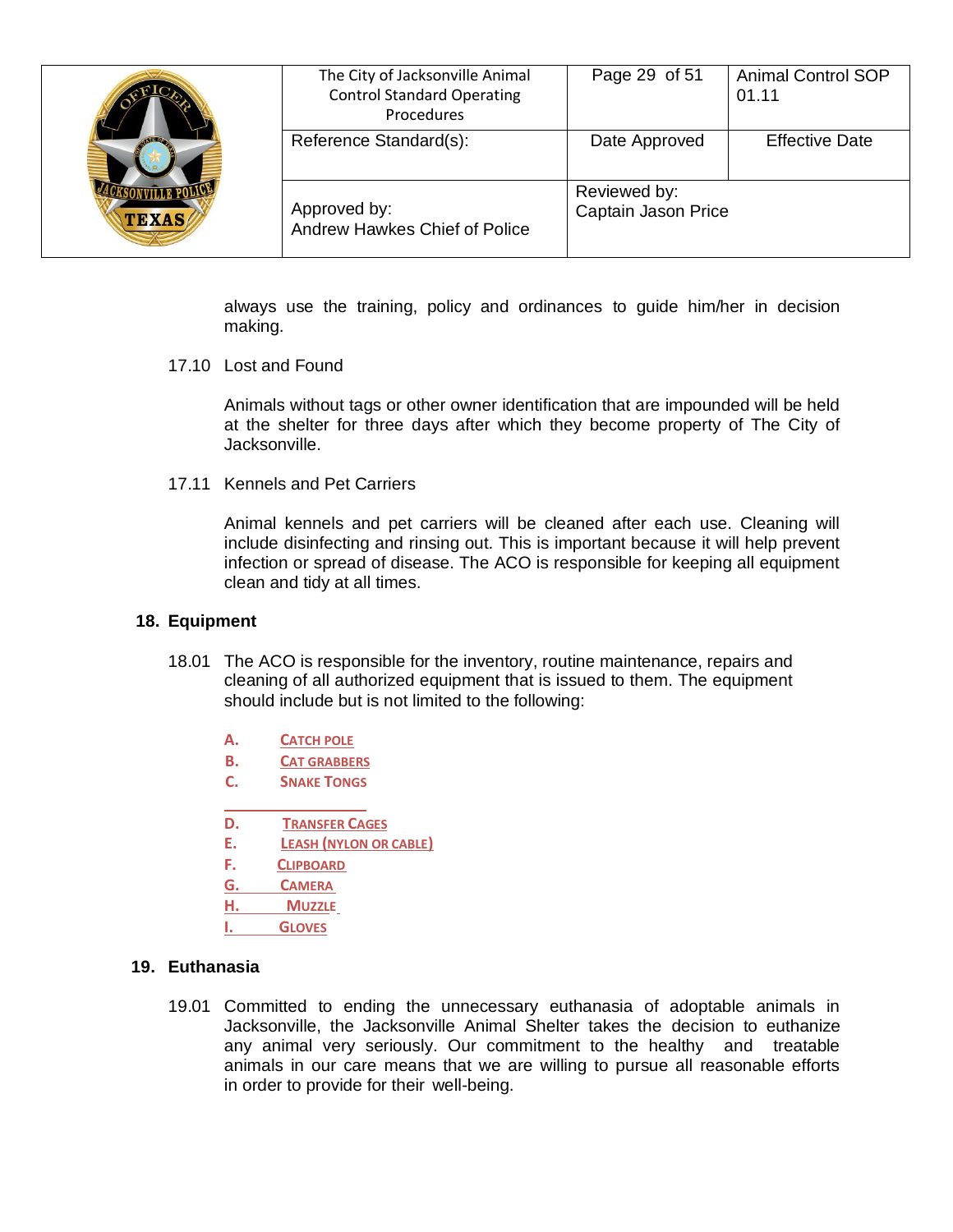always use the training, policy and ordinances to guide him/her in decision making.

17.10 Lost and Found

Animals without tags or other owner identification that are impounded will be held at the shelter for three days after which they become property of The City of Jacksonville.

17.11 Kennels and Pet Carriers

Animal kennels and pet carriers will be cleaned after each use. Cleaning will include disinfecting and rinsing out. This is important because it will help prevent infection or spread of disease. The ACO is responsible for keeping all equipment clean and tidy at all times.

## 18. Equipment

18.01 The ACO is responsible for the inventory, routine maintenance, repairs and cleaning of all authorized equipment that is issued to them. The equipment should include but is not limited to the following:

A. CATCH POLE
B. CAT GRABBERS
C. SNAKE TONGS
D. TRANSFER CAGES
E. LEASH (NYLON OR CABLE)
F. CLIPBOARD
G. CAMERA
H. MUZZLE
I. GLOVES

## 19. Euthanasia

19.01 Committed to ending the unnecessary euthanasia of adoptable animals in Jacksonville, the Jacksonville Animal Shelter takes the decision to euthanize any animal very seriously. Our commitment to the healthy and treatable animals in our care means that we are willing to pursue all reasonable efforts in order to provide for their well-being.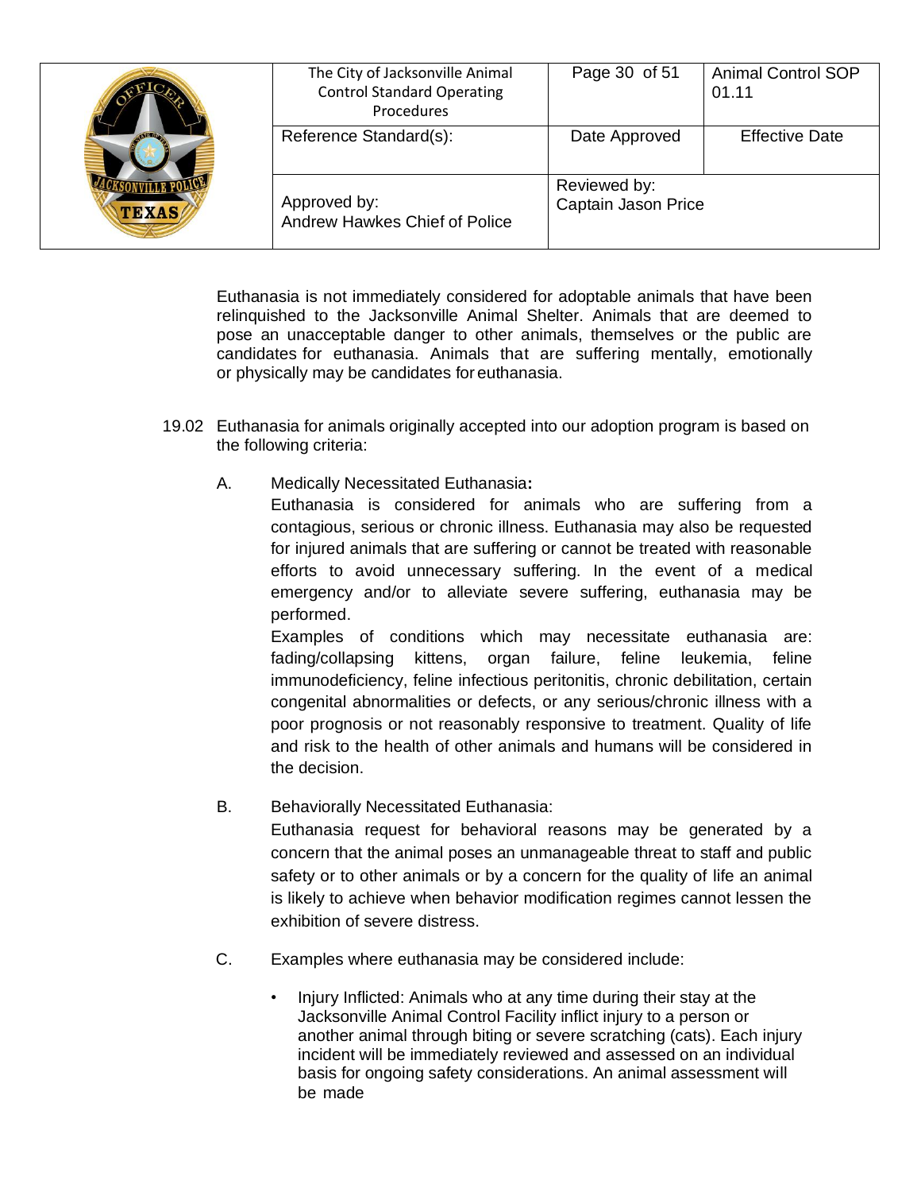Euthanasia is not immediately considered for adoptable animals that have been relinquished to the Jacksonville Animal Shelter. Animals that are deemed to pose an unacceptable danger to other animals, themselves or the public are candidates for euthanasia. Animals that are suffering mentally, emotionally or physically may be candidates for euthanasia.

19.02 Euthanasia for animals originally accepted into our adoption program is based on the following criteria:

A. Medically Necessitated Euthanasia**:**
Euthanasia is considered for animals who are suffering from a contagious, serious or chronic illness. Euthanasia may also be requested for injured animals that are suffering or cannot be treated with reasonable efforts to avoid unnecessary suffering. In the event of a medical emergency and/or to alleviate severe suffering, euthanasia may be performed.
Examples of conditions which may necessitate euthanasia are: fading/collapsing kittens, organ failure, feline leukemia, feline immunodeficiency, feline infectious peritonitis, chronic debilitation, certain congenital abnormalities or defects, or any serious/chronic illness with a poor prognosis or not reasonably responsive to treatment. Quality of life and risk to the health of other animals and humans will be considered in the decision.

B. Behaviorally Necessitated Euthanasia:
Euthanasia request for behavioral reasons may be generated by a concern that the animal poses an unmanageable threat to staff and public safety or to other animals or by a concern for the quality of life an animal is likely to achieve when behavior modification regimes cannot lessen the exhibition of severe distress.

C. Examples where euthanasia may be considered include:

- Injury Inflicted: Animals who at any time during their stay at the Jacksonville Animal Control Facility inflict injury to a person or another animal through biting or severe scratching (cats). Each injury incident will be immediately reviewed and assessed on an individual basis for ongoing safety considerations. An animal assessment will be made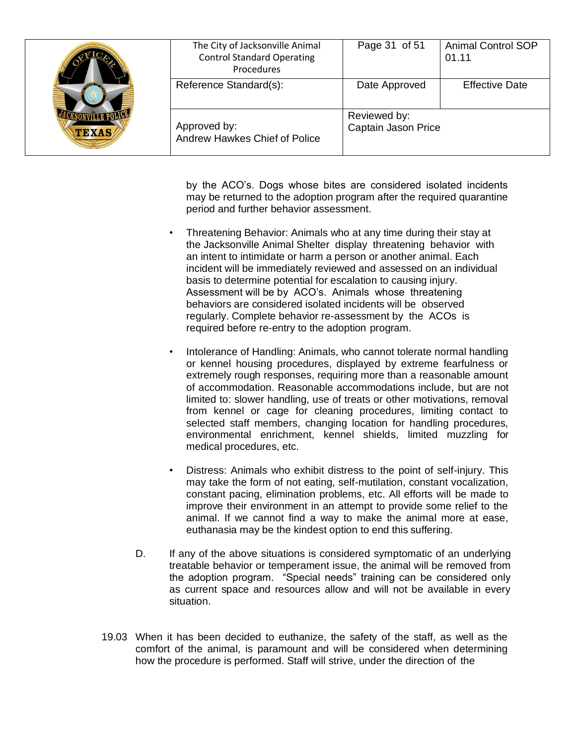by the ACO's. Dogs whose bites are considered isolated incidents may be returned to the adoption program after the required quarantine period and further behavior assessment.

- Threatening Behavior: Animals who at any time during their stay at the Jacksonville Animal Shelter display threatening behavior with an intent to intimidate or harm a person or another animal. Each incident will be immediately reviewed and assessed on an individual basis to determine potential for escalation to causing injury. Assessment will be by ACO's. Animals whose threatening behaviors are considered isolated incidents will be observed regularly. Complete behavior re-assessment by the ACOs is required before re-entry to the adoption program.

- Intolerance of Handling: Animals, who cannot tolerate normal handling or kennel housing procedures, displayed by extreme fearfulness or extremely rough responses, requiring more than a reasonable amount of accommodation. Reasonable accommodations include, but are not limited to: slower handling, use of treats or other motivations, removal from kennel or cage for cleaning procedures, limiting contact to selected staff members, changing location for handling procedures, environmental enrichment, kennel shields, limited muzzling for medical procedures, etc.

- Distress: Animals who exhibit distress to the point of self-injury. This may take the form of not eating, self-mutilation, constant vocalization, constant pacing, elimination problems, etc. All efforts will be made to improve their environment in an attempt to provide some relief to the animal. If we cannot find a way to make the animal more at ease, euthanasia may be the kindest option to end this suffering.

D. If any of the above situations is considered symptomatic of an underlying treatable behavior or temperament issue, the animal will be removed from the adoption program. "Special needs" training can be considered only as current space and resources allow and will not be available in every situation.

19.03 When it has been decided to euthanize, the safety of the staff, as well as the comfort of the animal, is paramount and will be considered when determining how the procedure is performed. Staff will strive, under the direction of the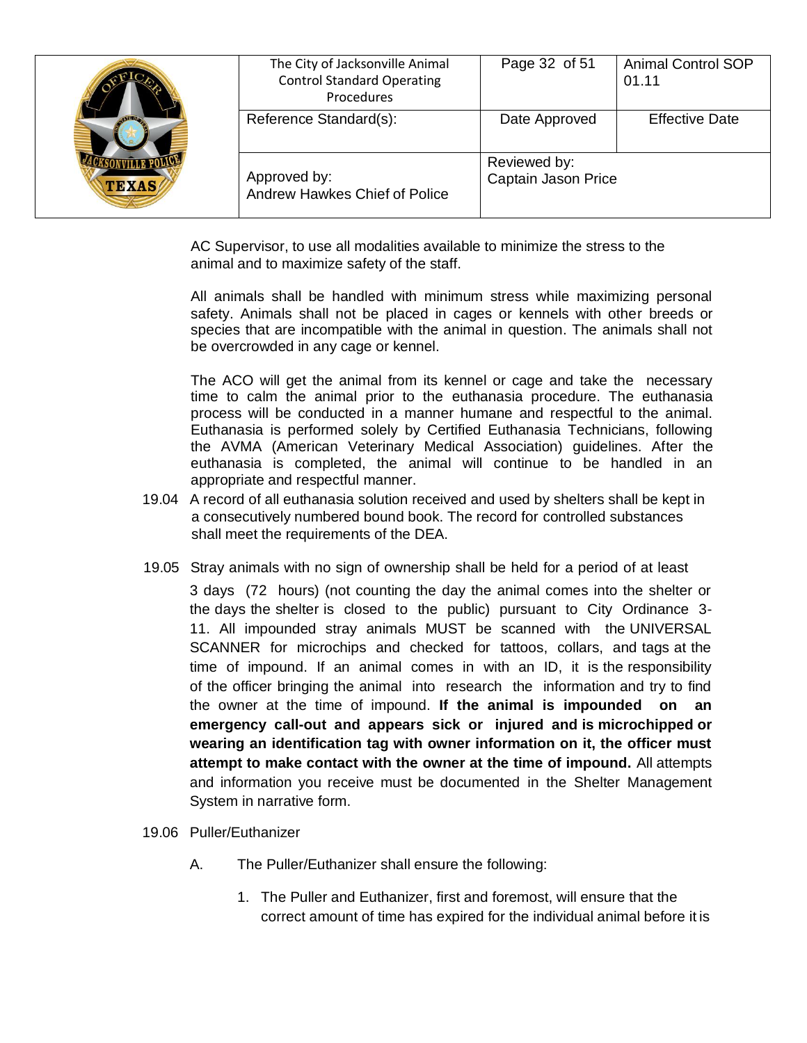AC Supervisor, to use all modalities available to minimize the stress to the animal and to maximize safety of the staff.

All animals shall be handled with minimum stress while maximizing personal safety. Animals shall not be placed in cages or kennels with other breeds or species that are incompatible with the animal in question. The animals shall not be overcrowded in any cage or kennel.

The ACO will get the animal from its kennel or cage and take the necessary time to calm the animal prior to the euthanasia procedure. The euthanasia process will be conducted in a manner humane and respectful to the animal. Euthanasia is performed solely by Certified Euthanasia Technicians, following the AVMA (American Veterinary Medical Association) guidelines. After the euthanasia is completed, the animal will continue to be handled in an appropriate and respectful manner.

19.04 A record of all euthanasia solution received and used by shelters shall be kept in a consecutively numbered bound book. The record for controlled substances shall meet the requirements of the DEA.

19.05 Stray animals with no sign of ownership shall be held for a period of at least 3 days (72 hours) (not counting the day the animal comes into the shelter or the days the shelter is closed to the public) pursuant to City Ordinance 3-11. All impounded stray animals MUST be scanned with the UNIVERSAL SCANNER for microchips and checked for tattoos, collars, and tags at the time of impound. If an animal comes in with an ID, it is the responsibility of the officer bringing the animal into research the information and try to find the owner at the time of impound. **If the animal is impounded on an emergency call-out and appears sick or injured and is microchipped or wearing an identification tag with owner information on it, the officer must attempt to make contact with the owner at the time of impound.** All attempts and information you receive must be documented in the Shelter Management System in narrative form.

19.06 Puller/Euthanizer

A. The Puller/Euthanizer shall ensure the following:

1. The Puller and Euthanizer, first and foremost, will ensure that the correct amount of time has expired for the individual animal before it is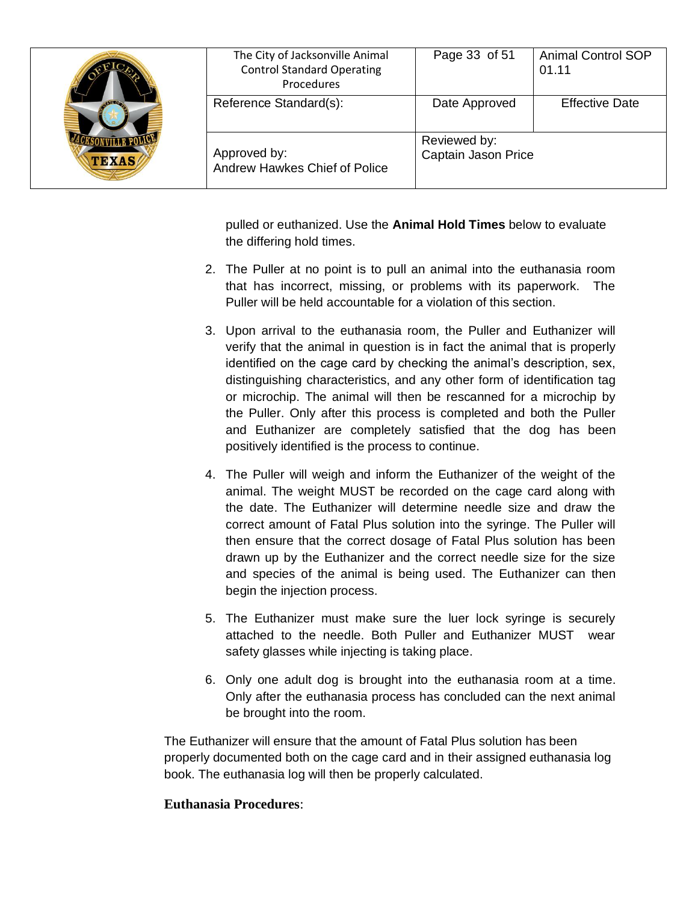pulled or euthanized. Use the **Animal Hold Times** below to evaluate the differing hold times.

2. The Puller at no point is to pull an animal into the euthanasia room that has incorrect, missing, or problems with its paperwork. The Puller will be held accountable for a violation of this section.

3. Upon arrival to the euthanasia room, the Puller and Euthanizer will verify that the animal in question is in fact the animal that is properly identified on the cage card by checking the animal's description, sex, distinguishing characteristics, and any other form of identification tag or microchip. The animal will then be rescanned for a microchip by the Puller. Only after this process is completed and both the Puller and Euthanizer are completely satisfied that the dog has been positively identified is the process to continue.

4. The Puller will weigh and inform the Euthanizer of the weight of the animal. The weight MUST be recorded on the cage card along with the date. The Euthanizer will determine needle size and draw the correct amount of Fatal Plus solution into the syringe. The Puller will then ensure that the correct dosage of Fatal Plus solution has been drawn up by the Euthanizer and the correct needle size for the size and species of the animal is being used. The Euthanizer can then begin the injection process.

5. The Euthanizer must make sure the luer lock syringe is securely attached to the needle. Both Puller and Euthanizer MUST wear safety glasses while injecting is taking place.

6. Only one adult dog is brought into the euthanasia room at a time. Only after the euthanasia process has concluded can the next animal be brought into the room.

The Euthanizer will ensure that the amount of Fatal Plus solution has been properly documented both on the cage card and in their assigned euthanasia log book. The euthanasia log will then be properly calculated.

**Euthanasia Procedures**: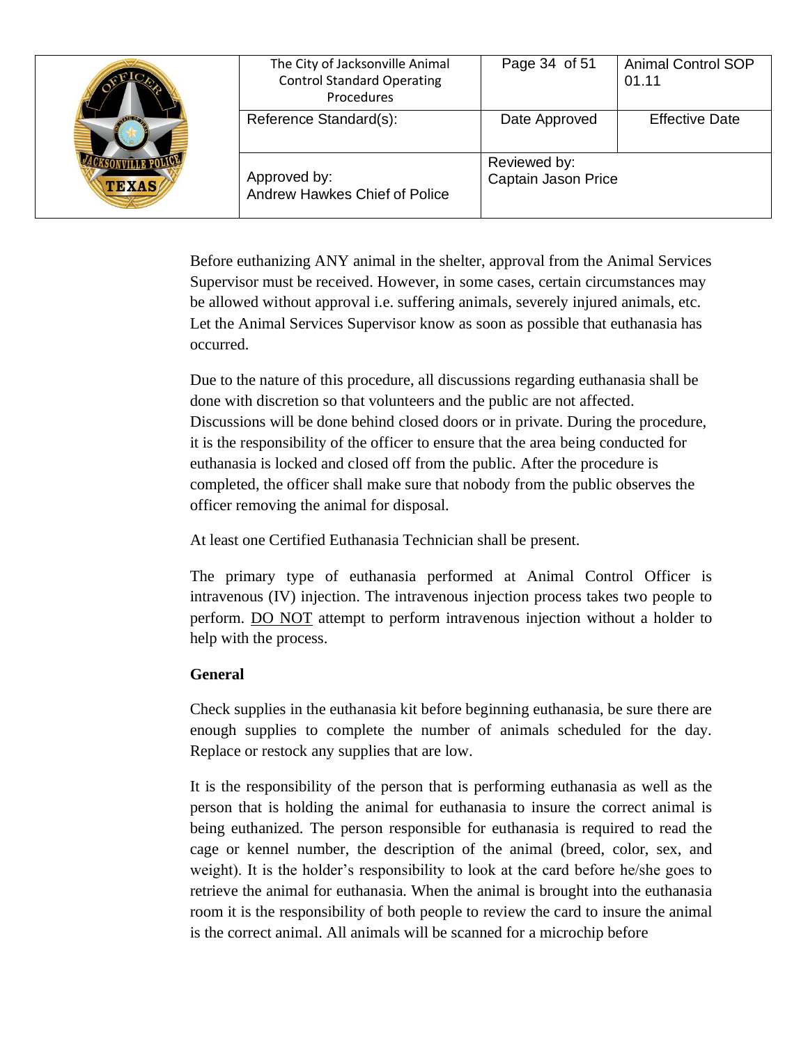Before euthanizing ANY animal in the shelter, approval from the Animal Services Supervisor must be received. However, in some cases, certain circumstances may be allowed without approval i.e. suffering animals, severely injured animals, etc. Let the Animal Services Supervisor know as soon as possible that euthanasia has occurred.

Due to the nature of this procedure, all discussions regarding euthanasia shall be done with discretion so that volunteers and the public are not affected. Discussions will be done behind closed doors or in private. During the procedure, it is the responsibility of the officer to ensure that the area being conducted for euthanasia is locked and closed off from the public. After the procedure is completed, the officer shall make sure that nobody from the public observes the officer removing the animal for disposal.

At least one Certified Euthanasia Technician shall be present.

The primary type of euthanasia performed at Animal Control Officer is intravenous (IV) injection. The intravenous injection process takes two people to perform. DO NOT attempt to perform intravenous injection without a holder to help with the process.

**General**

Check supplies in the euthanasia kit before beginning euthanasia, be sure there are enough supplies to complete the number of animals scheduled for the day. Replace or restock any supplies that are low.

It is the responsibility of the person that is performing euthanasia as well as the person that is holding the animal for euthanasia to insure the correct animal is being euthanized. The person responsible for euthanasia is required to read the cage or kennel number, the description of the animal (breed, color, sex, and weight). It is the holder's responsibility to look at the card before he/she goes to retrieve the animal for euthanasia. When the animal is brought into the euthanasia room it is the responsibility of both people to review the card to insure the animal is the correct animal. All animals will be scanned for a microchip before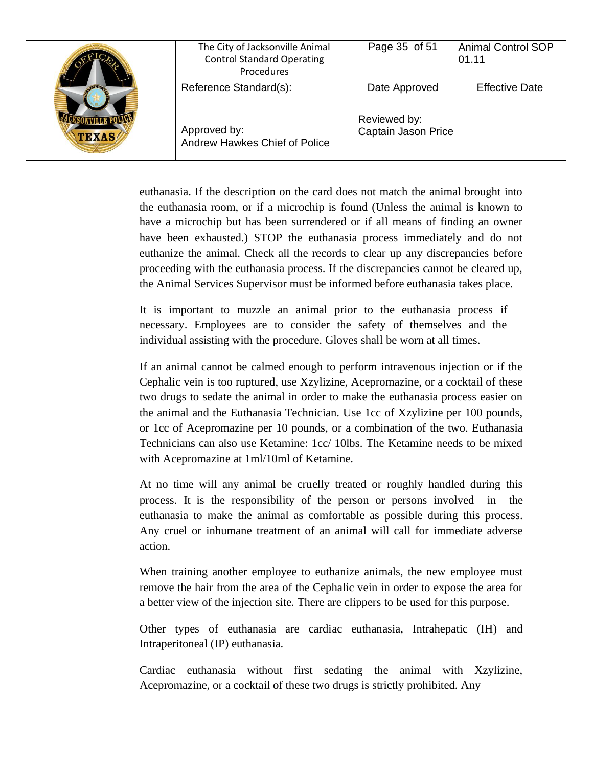euthanasia. If the description on the card does not match the animal brought into the euthanasia room, or if a microchip is found (Unless the animal is known to have a microchip but has been surrendered or if all means of finding an owner have been exhausted.) STOP the euthanasia process immediately and do not euthanize the animal. Check all the records to clear up any discrepancies before proceeding with the euthanasia process. If the discrepancies cannot be cleared up, the Animal Services Supervisor must be informed before euthanasia takes place.

It is important to muzzle an animal prior to the euthanasia process if necessary. Employees are to consider the safety of themselves and the individual assisting with the procedure. Gloves shall be worn at all times.

If an animal cannot be calmed enough to perform intravenous injection or if the Cephalic vein is too ruptured, use Xzylizine, Acepromazine, or a cocktail of these two drugs to sedate the animal in order to make the euthanasia process easier on the animal and the Euthanasia Technician. Use 1cc of Xzylizine per 100 pounds, or 1cc of Acepromazine per 10 pounds, or a combination of the two. Euthanasia Technicians can also use Ketamine: 1cc/ 10lbs. The Ketamine needs to be mixed with Acepromazine at 1ml/10ml of Ketamine.

At no time will any animal be cruelly treated or roughly handled during this process. It is the responsibility of the person or persons involved in the euthanasia to make the animal as comfortable as possible during this process. Any cruel or inhumane treatment of an animal will call for immediate adverse action.

When training another employee to euthanize animals, the new employee must remove the hair from the area of the Cephalic vein in order to expose the area for a better view of the injection site. There are clippers to be used for this purpose.

Other types of euthanasia are cardiac euthanasia, Intrahepatic (IH) and Intraperitoneal (IP) euthanasia.

Cardiac euthanasia without first sedating the animal with Xzylizine, Acepromazine, or a cocktail of these two drugs is strictly prohibited. Any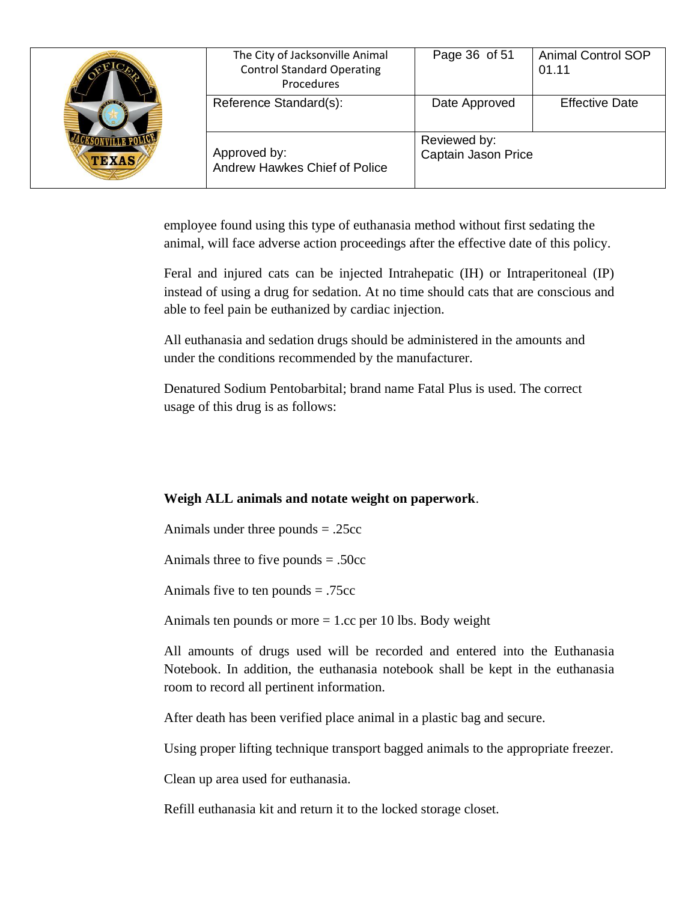employee found using this type of euthanasia method without first sedating the animal, will face adverse action proceedings after the effective date of this policy.

Feral and injured cats can be injected Intrahepatic (IH) or Intraperitoneal (IP) instead of using a drug for sedation. At no time should cats that are conscious and able to feel pain be euthanized by cardiac injection.

All euthanasia and sedation drugs should be administered in the amounts and under the conditions recommended by the manufacturer.

Denatured Sodium Pentobarbital; brand name Fatal Plus is used. The correct usage of this drug is as follows:

**Weigh ALL animals and notate weight on paperwork**.

Animals under three pounds = .25cc

Animals three to five pounds = .50cc

Animals five to ten pounds = .75cc

Animals ten pounds or more = 1.cc per 10 lbs. Body weight

All amounts of drugs used will be recorded and entered into the Euthanasia Notebook. In addition, the euthanasia notebook shall be kept in the euthanasia room to record all pertinent information.

After death has been verified place animal in a plastic bag and secure.

Using proper lifting technique transport bagged animals to the appropriate freezer.

Clean up area used for euthanasia.

Refill euthanasia kit and return it to the locked storage closet.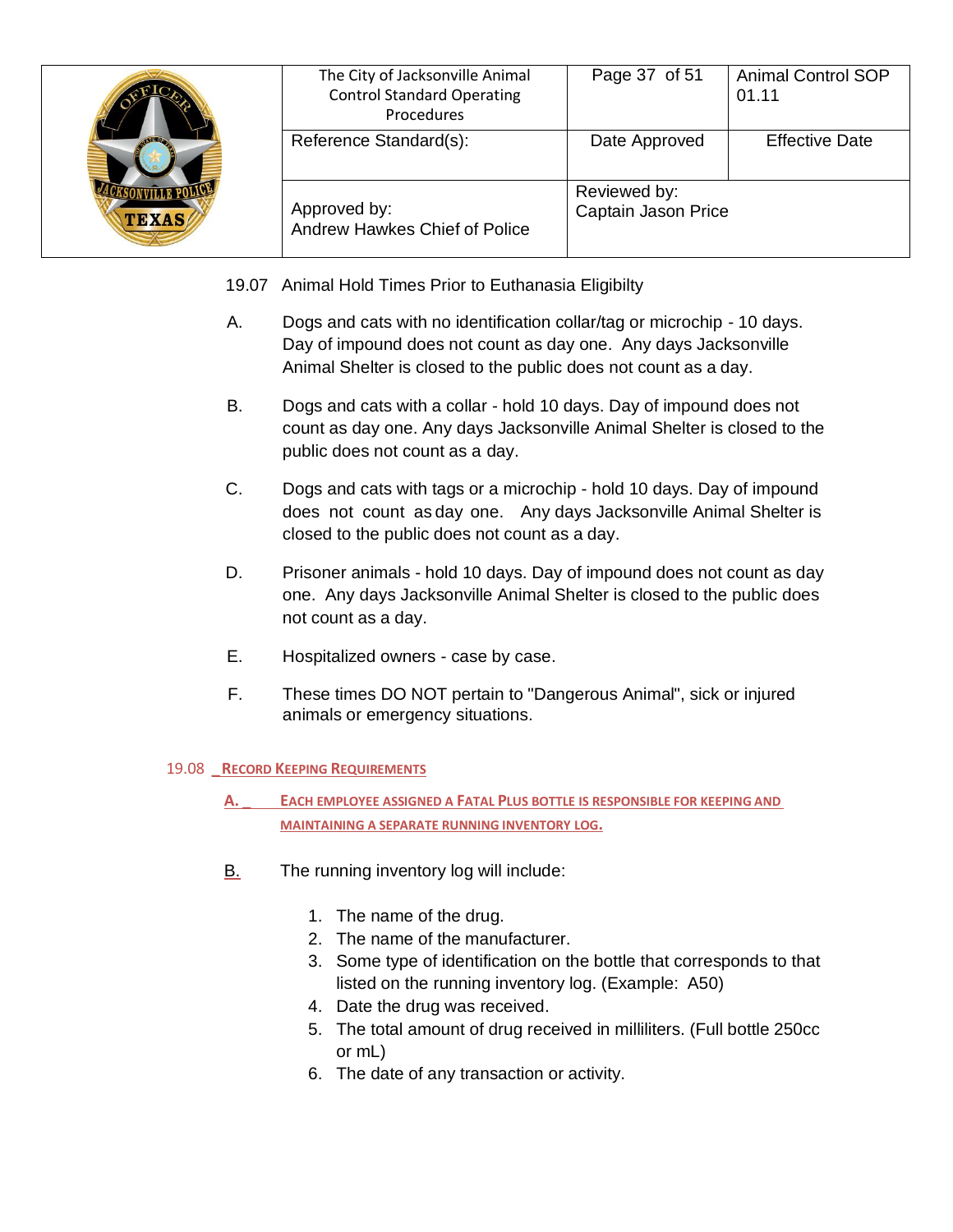19.07 Animal Hold Times Prior to Euthanasia Eligibilty

A. Dogs and cats with no identification collar/tag or microchip - 10 days. Day of impound does not count as day one. Any days Jacksonville Animal Shelter is closed to the public does not count as a day.

B. Dogs and cats with a collar - hold 10 days. Day of impound does not count as day one. Any days Jacksonville Animal Shelter is closed to the public does not count as a day.

C. Dogs and cats with tags or a microchip - hold 10 days. Day of impound does not count as day one. Any days Jacksonville Animal Shelter is closed to the public does not count as a day.

D. Prisoner animals - hold 10 days. Day of impound does not count as day one. Any days Jacksonville Animal Shelter is closed to the public does not count as a day.

E. Hospitalized owners - case by case.

F. These times DO NOT pertain to "Dangerous Animal", sick or injured animals or emergency situations.

## 19.08 RECORD KEEPING REQUIREMENTS

A. EACH EMPLOYEE ASSIGNED A FATAL PLUS BOTTLE IS RESPONSIBLE FOR KEEPING AND MAINTAINING A SEPARATE RUNNING INVENTORY LOG.

B. The running inventory log will include:

1. The name of the drug.
2. The name of the manufacturer.
3. Some type of identification on the bottle that corresponds to that listed on the running inventory log. (Example: A50)
4. Date the drug was received.
5. The total amount of drug received in milliliters. (Full bottle 250cc or mL)
6. The date of any transaction or activity.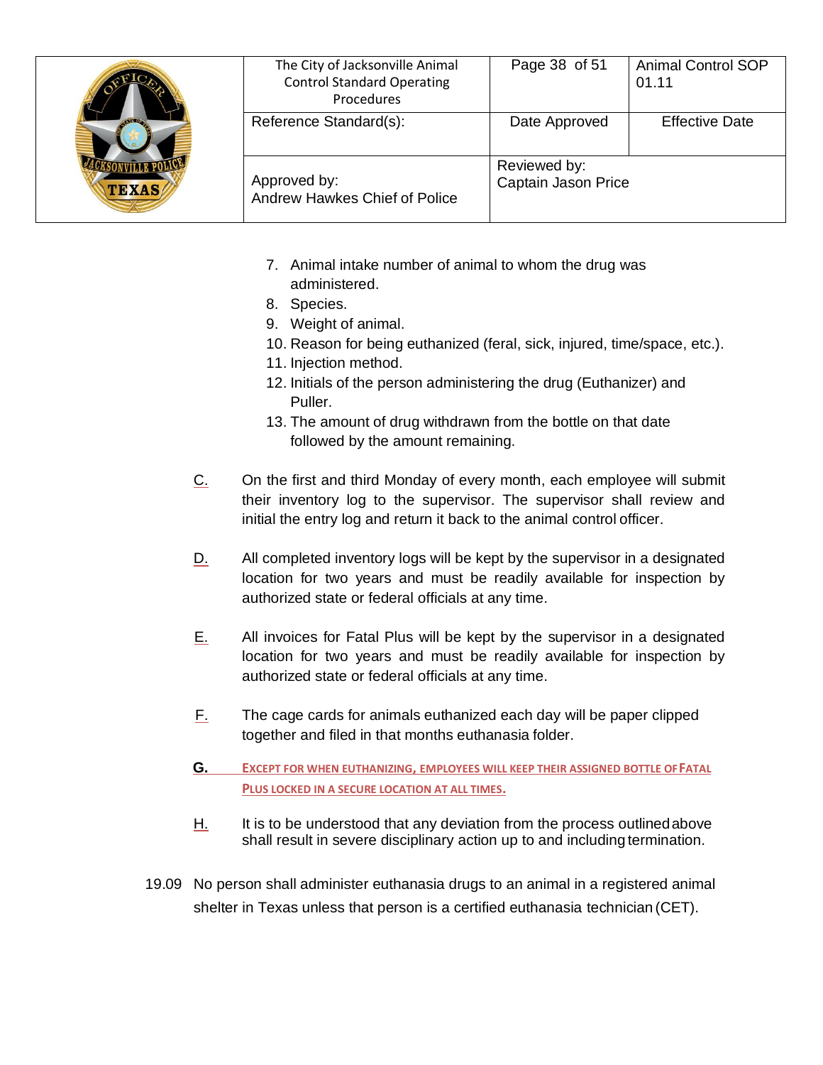7. Animal intake number of animal to whom the drug was administered.
8. Species.
9. Weight of animal.
10. Reason for being euthanized (feral, sick, injured, time/space, etc.).
11. Injection method.
12. Initials of the person administering the drug (Euthanizer) and Puller.
13. The amount of drug withdrawn from the bottle on that date followed by the amount remaining.

C. On the first and third Monday of every month, each employee will submit their inventory log to the supervisor. The supervisor shall review and initial the entry log and return it back to the animal control officer.

D. All completed inventory logs will be kept by the supervisor in a designated location for two years and must be readily available for inspection by authorized state or federal officials at any time.

E. All invoices for Fatal Plus will be kept by the supervisor in a designated location for two years and must be readily available for inspection by authorized state or federal officials at any time.

F. The cage cards for animals euthanized each day will be paper clipped together and filed in that months euthanasia folder.

**G.** EXCEPT FOR WHEN EUTHANIZING, EMPLOYEES WILL KEEP THEIR ASSIGNED BOTTLE OF FATAL PLUS LOCKED IN A SECURE LOCATION AT ALL TIMES.

H. It is to be understood that any deviation from the process outlined above shall result in severe disciplinary action up to and including termination.

19.09 No person shall administer euthanasia drugs to an animal in a registered animal shelter in Texas unless that person is a certified euthanasia technician (CET).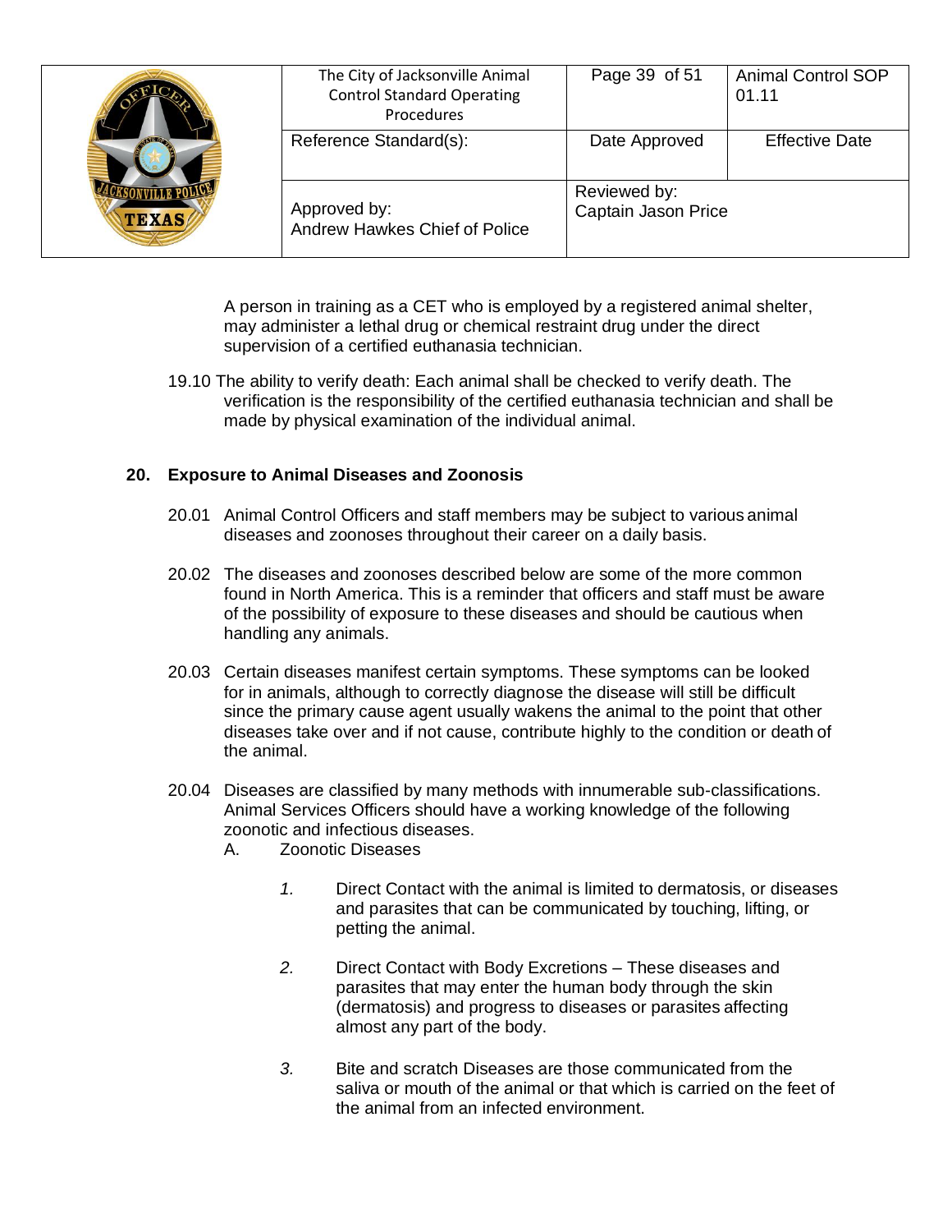A person in training as a CET who is employed by a registered animal shelter, may administer a lethal drug or chemical restraint drug under the direct supervision of a certified euthanasia technician.

19.10 The ability to verify death: Each animal shall be checked to verify death. The verification is the responsibility of the certified euthanasia technician and shall be made by physical examination of the individual animal.

## 20. Exposure to Animal Diseases and Zoonosis

20.01 Animal Control Officers and staff members may be subject to various animal diseases and zoonoses throughout their career on a daily basis.

20.02 The diseases and zoonoses described below are some of the more common found in North America. This is a reminder that officers and staff must be aware of the possibility of exposure to these diseases and should be cautious when handling any animals.

20.03 Certain diseases manifest certain symptoms. These symptoms can be looked for in animals, although to correctly diagnose the disease will still be difficult since the primary cause agent usually wakens the animal to the point that other diseases take over and if not cause, contribute highly to the condition or death of the animal.

20.04 Diseases are classified by many methods with innumerable sub-classifications. Animal Services Officers should have a working knowledge of the following zoonotic and infectious diseases.

A. Zoonotic Diseases

*1.* Direct Contact with the animal is limited to dermatosis, or diseases and parasites that can be communicated by touching, lifting, or petting the animal.

*2.* Direct Contact with Body Excretions – These diseases and parasites that may enter the human body through the skin (dermatosis) and progress to diseases or parasites affecting almost any part of the body.

*3.* Bite and scratch Diseases are those communicated from the saliva or mouth of the animal or that which is carried on the feet of the animal from an infected environment.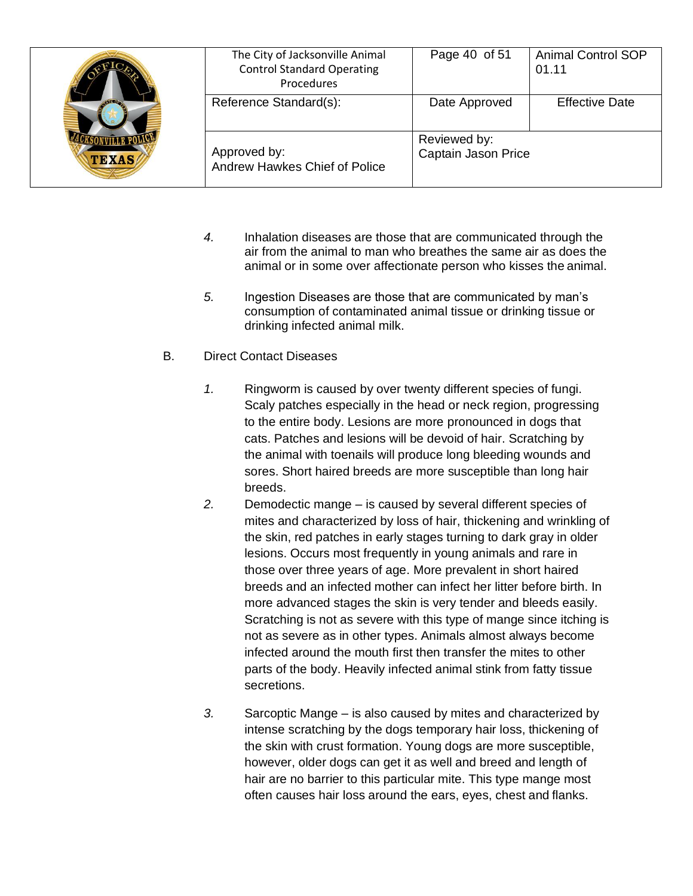4. Inhalation diseases are those that are communicated through the air from the animal to man who breathes the same air as does the animal or in some over affectionate person who kisses the animal.

5. Ingestion Diseases are those that are communicated by man's consumption of contaminated animal tissue or drinking tissue or drinking infected animal milk.

B. Direct Contact Diseases

1. Ringworm is caused by over twenty different species of fungi. Scaly patches especially in the head or neck region, progressing to the entire body. Lesions are more pronounced in dogs that cats. Patches and lesions will be devoid of hair. Scratching by the animal with toenails will produce long bleeding wounds and sores. Short haired breeds are more susceptible than long hair breeds.
2. Demodectic mange – is caused by several different species of mites and characterized by loss of hair, thickening and wrinkling of the skin, red patches in early stages turning to dark gray in older lesions. Occurs most frequently in young animals and rare in those over three years of age. More prevalent in short haired breeds and an infected mother can infect her litter before birth. In more advanced stages the skin is very tender and bleeds easily. Scratching is not as severe with this type of mange since itching is not as severe as in other types. Animals almost always become infected around the mouth first then transfer the mites to other parts of the body. Heavily infected animal stink from fatty tissue secretions.

3. Sarcoptic Mange – is also caused by mites and characterized by intense scratching by the dogs temporary hair loss, thickening of the skin with crust formation. Young dogs are more susceptible, however, older dogs can get it as well and breed and length of hair are no barrier to this particular mite. This type mange most often causes hair loss around the ears, eyes, chest and flanks.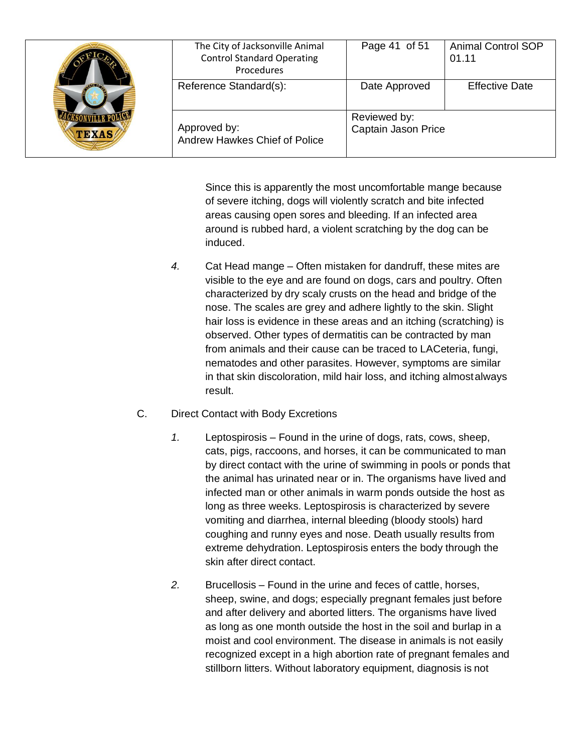Since this is apparently the most uncomfortable mange because of severe itching, dogs will violently scratch and bite infected areas causing open sores and bleeding. If an infected area around is rubbed hard, a violent scratching by the dog can be induced.

4. Cat Head mange – Often mistaken for dandruff, these mites are visible to the eye and are found on dogs, cars and poultry. Often characterized by dry scaly crusts on the head and bridge of the nose. The scales are grey and adhere lightly to the skin. Slight hair loss is evidence in these areas and an itching (scratching) is observed. Other types of dermatitis can be contracted by man from animals and their cause can be traced to LACeteria, fungi, nematodes and other parasites. However, symptoms are similar in that skin discoloration, mild hair loss, and itching almost always result.

C. Direct Contact with Body Excretions

1. Leptospirosis – Found in the urine of dogs, rats, cows, sheep, cats, pigs, raccoons, and horses, it can be communicated to man by direct contact with the urine of swimming in pools or ponds that the animal has urinated near or in. The organisms have lived and infected man or other animals in warm ponds outside the host as long as three weeks. Leptospirosis is characterized by severe vomiting and diarrhea, internal bleeding (bloody stools) hard coughing and runny eyes and nose. Death usually results from extreme dehydration. Leptospirosis enters the body through the skin after direct contact.

2. Brucellosis – Found in the urine and feces of cattle, horses, sheep, swine, and dogs; especially pregnant females just before and after delivery and aborted litters. The organisms have lived as long as one month outside the host in the soil and burlap in a moist and cool environment. The disease in animals is not easily recognized except in a high abortion rate of pregnant females and stillborn litters. Without laboratory equipment, diagnosis is not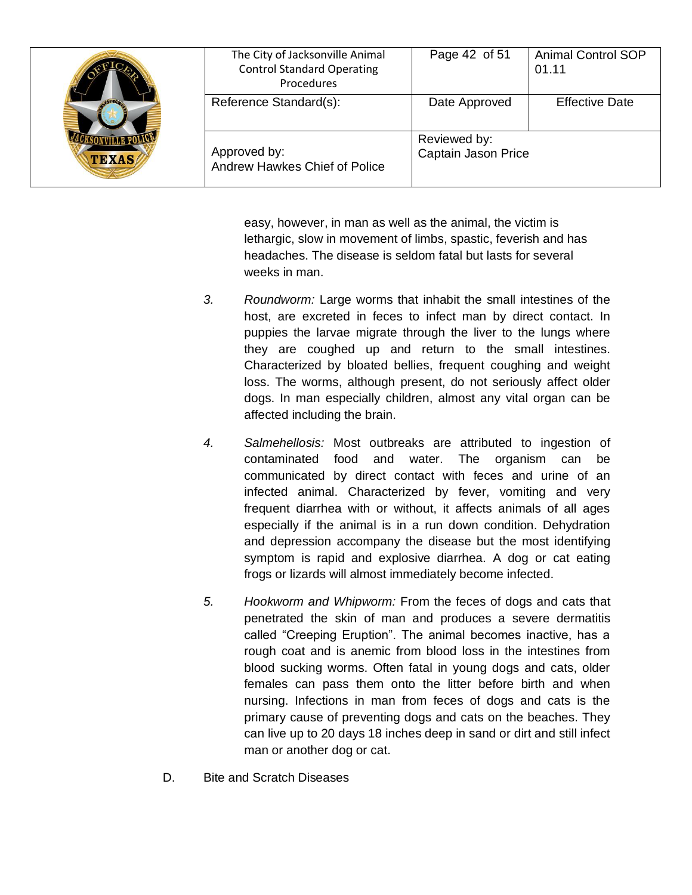easy, however, in man as well as the animal, the victim is lethargic, slow in movement of limbs, spastic, feverish and has headaches. The disease is seldom fatal but lasts for several weeks in man.

3. *Roundworm:* Large worms that inhabit the small intestines of the host, are excreted in feces to infect man by direct contact. In puppies the larvae migrate through the liver to the lungs where they are coughed up and return to the small intestines. Characterized by bloated bellies, frequent coughing and weight loss. The worms, although present, do not seriously affect older dogs. In man especially children, almost any vital organ can be affected including the brain.

4. *Salmehellosis:* Most outbreaks are attributed to ingestion of contaminated food and water. The organism can be communicated by direct contact with feces and urine of an infected animal. Characterized by fever, vomiting and very frequent diarrhea with or without, it affects animals of all ages especially if the animal is in a run down condition. Dehydration and depression accompany the disease but the most identifying symptom is rapid and explosive diarrhea. A dog or cat eating frogs or lizards will almost immediately become infected.

5. *Hookworm and Whipworm:* From the feces of dogs and cats that penetrated the skin of man and produces a severe dermatitis called "Creeping Eruption". The animal becomes inactive, has a rough coat and is anemic from blood loss in the intestines from blood sucking worms. Often fatal in young dogs and cats, older females can pass them onto the litter before birth and when nursing. Infections in man from feces of dogs and cats is the primary cause of preventing dogs and cats on the beaches. They can live up to 20 days 18 inches deep in sand or dirt and still infect man or another dog or cat.

D. Bite and Scratch Diseases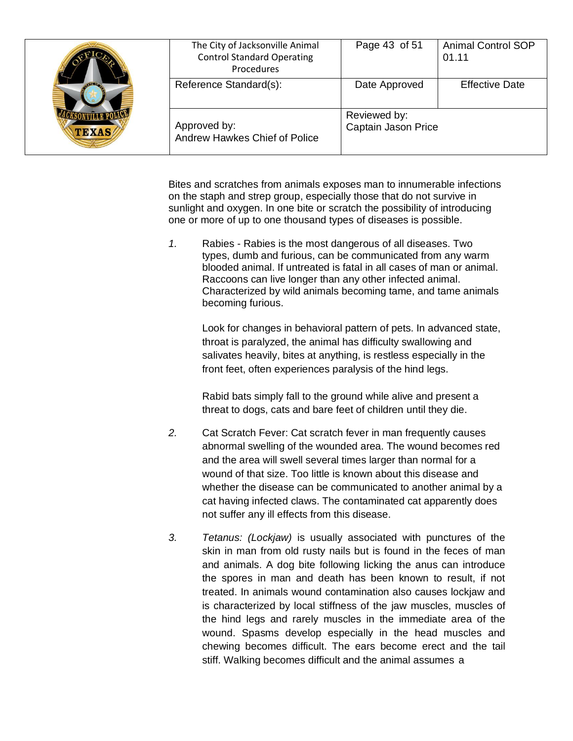Bites and scratches from animals exposes man to innumerable infections on the staph and strep group, especially those that do not survive in sunlight and oxygen. In one bite or scratch the possibility of introducing one or more of up to one thousand types of diseases is possible.

1. Rabies - Rabies is the most dangerous of all diseases. Two types, dumb and furious, can be communicated from any warm blooded animal. If untreated is fatal in all cases of man or animal. Raccoons can live longer than any other infected animal. Characterized by wild animals becoming tame, and tame animals becoming furious.

   Look for changes in behavioral pattern of pets. In advanced state, throat is paralyzed, the animal has difficulty swallowing and salivates heavily, bites at anything, is restless especially in the front feet, often experiences paralysis of the hind legs.

   Rabid bats simply fall to the ground while alive and present a threat to dogs, cats and bare feet of children until they die.

2. Cat Scratch Fever: Cat scratch fever in man frequently causes abnormal swelling of the wounded area. The wound becomes red and the area will swell several times larger than normal for a wound of that size. Too little is known about this disease and whether the disease can be communicated to another animal by a cat having infected claws. The contaminated cat apparently does not suffer any ill effects from this disease.

3. *Tetanus: (Lockjaw)* is usually associated with punctures of the skin in man from old rusty nails but is found in the feces of man and animals. A dog bite following licking the anus can introduce the spores in man and death has been known to result, if not treated. In animals wound contamination also causes lockjaw and is characterized by local stiffness of the jaw muscles, muscles of the hind legs and rarely muscles in the immediate area of the wound. Spasms develop especially in the head muscles and chewing becomes difficult. The ears become erect and the tail stiff. Walking becomes difficult and the animal assumes a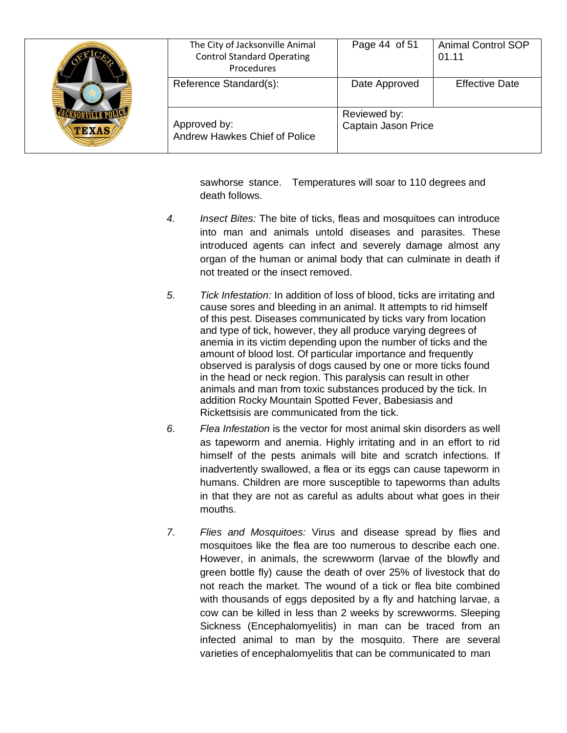sawhorse stance. Temperatures will soar to 110 degrees and death follows.

4. *Insect Bites:* The bite of ticks, fleas and mosquitoes can introduce into man and animals untold diseases and parasites. These introduced agents can infect and severely damage almost any organ of the human or animal body that can culminate in death if not treated or the insect removed.

5. *Tick Infestation:* In addition of loss of blood, ticks are irritating and cause sores and bleeding in an animal. It attempts to rid himself of this pest. Diseases communicated by ticks vary from location and type of tick, however, they all produce varying degrees of anemia in its victim depending upon the number of ticks and the amount of blood lost. Of particular importance and frequently observed is paralysis of dogs caused by one or more ticks found in the head or neck region. This paralysis can result in other animals and man from toxic substances produced by the tick. In addition Rocky Mountain Spotted Fever, Babesiasis and Rickettsisis are communicated from the tick.

6. *Flea Infestation* is the vector for most animal skin disorders as well as tapeworm and anemia. Highly irritating and in an effort to rid himself of the pests animals will bite and scratch infections. If inadvertently swallowed, a flea or its eggs can cause tapeworm in humans. Children are more susceptible to tapeworms than adults in that they are not as careful as adults about what goes in their mouths.

7. *Flies and Mosquitoes:* Virus and disease spread by flies and mosquitoes like the flea are too numerous to describe each one. However, in animals, the screwworm (larvae of the blowfly and green bottle fly) cause the death of over 25% of livestock that do not reach the market. The wound of a tick or flea bite combined with thousands of eggs deposited by a fly and hatching larvae, a cow can be killed in less than 2 weeks by screwworms. Sleeping Sickness (Encephalomyelitis) in man can be traced from an infected animal to man by the mosquito. There are several varieties of encephalomyelitis that can be communicated to man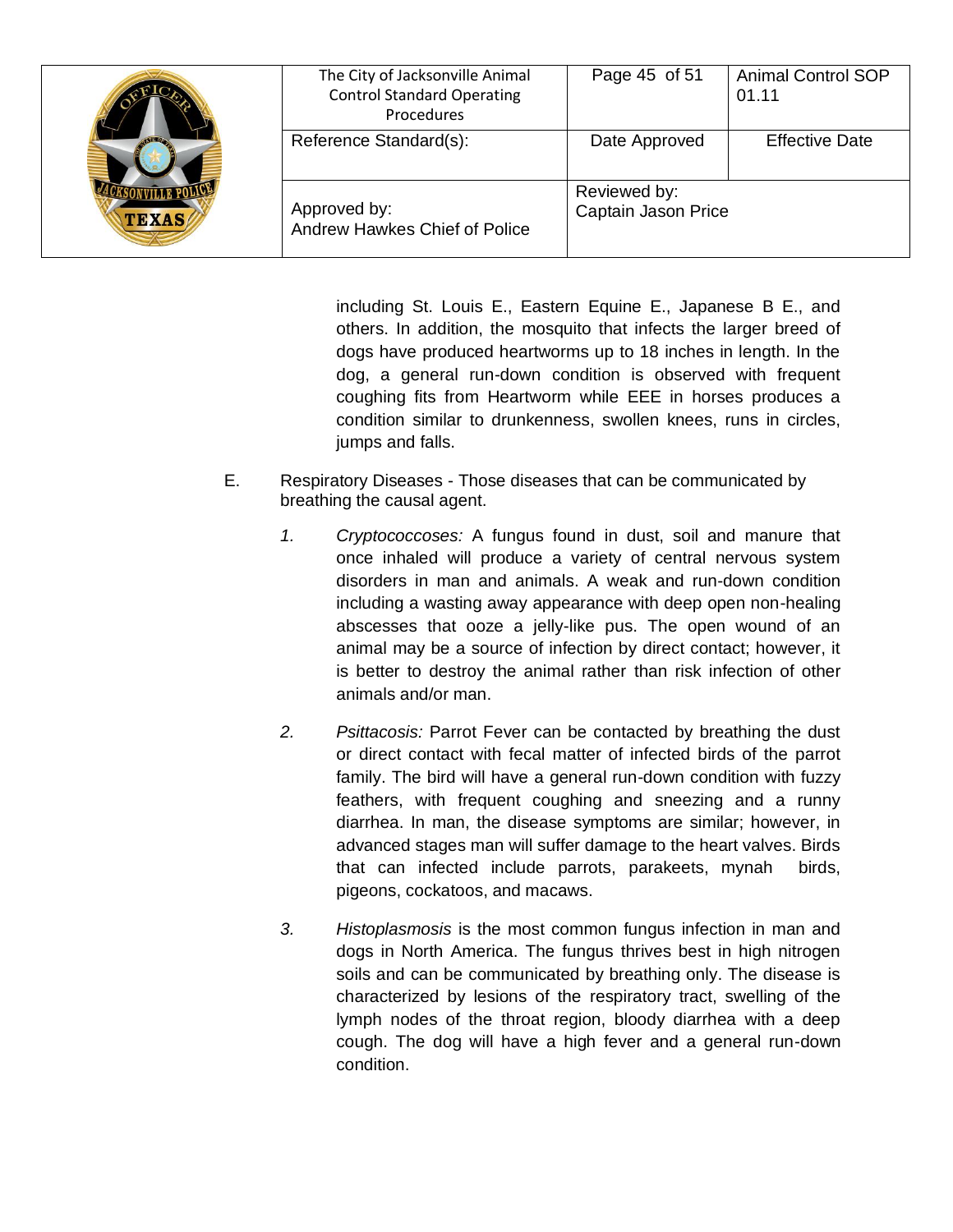including St. Louis E., Eastern Equine E., Japanese B E., and others. In addition, the mosquito that infects the larger breed of dogs have produced heartworms up to 18 inches in length. In the dog, a general run-down condition is observed with frequent coughing fits from Heartworm while EEE in horses produces a condition similar to drunkenness, swollen knees, runs in circles, jumps and falls.

E. Respiratory Diseases - Those diseases that can be communicated by breathing the causal agent.

1. *Cryptococcoses:* A fungus found in dust, soil and manure that once inhaled will produce a variety of central nervous system disorders in man and animals. A weak and run-down condition including a wasting away appearance with deep open non-healing abscesses that ooze a jelly-like pus. The open wound of an animal may be a source of infection by direct contact; however, it is better to destroy the animal rather than risk infection of other animals and/or man.

2. *Psittacosis:* Parrot Fever can be contacted by breathing the dust or direct contact with fecal matter of infected birds of the parrot family. The bird will have a general run-down condition with fuzzy feathers, with frequent coughing and sneezing and a runny diarrhea. In man, the disease symptoms are similar; however, in advanced stages man will suffer damage to the heart valves. Birds that can infected include parrots, parakeets, mynah birds, pigeons, cockatoos, and macaws.

3. *Histoplasmosis* is the most common fungus infection in man and dogs in North America. The fungus thrives best in high nitrogen soils and can be communicated by breathing only. The disease is characterized by lesions of the respiratory tract, swelling of the lymph nodes of the throat region, bloody diarrhea with a deep cough. The dog will have a high fever and a general run-down condition.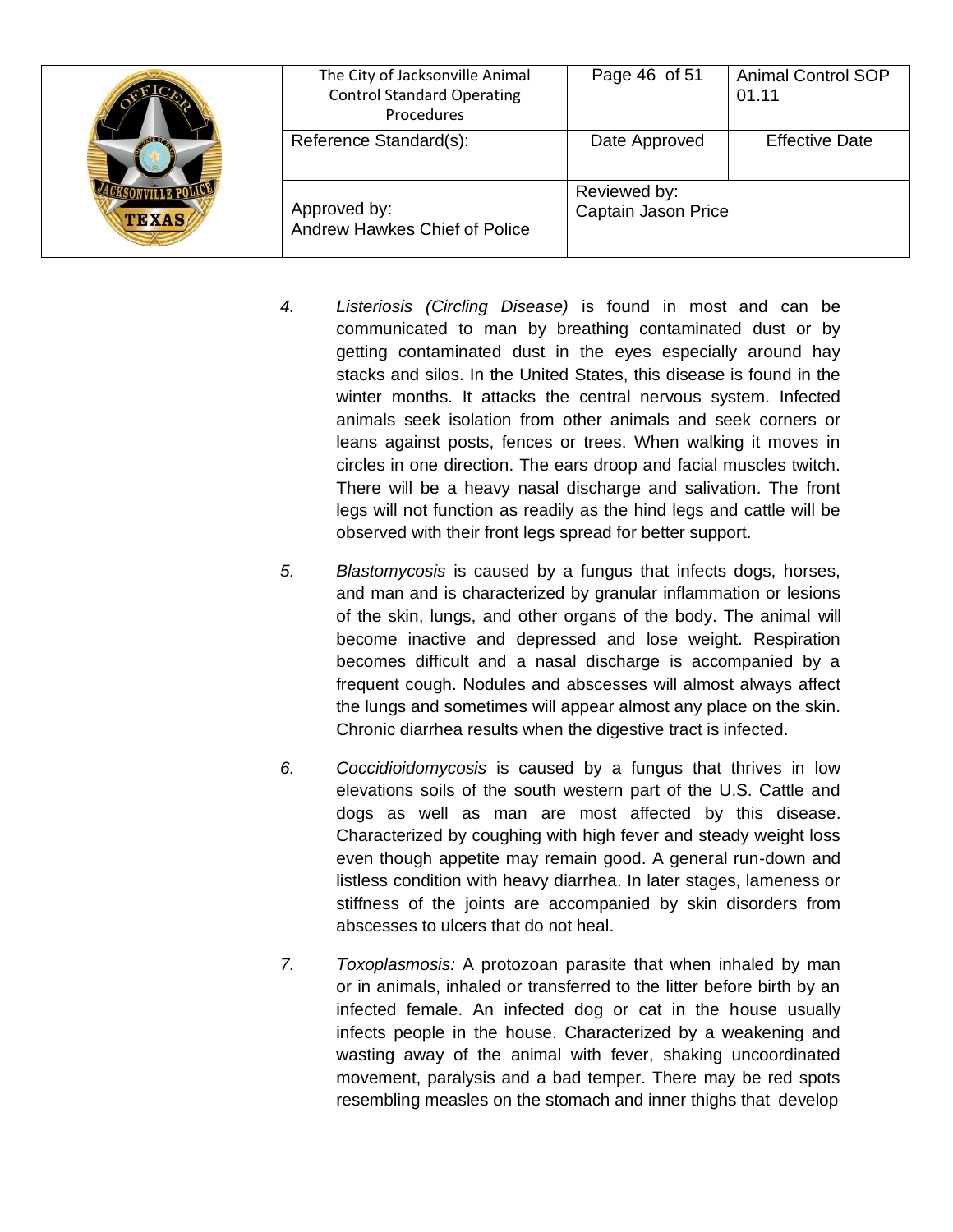4. *Listeriosis (Circling Disease)* is found in most and can be communicated to man by breathing contaminated dust or by getting contaminated dust in the eyes especially around hay stacks and silos. In the United States, this disease is found in the winter months. It attacks the central nervous system. Infected animals seek isolation from other animals and seek corners or leans against posts, fences or trees. When walking it moves in circles in one direction. The ears droop and facial muscles twitch. There will be a heavy nasal discharge and salivation. The front legs will not function as readily as the hind legs and cattle will be observed with their front legs spread for better support.

5. *Blastomycosis* is caused by a fungus that infects dogs, horses, and man and is characterized by granular inflammation or lesions of the skin, lungs, and other organs of the body. The animal will become inactive and depressed and lose weight. Respiration becomes difficult and a nasal discharge is accompanied by a frequent cough. Nodules and abscesses will almost always affect the lungs and sometimes will appear almost any place on the skin. Chronic diarrhea results when the digestive tract is infected.

6. *Coccidioidomycosis* is caused by a fungus that thrives in low elevations soils of the south western part of the U.S. Cattle and dogs as well as man are most affected by this disease. Characterized by coughing with high fever and steady weight loss even though appetite may remain good. A general run-down and listless condition with heavy diarrhea. In later stages, lameness or stiffness of the joints are accompanied by skin disorders from abscesses to ulcers that do not heal.

7. *Toxoplasmosis:* A protozoan parasite that when inhaled by man or in animals, inhaled or transferred to the litter before birth by an infected female. An infected dog or cat in the house usually infects people in the house. Characterized by a weakening and wasting away of the animal with fever, shaking uncoordinated movement, paralysis and a bad temper. There may be red spots resembling measles on the stomach and inner thighs that develop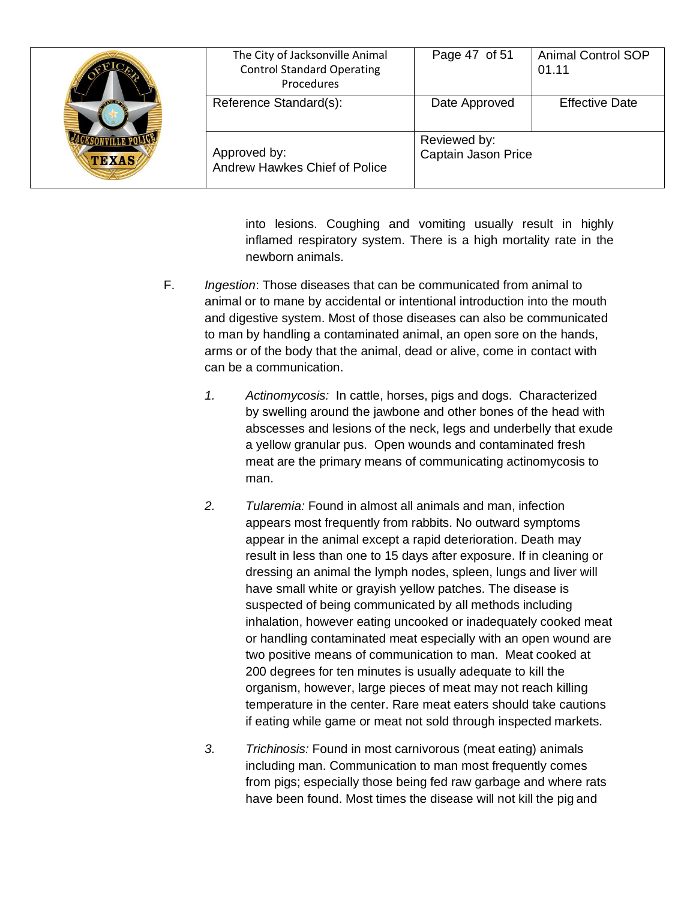into lesions. Coughing and vomiting usually result in highly inflamed respiratory system. There is a high mortality rate in the newborn animals.

F. *Ingestion*: Those diseases that can be communicated from animal to animal or to mane by accidental or intentional introduction into the mouth and digestive system. Most of those diseases can also be communicated to man by handling a contaminated animal, an open sore on the hands, arms or of the body that the animal, dead or alive, come in contact with can be a communication.

   1. *Actinomycosis:* In cattle, horses, pigs and dogs. Characterized by swelling around the jawbone and other bones of the head with abscesses and lesions of the neck, legs and underbelly that exude a yellow granular pus. Open wounds and contaminated fresh meat are the primary means of communicating actinomycosis to man.

   2. *Tularemia:* Found in almost all animals and man, infection appears most frequently from rabbits. No outward symptoms appear in the animal except a rapid deterioration. Death may result in less than one to 15 days after exposure. If in cleaning or dressing an animal the lymph nodes, spleen, lungs and liver will have small white or grayish yellow patches. The disease is suspected of being communicated by all methods including inhalation, however eating uncooked or inadequately cooked meat or handling contaminated meat especially with an open wound are two positive means of communication to man. Meat cooked at 200 degrees for ten minutes is usually adequate to kill the organism, however, large pieces of meat may not reach killing temperature in the center. Rare meat eaters should take cautions if eating while game or meat not sold through inspected markets.

   3. *Trichinosis:* Found in most carnivorous (meat eating) animals including man. Communication to man most frequently comes from pigs; especially those being fed raw garbage and where rats have been found. Most times the disease will not kill the pig and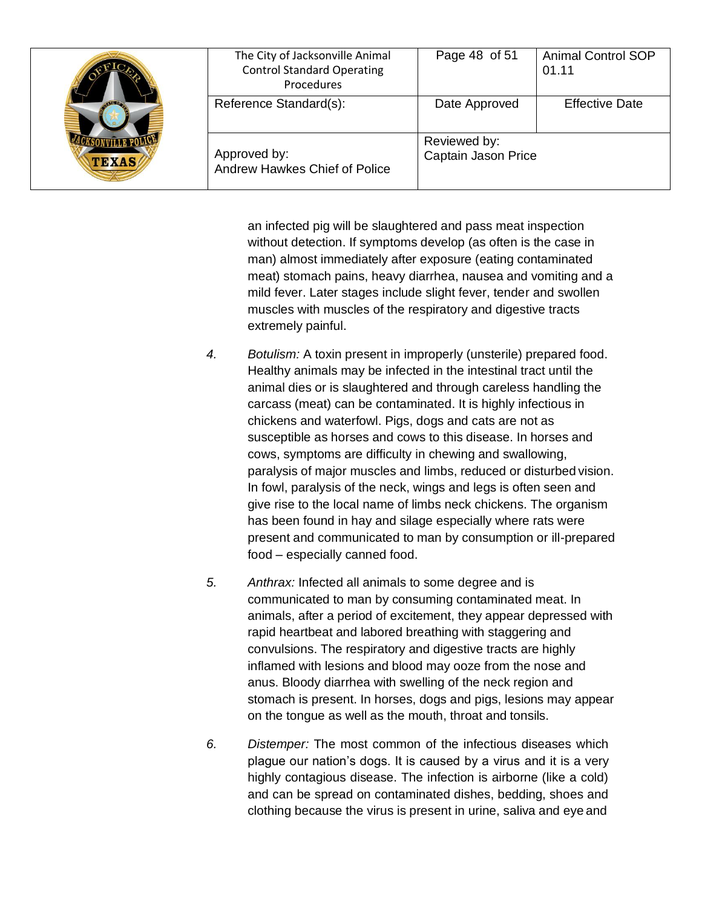an infected pig will be slaughtered and pass meat inspection without detection. If symptoms develop (as often is the case in man) almost immediately after exposure (eating contaminated meat) stomach pains, heavy diarrhea, nausea and vomiting and a mild fever. Later stages include slight fever, tender and swollen muscles with muscles of the respiratory and digestive tracts extremely painful.

4. *Botulism:* A toxin present in improperly (unsterile) prepared food. Healthy animals may be infected in the intestinal tract until the animal dies or is slaughtered and through careless handling the carcass (meat) can be contaminated. It is highly infectious in chickens and waterfowl. Pigs, dogs and cats are not as susceptible as horses and cows to this disease. In horses and cows, symptoms are difficulty in chewing and swallowing, paralysis of major muscles and limbs, reduced or disturbed vision. In fowl, paralysis of the neck, wings and legs is often seen and give rise to the local name of limbs neck chickens. The organism has been found in hay and silage especially where rats were present and communicated to man by consumption or ill-prepared food – especially canned food.

5. *Anthrax:* Infected all animals to some degree and is communicated to man by consuming contaminated meat. In animals, after a period of excitement, they appear depressed with rapid heartbeat and labored breathing with staggering and convulsions. The respiratory and digestive tracts are highly inflamed with lesions and blood may ooze from the nose and anus. Bloody diarrhea with swelling of the neck region and stomach is present. In horses, dogs and pigs, lesions may appear on the tongue as well as the mouth, throat and tonsils.

6. *Distemper:* The most common of the infectious diseases which plague our nation's dogs. It is caused by a virus and it is a very highly contagious disease. The infection is airborne (like a cold) and can be spread on contaminated dishes, bedding, shoes and clothing because the virus is present in urine, saliva and eye and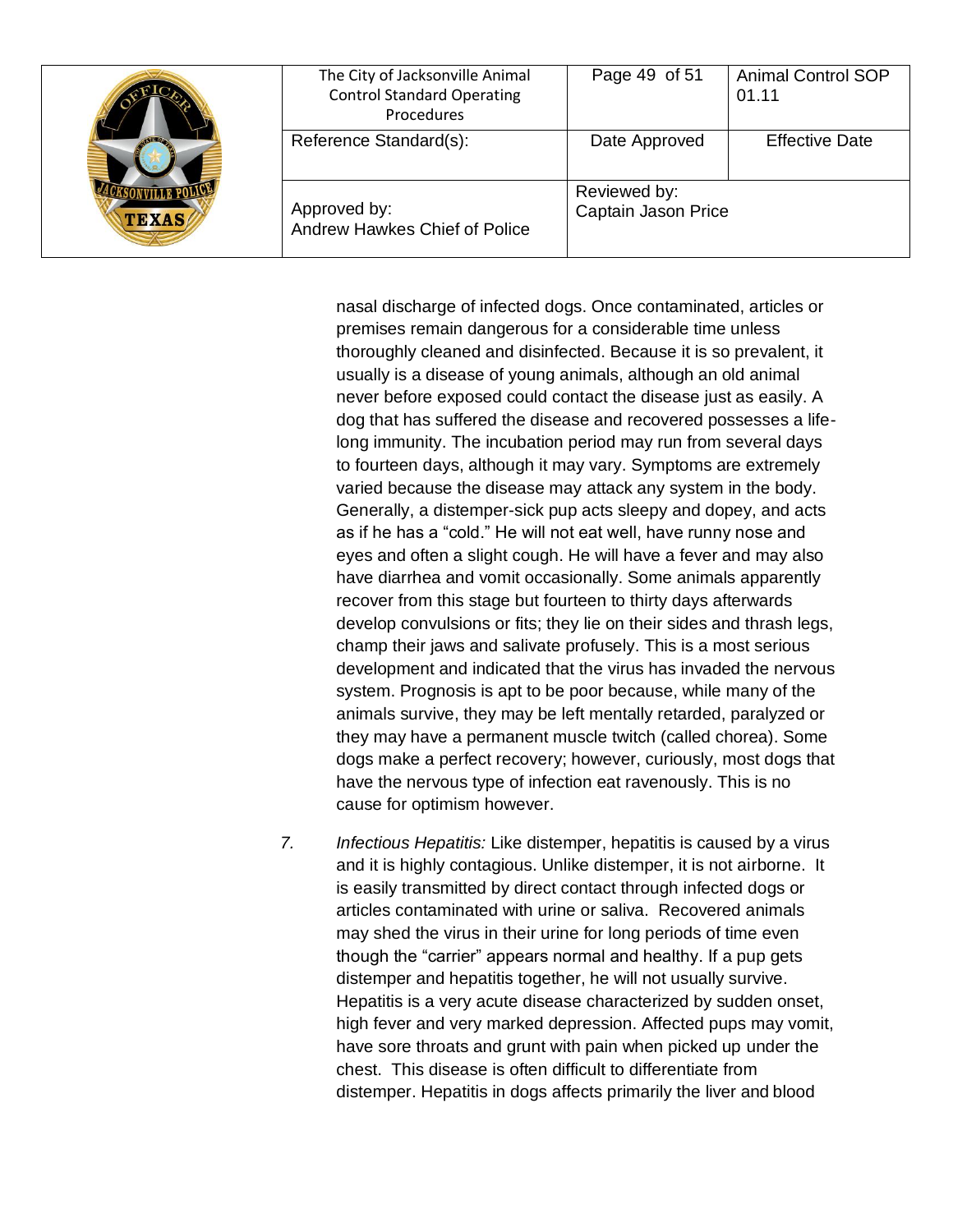nasal discharge of infected dogs. Once contaminated, articles or premises remain dangerous for a considerable time unless thoroughly cleaned and disinfected. Because it is so prevalent, it usually is a disease of young animals, although an old animal never before exposed could contact the disease just as easily. A dog that has suffered the disease and recovered possesses a life-long immunity. The incubation period may run from several days to fourteen days, although it may vary. Symptoms are extremely varied because the disease may attack any system in the body. Generally, a distemper-sick pup acts sleepy and dopey, and acts as if he has a "cold." He will not eat well, have runny nose and eyes and often a slight cough. He will have a fever and may also have diarrhea and vomit occasionally. Some animals apparently recover from this stage but fourteen to thirty days afterwards develop convulsions or fits; they lie on their sides and thrash legs, champ their jaws and salivate profusely. This is a most serious development and indicated that the virus has invaded the nervous system. Prognosis is apt to be poor because, while many of the animals survive, they may be left mentally retarded, paralyzed or they may have a permanent muscle twitch (called chorea). Some dogs make a perfect recovery; however, curiously, most dogs that have the nervous type of infection eat ravenously. This is no cause for optimism however.

7. *Infectious Hepatitis:* Like distemper, hepatitis is caused by a virus and it is highly contagious. Unlike distemper, it is not airborne. It is easily transmitted by direct contact through infected dogs or articles contaminated with urine or saliva. Recovered animals may shed the virus in their urine for long periods of time even though the "carrier" appears normal and healthy. If a pup gets distemper and hepatitis together, he will not usually survive. Hepatitis is a very acute disease characterized by sudden onset, high fever and very marked depression. Affected pups may vomit, have sore throats and grunt with pain when picked up under the chest. This disease is often difficult to differentiate from distemper. Hepatitis in dogs affects primarily the liver and blood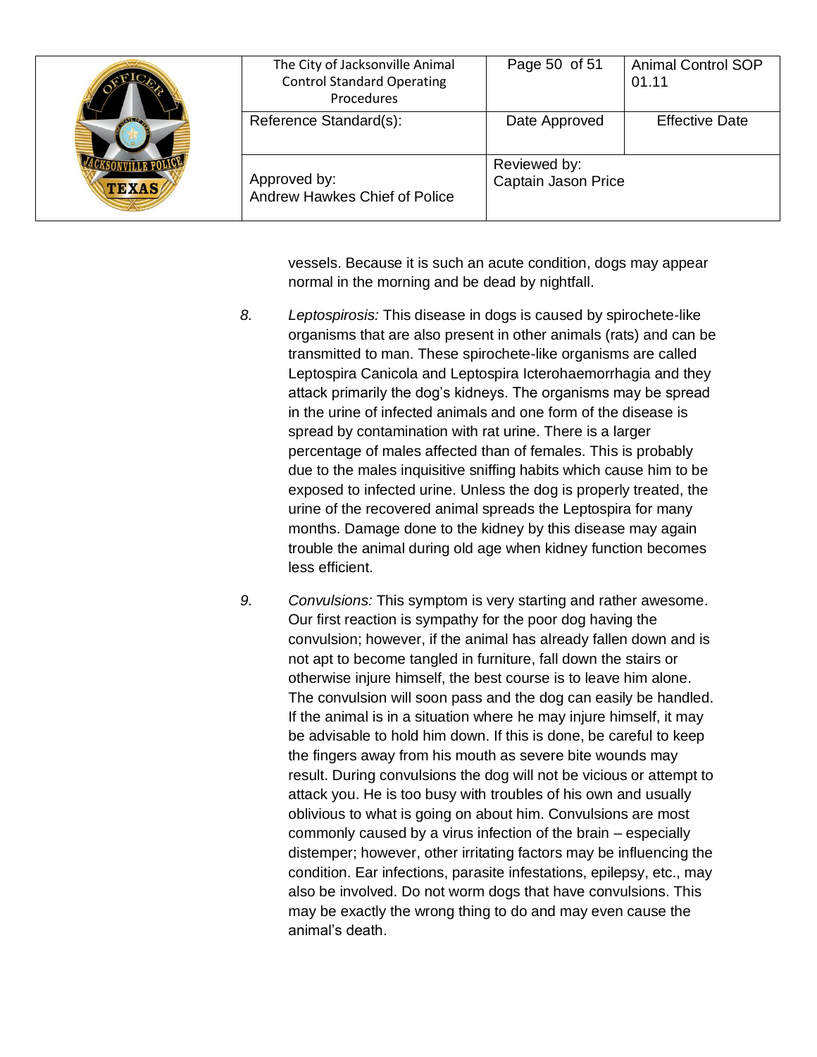vessels. Because it is such an acute condition, dogs may appear normal in the morning and be dead by nightfall.

8. *Leptospirosis:* This disease in dogs is caused by spirochete-like organisms that are also present in other animals (rats) and can be transmitted to man. These spirochete-like organisms are called Leptospira Canicola and Leptospira Icterohaemorrhagia and they attack primarily the dog's kidneys. The organisms may be spread in the urine of infected animals and one form of the disease is spread by contamination with rat urine. There is a larger percentage of males affected than of females. This is probably due to the males inquisitive sniffing habits which cause him to be exposed to infected urine. Unless the dog is properly treated, the urine of the recovered animal spreads the Leptospira for many months. Damage done to the kidney by this disease may again trouble the animal during old age when kidney function becomes less efficient.

9. *Convulsions:* This symptom is very starting and rather awesome. Our first reaction is sympathy for the poor dog having the convulsion; however, if the animal has already fallen down and is not apt to become tangled in furniture, fall down the stairs or otherwise injure himself, the best course is to leave him alone. The convulsion will soon pass and the dog can easily be handled. If the animal is in a situation where he may injure himself, it may be advisable to hold him down. If this is done, be careful to keep the fingers away from his mouth as severe bite wounds may result. During convulsions the dog will not be vicious or attempt to attack you. He is too busy with troubles of his own and usually oblivious to what is going on about him. Convulsions are most commonly caused by a virus infection of the brain – especially distemper; however, other irritating factors may be influencing the condition. Ear infections, parasite infestations, epilepsy, etc., may also be involved. Do not worm dogs that have convulsions. This may be exactly the wrong thing to do and may even cause the animal's death.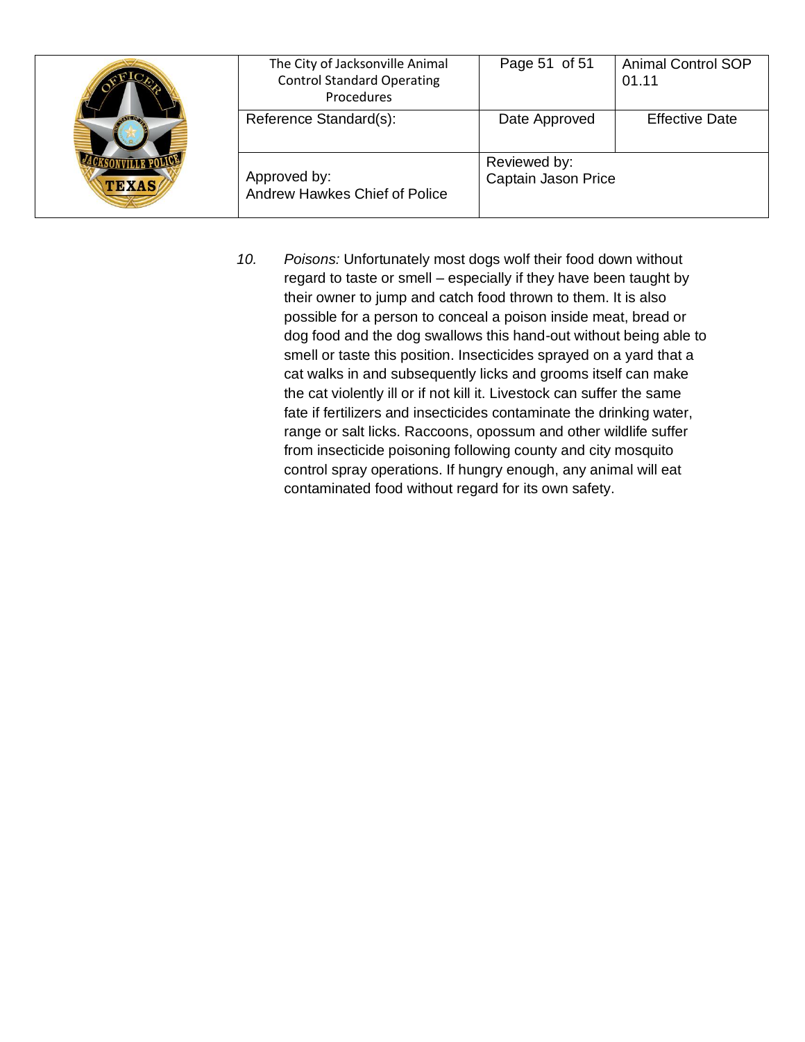10. *Poisons:* Unfortunately most dogs wolf their food down without regard to taste or smell – especially if they have been taught by their owner to jump and catch food thrown to them. It is also possible for a person to conceal a poison inside meat, bread or dog food and the dog swallows this hand-out without being able to smell or taste this position. Insecticides sprayed on a yard that a cat walks in and subsequently licks and grooms itself can make the cat violently ill or if not kill it. Livestock can suffer the same fate if fertilizers and insecticides contaminate the drinking water, range or salt licks. Raccoons, opossum and other wildlife suffer from insecticide poisoning following county and city mosquito control spray operations. If hungry enough, any animal will eat contaminated food without regard for its own safety.